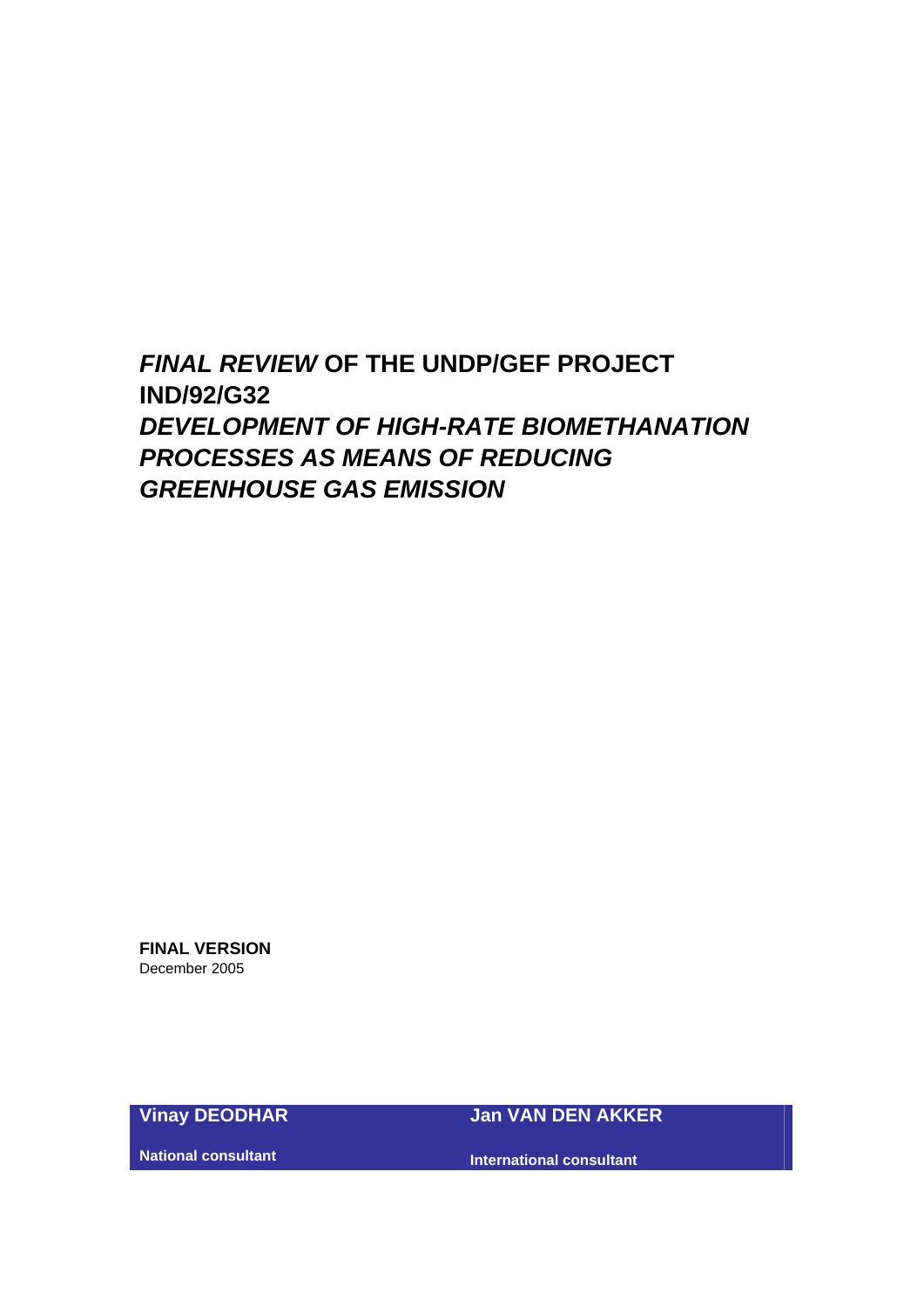# *FINAL REVIEW* OF THE UNDP/GEF PROJECT IND/92/G32 *DEVELOPMENT OF HIGH-RATE BIOMETHANATION PROCESSES AS MEANS OF REDUCING GREENHOUSE GAS EMISSION*

**FINAL VERSION**
December 2005

| | |
|---|---|
| **Vinay DEODHAR** | **Jan VAN DEN AKKER** |
| **National consultant** | **International consultant** |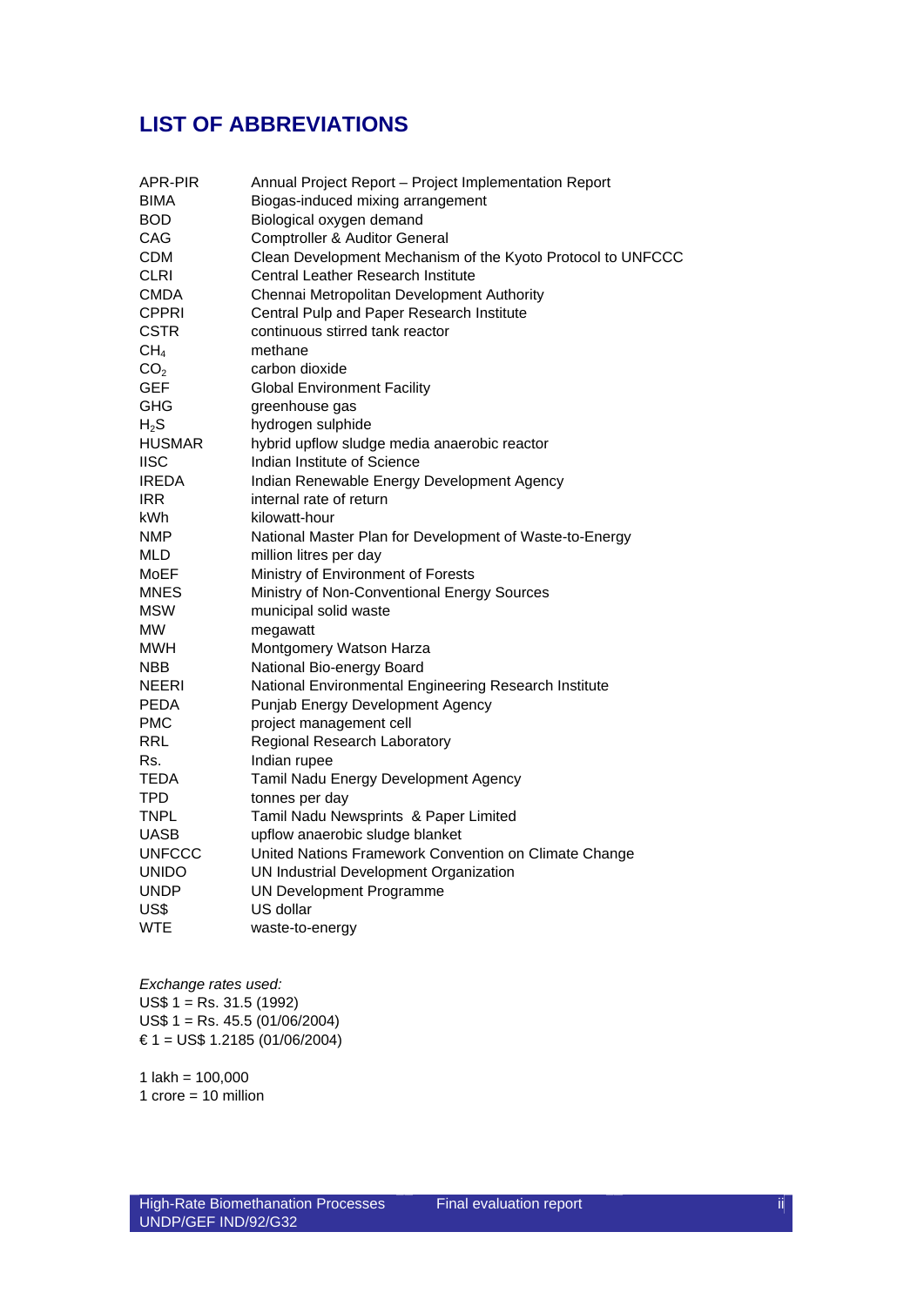# LIST OF ABBREVIATIONS

| | |
|---|---|
| APR-PIR | Annual Project Report – Project Implementation Report |
| BIMA | Biogas-induced mixing arrangement |
| BOD | Biological oxygen demand |
| CAG | Comptroller & Auditor General |
| CDM | Clean Development Mechanism of the Kyoto Protocol to UNFCCC |
| CLRI | Central Leather Research Institute |
| CMDA | Chennai Metropolitan Development Authority |
| CPPRI | Central Pulp and Paper Research Institute |
| CSTR | continuous stirred tank reactor |
| $CH_4$ | methane |
| $CO_2$ | carbon dioxide |
| GEF | Global Environment Facility |
| GHG | greenhouse gas |
| $H_2S$ | hydrogen sulphide |
| HUSMAR | hybrid upflow sludge media anaerobic reactor |
| IISC | Indian Institute of Science |
| IREDA | Indian Renewable Energy Development Agency |
| IRR | internal rate of return |
| kWh | kilowatt-hour |
| NMP | National Master Plan for Development of Waste-to-Energy |
| MLD | million litres per day |
| MoEF | Ministry of Environment of Forests |
| MNES | Ministry of Non-Conventional Energy Sources |
| MSW | municipal solid waste |
| MW | megawatt |
| MWH | Montgomery Watson Harza |
| NBB | National Bio-energy Board |
| NEERI | National Environmental Engineering Research Institute |
| PEDA | Punjab Energy Development Agency |
| PMC | project management cell |
| RRL | Regional Research Laboratory |
| Rs. | Indian rupee |
| TEDA | Tamil Nadu Energy Development Agency |
| TPD | tonnes per day |
| TNPL | Tamil Nadu Newsprints & Paper Limited |
| UASB | upflow anaerobic sludge blanket |
| UNFCCC | United Nations Framework Convention on Climate Change |
| UNIDO | UN Industrial Development Organization |
| UNDP | UN Development Programme |
| US$ | US dollar |
| WTE | waste-to-energy |

*Exchange rates used:*
US$ 1 = Rs. 31.5 (1992)
US$ 1 = Rs. 45.5 (01/06/2004)
€ 1 = US$ 1.2185 (01/06/2004)

1 lakh = 100,000
1 crore = 10 million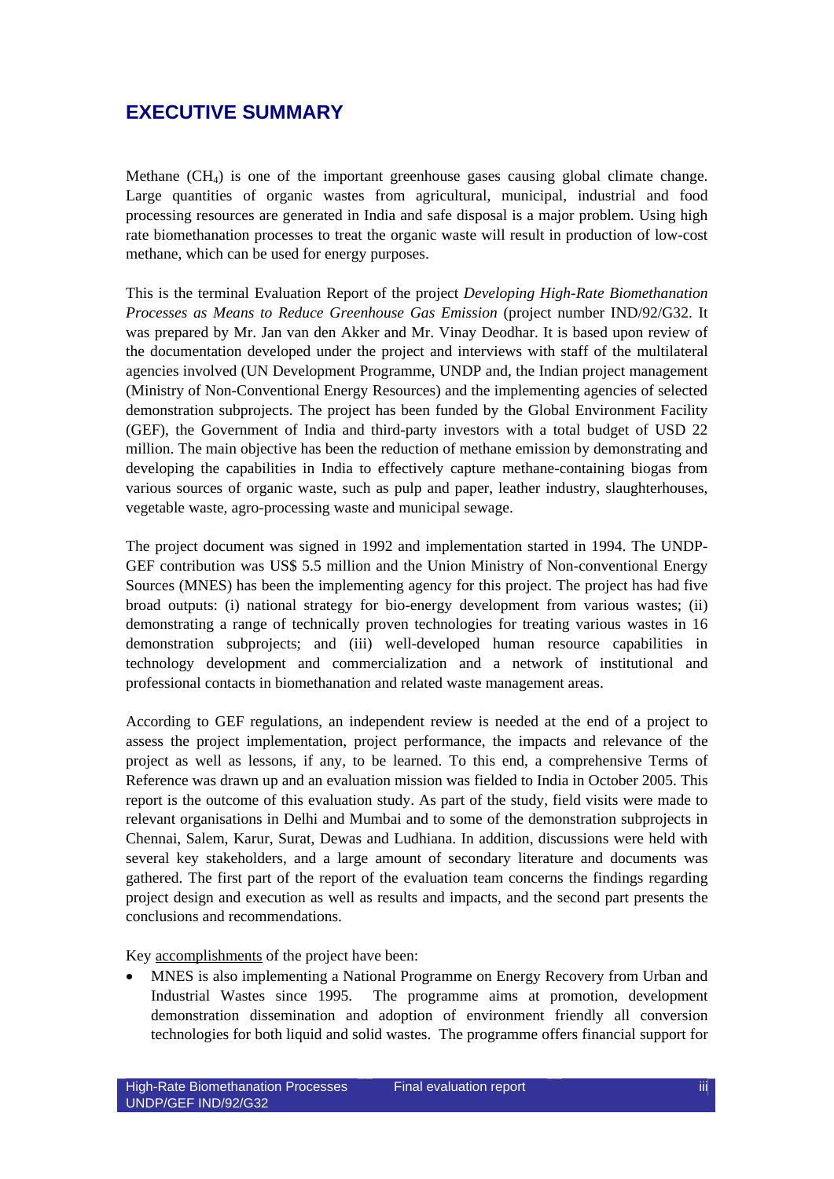# EXECUTIVE SUMMARY

Methane ($CH_4$) is one of the important greenhouse gases causing global climate change. Large quantities of organic wastes from agricultural, municipal, industrial and food processing resources are generated in India and safe disposal is a major problem. Using high rate biomethanation processes to treat the organic waste will result in production of low-cost methane, which can be used for energy purposes.

This is the terminal Evaluation Report of the project *Developing High-Rate Biomethanation Processes as Means to Reduce Greenhouse Gas Emission* (project number IND/92/G32. It was prepared by Mr. Jan van den Akker and Mr. Vinay Deodhar. It is based upon review of the documentation developed under the project and interviews with staff of the multilateral agencies involved (UN Development Programme, UNDP and, the Indian project management (Ministry of Non-Conventional Energy Resources) and the implementing agencies of selected demonstration subprojects. The project has been funded by the Global Environment Facility (GEF), the Government of India and third-party investors with a total budget of USD 22 million. The main objective has been the reduction of methane emission by demonstrating and developing the capabilities in India to effectively capture methane-containing biogas from various sources of organic waste, such as pulp and paper, leather industry, slaughterhouses, vegetable waste, agro-processing waste and municipal sewage.

The project document was signed in 1992 and implementation started in 1994. The UNDP-GEF contribution was US$ 5.5 million and the Union Ministry of Non-conventional Energy Sources (MNES) has been the implementing agency for this project. The project has had five broad outputs: (i) national strategy for bio-energy development from various wastes; (ii) demonstrating a range of technically proven technologies for treating various wastes in 16 demonstration subprojects; and (iii) well-developed human resource capabilities in technology development and commercialization and a network of institutional and professional contacts in biomethanation and related waste management areas.

According to GEF regulations, an independent review is needed at the end of a project to assess the project implementation, project performance, the impacts and relevance of the project as well as lessons, if any, to be learned. To this end, a comprehensive Terms of Reference was drawn up and an evaluation mission was fielded to India in October 2005. This report is the outcome of this evaluation study. As part of the study, field visits were made to relevant organisations in Delhi and Mumbai and to some of the demonstration subprojects in Chennai, Salem, Karur, Surat, Dewas and Ludhiana. In addition, discussions were held with several key stakeholders, and a large amount of secondary literature and documents was gathered. The first part of the report of the evaluation team concerns the findings regarding project design and execution as well as results and impacts, and the second part presents the conclusions and recommendations.

Key accomplishments of the project have been:

- MNES is also implementing a National Programme on Energy Recovery from Urban and Industrial Wastes since 1995. The programme aims at promotion, development demonstration dissemination and adoption of environment friendly all conversion technologies for both liquid and solid wastes. The programme offers financial support for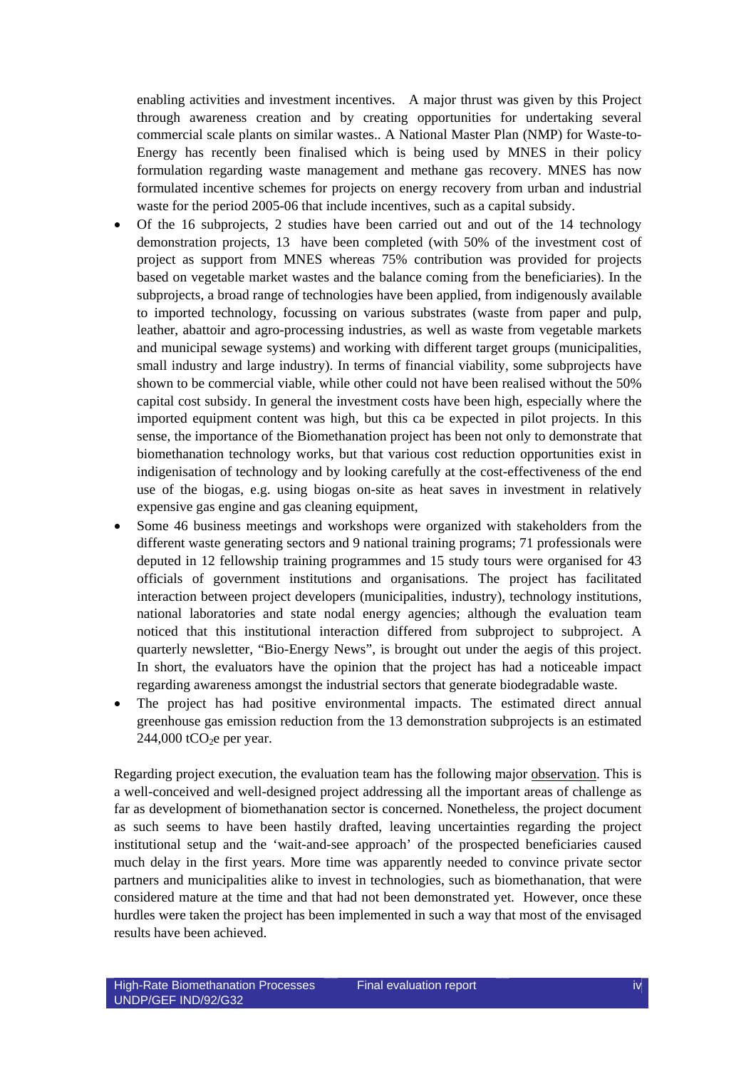enabling activities and investment incentives. A major thrust was given by this Project through awareness creation and by creating opportunities for undertaking several commercial scale plants on similar wastes.. A National Master Plan (NMP) for Waste-to-Energy has recently been finalised which is being used by MNES in their policy formulation regarding waste management and methane gas recovery. MNES has now formulated incentive schemes for projects on energy recovery from urban and industrial waste for the period 2005-06 that include incentives, such as a capital subsidy.

- Of the 16 subprojects, 2 studies have been carried out and out of the 14 technology demonstration projects, 13 have been completed (with 50% of the investment cost of project as support from MNES whereas 75% contribution was provided for projects based on vegetable market wastes and the balance coming from the beneficiaries). In the subprojects, a broad range of technologies have been applied, from indigenously available to imported technology, focussing on various substrates (waste from paper and pulp, leather, abattoir and agro-processing industries, as well as waste from vegetable markets and municipal sewage systems) and working with different target groups (municipalities, small industry and large industry). In terms of financial viability, some subprojects have shown to be commercial viable, while other could not have been realised without the 50% capital cost subsidy. In general the investment costs have been high, especially where the imported equipment content was high, but this ca be expected in pilot projects. In this sense, the importance of the Biomethanation project has been not only to demonstrate that biomethanation technology works, but that various cost reduction opportunities exist in indigenisation of technology and by looking carefully at the cost-effectiveness of the end use of the biogas, e.g. using biogas on-site as heat saves in investment in relatively expensive gas engine and gas cleaning equipment,
- Some 46 business meetings and workshops were organized with stakeholders from the different waste generating sectors and 9 national training programs; 71 professionals were deputed in 12 fellowship training programmes and 15 study tours were organised for 43 officials of government institutions and organisations. The project has facilitated interaction between project developers (municipalities, industry), technology institutions, national laboratories and state nodal energy agencies; although the evaluation team noticed that this institutional interaction differed from subproject to subproject. A quarterly newsletter, "Bio-Energy News", is brought out under the aegis of this project. In short, the evaluators have the opinion that the project has had a noticeable impact regarding awareness amongst the industrial sectors that generate biodegradable waste.
- The project has had positive environmental impacts. The estimated direct annual greenhouse gas emission reduction from the 13 demonstration subprojects is an estimated 244,000 $tCO_2e$ per year.

Regarding project execution, the evaluation team has the following major observation. This is a well-conceived and well-designed project addressing all the important areas of challenge as far as development of biomethanation sector is concerned. Nonetheless, the project document as such seems to have been hastily drafted, leaving uncertainties regarding the project institutional setup and the 'wait-and-see approach' of the prospected beneficiaries caused much delay in the first years. More time was apparently needed to convince private sector partners and municipalities alike to invest in technologies, such as biomethanation, that were considered mature at the time and that had not been demonstrated yet. However, once these hurdles were taken the project has been implemented in such a way that most of the envisaged results have been achieved.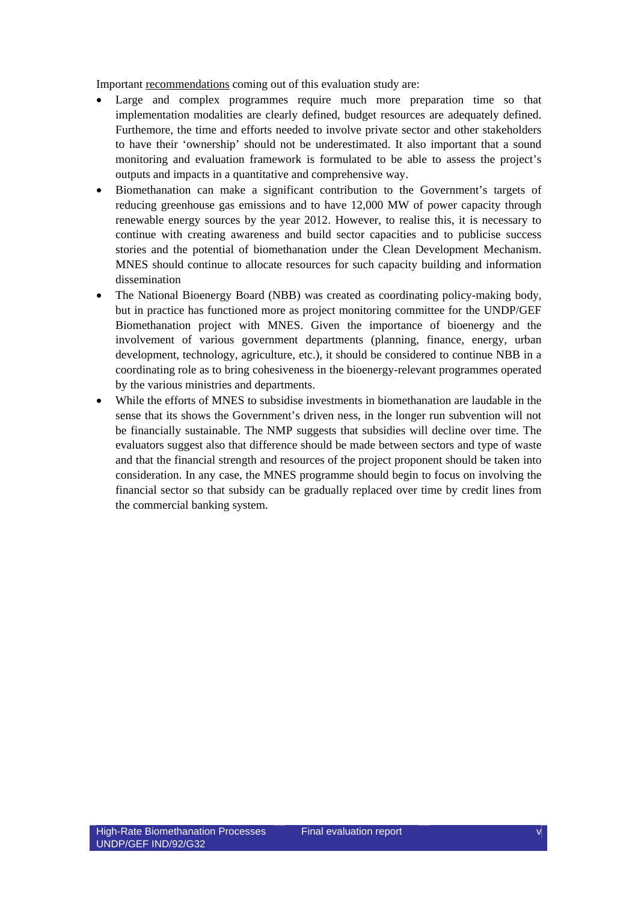Important recommendations coming out of this evaluation study are:

- Large and complex programmes require much more preparation time so that implementation modalities are clearly defined, budget resources are adequately defined. Furthemore, the time and efforts needed to involve private sector and other stakeholders to have their 'ownership' should not be underestimated. It also important that a sound monitoring and evaluation framework is formulated to be able to assess the project's outputs and impacts in a quantitative and comprehensive way.
- Biomethanation can make a significant contribution to the Government's targets of reducing greenhouse gas emissions and to have 12,000 MW of power capacity through renewable energy sources by the year 2012. However, to realise this, it is necessary to continue with creating awareness and build sector capacities and to publicise success stories and the potential of biomethanation under the Clean Development Mechanism. MNES should continue to allocate resources for such capacity building and information dissemination
- The National Bioenergy Board (NBB) was created as coordinating policy-making body, but in practice has functioned more as project monitoring committee for the UNDP/GEF Biomethanation project with MNES. Given the importance of bioenergy and the involvement of various government departments (planning, finance, energy, urban development, technology, agriculture, etc.), it should be considered to continue NBB in a coordinating role as to bring cohesiveness in the bioenergy-relevant programmes operated by the various ministries and departments.
- While the efforts of MNES to subsidise investments in biomethanation are laudable in the sense that its shows the Government's driven ness, in the longer run subvention will not be financially sustainable. The NMP suggests that subsidies will decline over time. The evaluators suggest also that difference should be made between sectors and type of waste and that the financial strength and resources of the project proponent should be taken into consideration. In any case, the MNES programme should begin to focus on involving the financial sector so that subsidy can be gradually replaced over time by credit lines from the commercial banking system.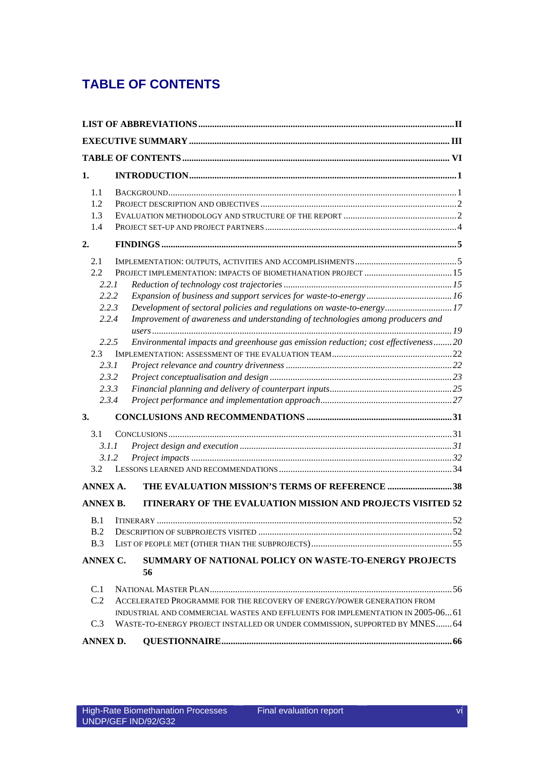# TABLE OF CONTENTS

**LIST OF ABBREVIATIONS** ............ II

**EXECUTIVE SUMMARY** ............ III

**TABLE OF CONTENTS** ............ VI

**1. INTRODUCTION** ............ 1

- 1.1 BACKGROUND ............ 1
- 1.2 PROJECT DESCRIPTION AND OBJECTIVES ............ 2
- 1.3 EVALUATION METHODOLOGY AND STRUCTURE OF THE REPORT ............ 2
- 1.4 PROJECT SET-UP AND PROJECT PARTNERS ............ 4

**2. FINDINGS** ............ 5

- 2.1 IMPLEMENTATION: OUTPUTS, ACTIVITIES AND ACCOMPLISHMENTS ............ 5
- 2.2 PROJECT IMPLEMENTATION: IMPACTS OF BIOMETHANATION PROJECT ............ 15
  - *2.2.1 Reduction of technology cost trajectories* ............ *15*
  - *2.2.2 Expansion of business and support services for waste-to-energy* ............ *16*
  - *2.2.3 Development of sectoral policies and regulations on waste-to-energy* ............ *17*
  - *2.2.4 Improvement of awareness and understanding of technologies among producers and users* ............ *19*
  - *2.2.5 Environmental impacts and greenhouse gas emission reduction; cost effectiveness* ............ *20*
- 2.3 IMPLEMENTATION: ASSESSMENT OF THE EVALUATION TEAM ............ 22
  - *2.3.1 Project relevance and country drivenness* ............ *22*
  - *2.3.2 Project conceptualisation and design* ............ *23*
  - *2.3.3 Financial planning and delivery of counterpart inputs* ............ *25*
  - *2.3.4 Project performance and implementation approach* ............ *27*

**3. CONCLUSIONS AND RECOMMENDATIONS** ............ 31

- 3.1 CONCLUSIONS ............ 31
  - *3.1.1 Project design and execution* ............ *31*
  - *3.1.2 Project impacts* ............ *32*
- 3.2 LESSONS LEARNED AND RECOMMENDATIONS ............ 34

**ANNEX A. THE EVALUATION MISSION'S TERMS OF REFERENCE** ............ 38

**ANNEX B. ITINERARY OF THE EVALUATION MISSION AND PROJECTS VISITED** 52

- B.1 ITINERARY ............ 52
- B.2 DESCRIPTION OF SUBPROJECTS VISITED ............ 52
- B.3 LIST OF PEOPLE MET (OTHER THAN THE SUBPROJECTS) ............ 55

**ANNEX C. SUMMARY OF NATIONAL POLICY ON WASTE-TO-ENERGY PROJECTS** 56

- C.1 NATIONAL MASTER PLAN ............ 56
- C.2 ACCELERATED PROGRAMME FOR THE RECOVERY OF ENERGY/POWER GENERATION FROM INDUSTRIAL AND COMMERCIAL WASTES AND EFFLUENTS FOR IMPLEMENTATION IN 2005-06 ... 61
- C.3 WASTE-TO-ENERGY PROJECT INSTALLED OR UNDER COMMISSION, SUPPORTED BY MNES ....... 64

**ANNEX D. QUESTIONNAIRE** ............ 66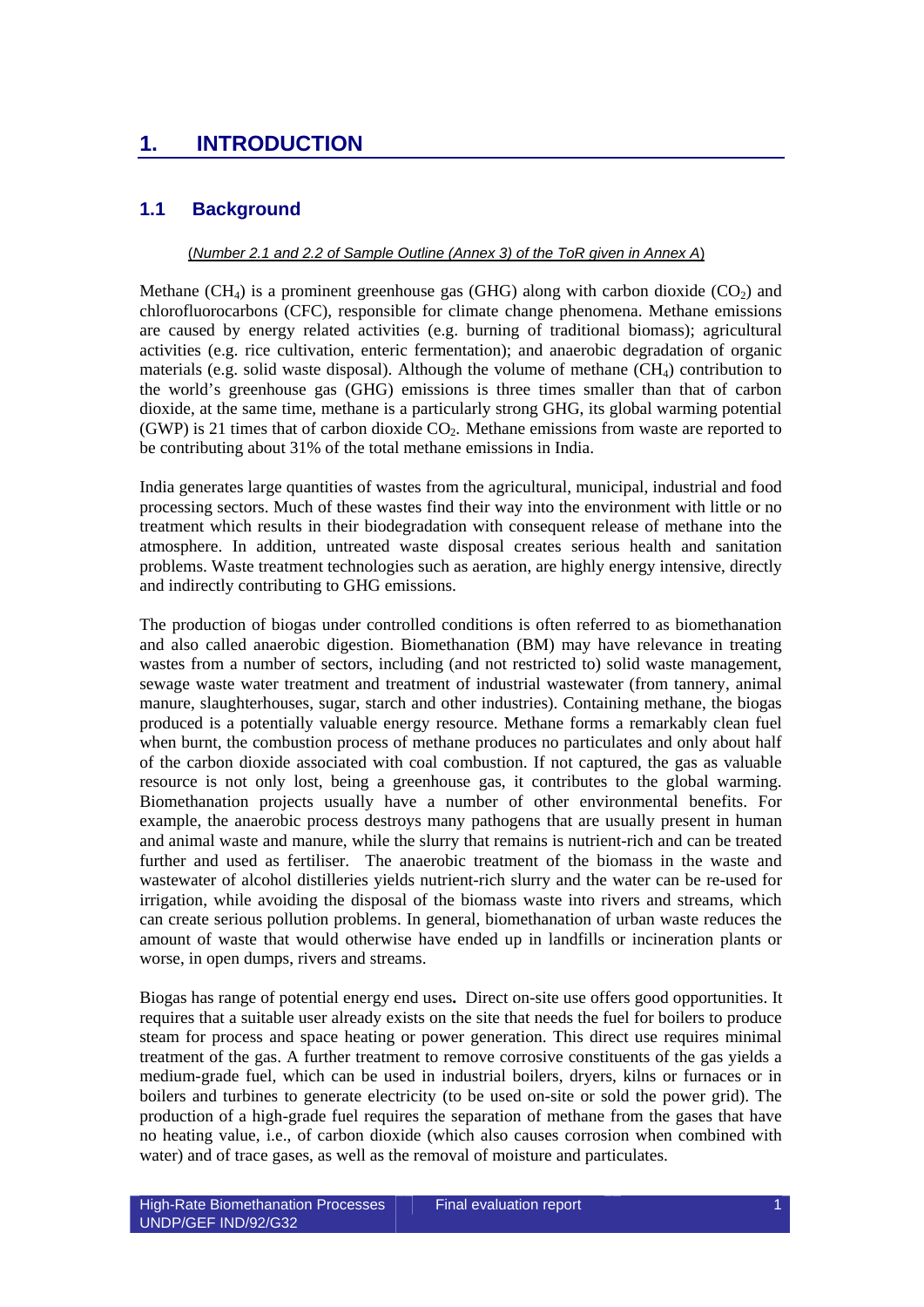# 1. INTRODUCTION

## 1.1 Background

*(Number 2.1 and 2.2 of Sample Outline (Annex 3) of the ToR given in Annex A)*

Methane ($CH_4$) is a prominent greenhouse gas (GHG) along with carbon dioxide ($CO_2$) and chlorofluorocarbons (CFC), responsible for climate change phenomena. Methane emissions are caused by energy related activities (e.g. burning of traditional biomass); agricultural activities (e.g. rice cultivation, enteric fermentation); and anaerobic degradation of organic materials (e.g. solid waste disposal). Although the volume of methane ($CH_4$) contribution to the world's greenhouse gas (GHG) emissions is three times smaller than that of carbon dioxide, at the same time, methane is a particularly strong GHG, its global warming potential (GWP) is 21 times that of carbon dioxide $CO_2$. Methane emissions from waste are reported to be contributing about 31% of the total methane emissions in India.

India generates large quantities of wastes from the agricultural, municipal, industrial and food processing sectors. Much of these wastes find their way into the environment with little or no treatment which results in their biodegradation with consequent release of methane into the atmosphere. In addition, untreated waste disposal creates serious health and sanitation problems. Waste treatment technologies such as aeration, are highly energy intensive, directly and indirectly contributing to GHG emissions.

The production of biogas under controlled conditions is often referred to as biomethanation and also called anaerobic digestion. Biomethanation (BM) may have relevance in treating wastes from a number of sectors, including (and not restricted to) solid waste management, sewage waste water treatment and treatment of industrial wastewater (from tannery, animal manure, slaughterhouses, sugar, starch and other industries). Containing methane, the biogas produced is a potentially valuable energy resource. Methane forms a remarkably clean fuel when burnt, the combustion process of methane produces no particulates and only about half of the carbon dioxide associated with coal combustion. If not captured, the gas as valuable resource is not only lost, being a greenhouse gas, it contributes to the global warming. Biomethanation projects usually have a number of other environmental benefits. For example, the anaerobic process destroys many pathogens that are usually present in human and animal waste and manure, while the slurry that remains is nutrient-rich and can be treated further and used as fertiliser. The anaerobic treatment of the biomass in the waste and wastewater of alcohol distilleries yields nutrient-rich slurry and the water can be re-used for irrigation, while avoiding the disposal of the biomass waste into rivers and streams, which can create serious pollution problems. In general, biomethanation of urban waste reduces the amount of waste that would otherwise have ended up in landfills or incineration plants or worse, in open dumps, rivers and streams.

Biogas has range of potential energy end uses**.** Direct on-site use offers good opportunities. It requires that a suitable user already exists on the site that needs the fuel for boilers to produce steam for process and space heating or power generation. This direct use requires minimal treatment of the gas. A further treatment to remove corrosive constituents of the gas yields a medium-grade fuel, which can be used in industrial boilers, dryers, kilns or furnaces or in boilers and turbines to generate electricity (to be used on-site or sold the power grid). The production of a high-grade fuel requires the separation of methane from the gases that have no heating value, i.e., of carbon dioxide (which also causes corrosion when combined with water) and of trace gases, as well as the removal of moisture and particulates.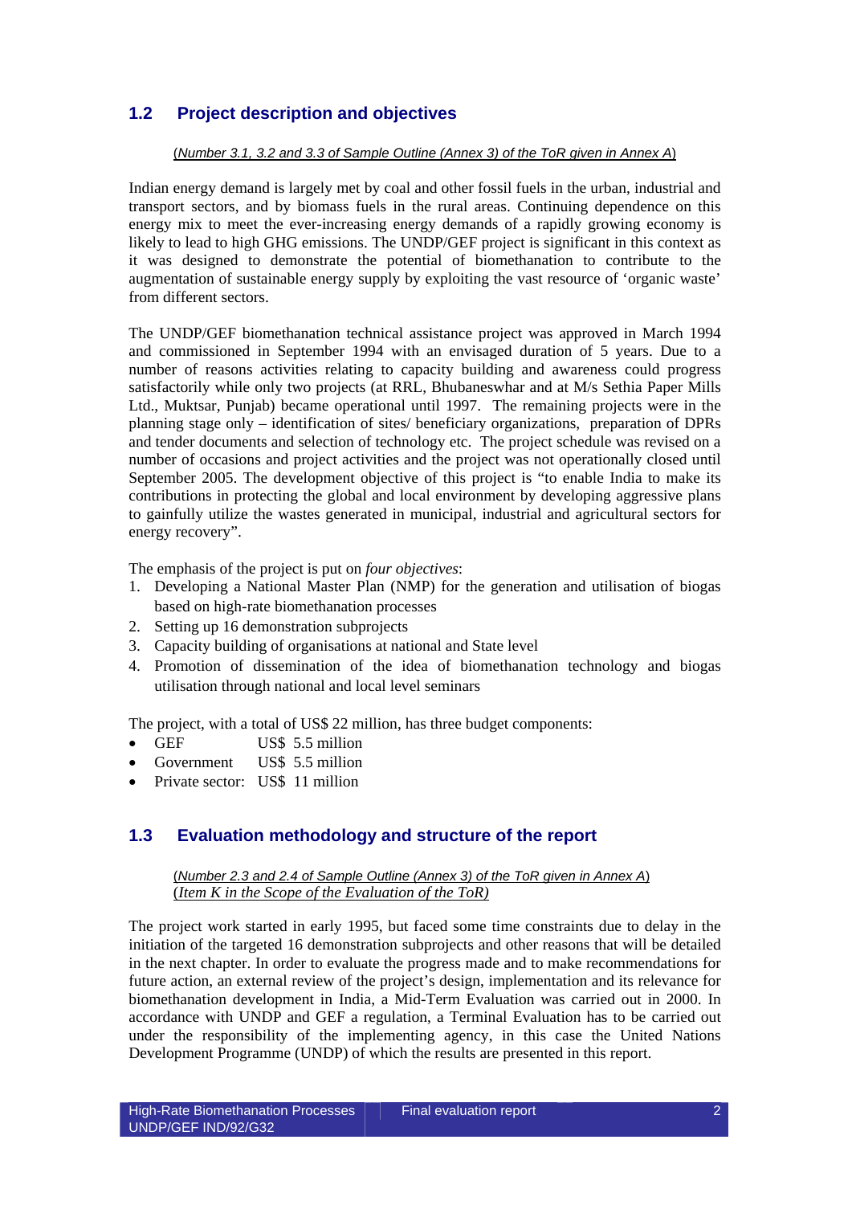## 1.2 Project description and objectives

(*Number 3.1, 3.2 and 3.3 of Sample Outline (Annex 3) of the ToR given in Annex A*)

Indian energy demand is largely met by coal and other fossil fuels in the urban, industrial and transport sectors, and by biomass fuels in the rural areas. Continuing dependence on this energy mix to meet the ever-increasing energy demands of a rapidly growing economy is likely to lead to high GHG emissions. The UNDP/GEF project is significant in this context as it was designed to demonstrate the potential of biomethanation to contribute to the augmentation of sustainable energy supply by exploiting the vast resource of 'organic waste' from different sectors.

The UNDP/GEF biomethanation technical assistance project was approved in March 1994 and commissioned in September 1994 with an envisaged duration of 5 years. Due to a number of reasons activities relating to capacity building and awareness could progress satisfactorily while only two projects (at RRL, Bhubaneswhar and at M/s Sethia Paper Mills Ltd., Muktsar, Punjab) became operational until 1997. The remaining projects were in the planning stage only – identification of sites/ beneficiary organizations, preparation of DPRs and tender documents and selection of technology etc. The project schedule was revised on a number of occasions and project activities and the project was not operationally closed until September 2005. The development objective of this project is "to enable India to make its contributions in protecting the global and local environment by developing aggressive plans to gainfully utilize the wastes generated in municipal, industrial and agricultural sectors for energy recovery".

The emphasis of the project is put on *four objectives*:

1. Developing a National Master Plan (NMP) for the generation and utilisation of biogas based on high-rate biomethanation processes
2. Setting up 16 demonstration subprojects
3. Capacity building of organisations at national and State level
4. Promotion of dissemination of the idea of biomethanation technology and biogas utilisation through national and local level seminars

The project, with a total of US$ 22 million, has three budget components:

- GEF US$ 5.5 million
- Government US$ 5.5 million
- Private sector: US$ 11 million

## 1.3 Evaluation methodology and structure of the report

(*Number 2.3 and 2.4 of Sample Outline (Annex 3) of the ToR given in Annex A*)
(*Item K in the Scope of the Evaluation of the ToR)*

The project work started in early 1995, but faced some time constraints due to delay in the initiation of the targeted 16 demonstration subprojects and other reasons that will be detailed in the next chapter. In order to evaluate the progress made and to make recommendations for future action, an external review of the project's design, implementation and its relevance for biomethanation development in India, a Mid-Term Evaluation was carried out in 2000. In accordance with UNDP and GEF a regulation, a Terminal Evaluation has to be carried out under the responsibility of the implementing agency, in this case the United Nations Development Programme (UNDP) of which the results are presented in this report.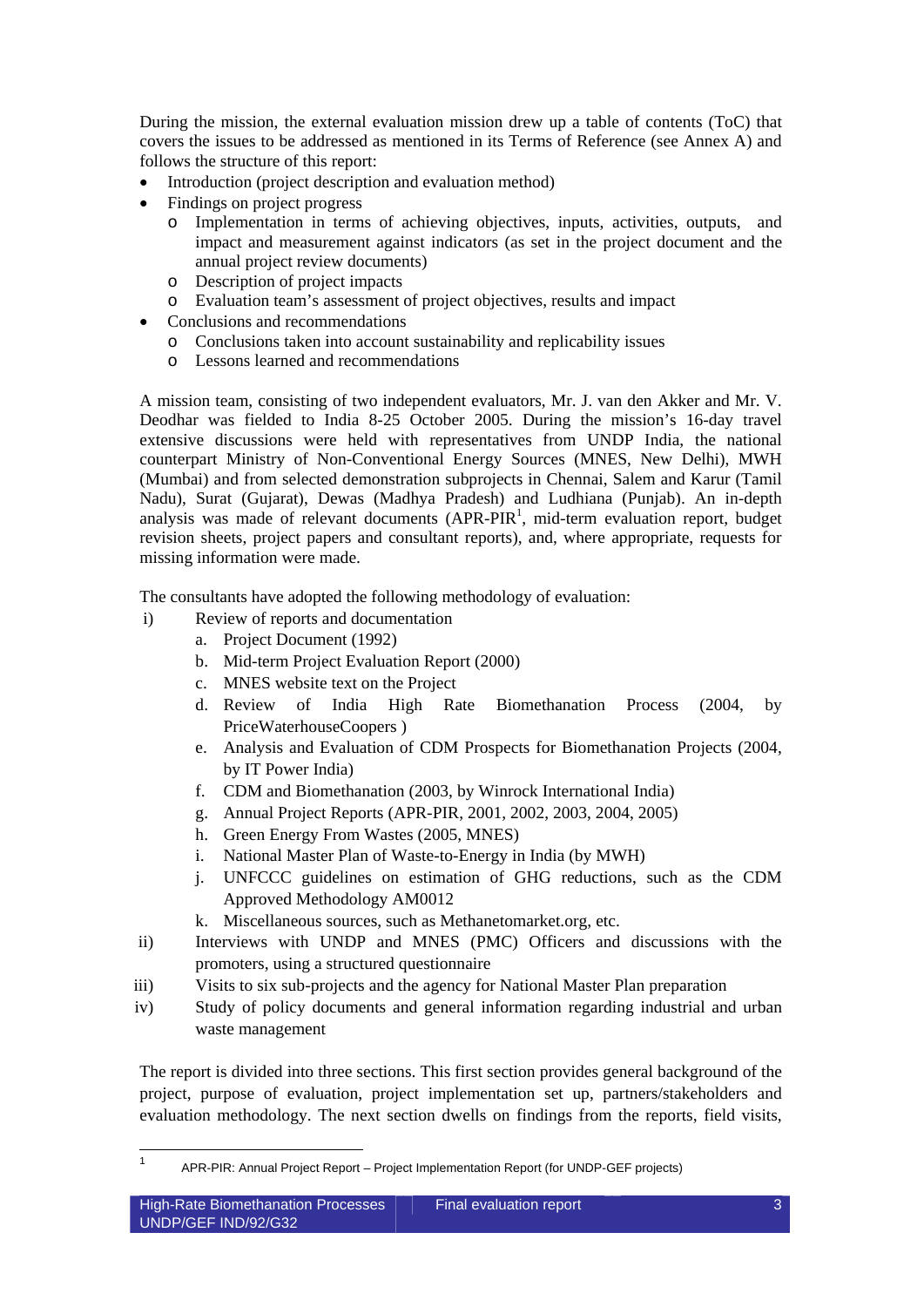During the mission, the external evaluation mission drew up a table of contents (ToC) that covers the issues to be addressed as mentioned in its Terms of Reference (see Annex A) and follows the structure of this report:

- Introduction (project description and evaluation method)
- Findings on project progress
  - Implementation in terms of achieving objectives, inputs, activities, outputs, and impact and measurement against indicators (as set in the project document and the annual project review documents)
  - Description of project impacts
  - Evaluation team's assessment of project objectives, results and impact
- Conclusions and recommendations
  - Conclusions taken into account sustainability and replicability issues
  - Lessons learned and recommendations

A mission team, consisting of two independent evaluators, Mr. J. van den Akker and Mr. V. Deodhar was fielded to India 8-25 October 2005. During the mission's 16-day travel extensive discussions were held with representatives from UNDP India, the national counterpart Ministry of Non-Conventional Energy Sources (MNES, New Delhi), MWH (Mumbai) and from selected demonstration subprojects in Chennai, Salem and Karur (Tamil Nadu), Surat (Gujarat), Dewas (Madhya Pradesh) and Ludhiana (Punjab). An in-depth analysis was made of relevant documents (APR-PIR[1], mid-term evaluation report, budget revision sheets, project papers and consultant reports), and, where appropriate, requests for missing information were made.

The consultants have adopted the following methodology of evaluation:

i) Review of reports and documentation
   a. Project Document (1992)
   b. Mid-term Project Evaluation Report (2000)
   c. MNES website text on the Project
   d. Review of India High Rate Biomethanation Process (2004, by PriceWaterhouseCoopers )
   e. Analysis and Evaluation of CDM Prospects for Biomethanation Projects (2004, by IT Power India)
   f. CDM and Biomethanation (2003, by Winrock International India)
   g. Annual Project Reports (APR-PIR, 2001, 2002, 2003, 2004, 2005)
   h. Green Energy From Wastes (2005, MNES)
   i. National Master Plan of Waste-to-Energy in India (by MWH)
   j. UNFCCC guidelines on estimation of GHG reductions, such as the CDM Approved Methodology AM0012
   k. Miscellaneous sources, such as Methanetomarket.org, etc.

ii) Interviews with UNDP and MNES (PMC) Officers and discussions with the promoters, using a structured questionnaire

iii) Visits to six sub-projects and the agency for National Master Plan preparation

iv) Study of policy documents and general information regarding industrial and urban waste management

The report is divided into three sections. This first section provides general background of the project, purpose of evaluation, project implementation set up, partners/stakeholders and evaluation methodology. The next section dwells on findings from the reports, field visits,

[1] APR-PIR: Annual Project Report – Project Implementation Report (for UNDP-GEF projects)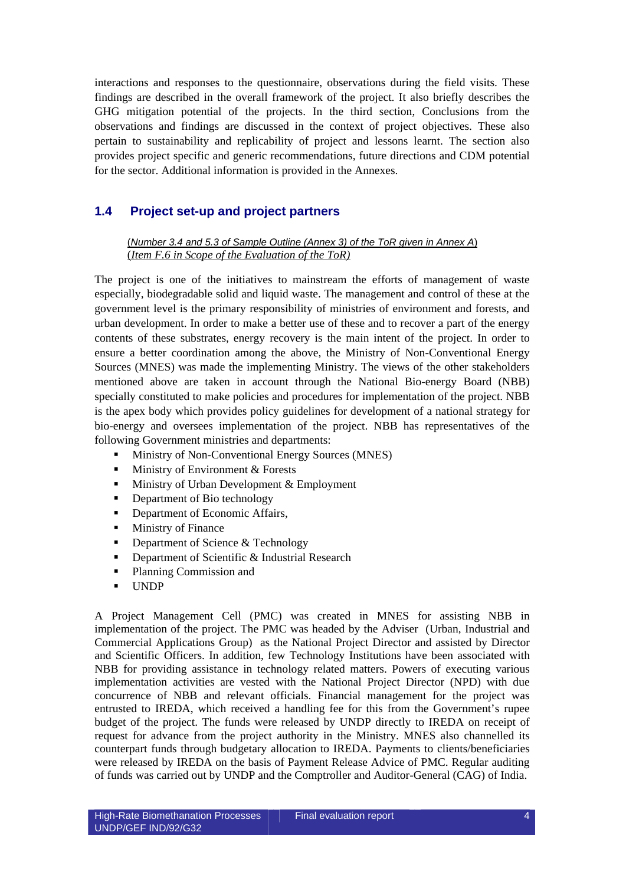interactions and responses to the questionnaire, observations during the field visits. These findings are described in the overall framework of the project. It also briefly describes the GHG mitigation potential of the projects. In the third section, Conclusions from the observations and findings are discussed in the context of project objectives. These also pertain to sustainability and replicability of project and lessons learnt. The section also provides project specific and generic recommendations, future directions and CDM potential for the sector. Additional information is provided in the Annexes.

## 1.4 Project set-up and project partners

(*Number 3.4 and 5.3 of Sample Outline (Annex 3) of the ToR given in Annex A*)
(*Item F.6 in Scope of the Evaluation of the ToR)*

The project is one of the initiatives to mainstream the efforts of management of waste especially, biodegradable solid and liquid waste. The management and control of these at the government level is the primary responsibility of ministries of environment and forests, and urban development. In order to make a better use of these and to recover a part of the energy contents of these substrates, energy recovery is the main intent of the project. In order to ensure a better coordination among the above, the Ministry of Non-Conventional Energy Sources (MNES) was made the implementing Ministry. The views of the other stakeholders mentioned above are taken in account through the National Bio-energy Board (NBB) specially constituted to make policies and procedures for implementation of the project. NBB is the apex body which provides policy guidelines for development of a national strategy for bio-energy and oversees implementation of the project. NBB has representatives of the following Government ministries and departments:

- Ministry of Non-Conventional Energy Sources (MNES)
- Ministry of Environment & Forests
- Ministry of Urban Development & Employment
- Department of Bio technology
- Department of Economic Affairs,
- Ministry of Finance
- Department of Science & Technology
- Department of Scientific & Industrial Research
- Planning Commission and
- UNDP

A Project Management Cell (PMC) was created in MNES for assisting NBB in implementation of the project. The PMC was headed by the Adviser (Urban, Industrial and Commercial Applications Group) as the National Project Director and assisted by Director and Scientific Officers. In addition, few Technology Institutions have been associated with NBB for providing assistance in technology related matters. Powers of executing various implementation activities are vested with the National Project Director (NPD) with due concurrence of NBB and relevant officials. Financial management for the project was entrusted to IREDA, which received a handling fee for this from the Government's rupee budget of the project. The funds were released by UNDP directly to IREDA on receipt of request for advance from the project authority in the Ministry. MNES also channelled its counterpart funds through budgetary allocation to IREDA. Payments to clients/beneficiaries were released by IREDA on the basis of Payment Release Advice of PMC. Regular auditing of funds was carried out by UNDP and the Comptroller and Auditor-General (CAG) of India.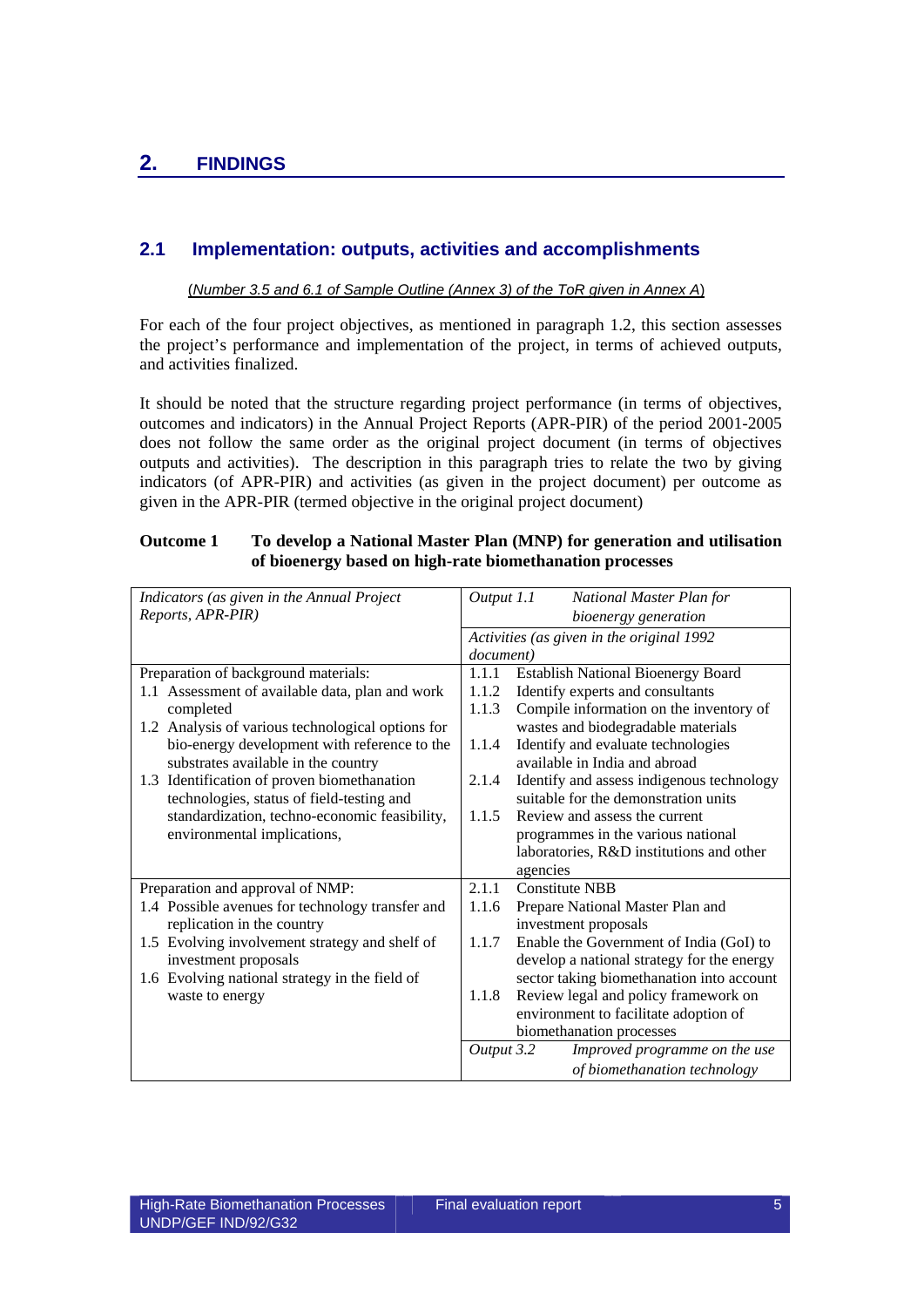# 2. FINDINGS

## 2.1 Implementation: outputs, activities and accomplishments

*(Number 3.5 and 6.1 of Sample Outline (Annex 3) of the ToR given in Annex A)*

For each of the four project objectives, as mentioned in paragraph 1.2, this section assesses the project's performance and implementation of the project, in terms of achieved outputs, and activities finalized.

It should be noted that the structure regarding project performance (in terms of objectives, outcomes and indicators) in the Annual Project Reports (APR-PIR) of the period 2001-2005 does not follow the same order as the original project document (in terms of objectives outputs and activities). The description in this paragraph tries to relate the two by giving indicators (of APR-PIR) and activities (as given in the project document) per outcome as given in the APR-PIR (termed objective in the original project document)

**Outcome 1 To develop a National Master Plan (MNP) for generation and utilisation of bioenergy based on high-rate biomethanation processes**

| *Indicators (as given in the Annual Project Reports, APR-PIR)* | *Output 1.1 National Master Plan for bioenergy generation* |
|---|---|
| | *Activities (as given in the original 1992 document)* |
| Preparation of background materials:<br>1.1 Assessment of available data, plan and work completed<br>1.2 Analysis of various technological options for bio-energy development with reference to the substrates available in the country<br>1.3 Identification of proven biomethanation technologies, status of field-testing and standardization, techno-economic feasibility, environmental implications, | 1.1.1 Establish National Bioenergy Board<br>1.1.2 Identify experts and consultants<br>1.1.3 Compile information on the inventory of wastes and biodegradable materials<br>1.1.4 Identify and evaluate technologies available in India and abroad<br>2.1.4 Identify and assess indigenous technology suitable for the demonstration units<br>1.1.5 Review and assess the current programmes in the various national laboratories, R&D institutions and other agencies |
| Preparation and approval of NMP:<br>1.4 Possible avenues for technology transfer and replication in the country<br>1.5 Evolving involvement strategy and shelf of investment proposals<br>1.6 Evolving national strategy in the field of waste to energy | 2.1.1 Constitute NBB<br>1.1.6 Prepare National Master Plan and investment proposals<br>1.1.7 Enable the Government of India (GoI) to develop a national strategy for the energy sector taking biomethanation into account<br>1.1.8 Review legal and policy framework on environment to facilitate adoption of biomethanation processes |
| | *Output 3.2 Improved programme on the use of biomethanation technology* |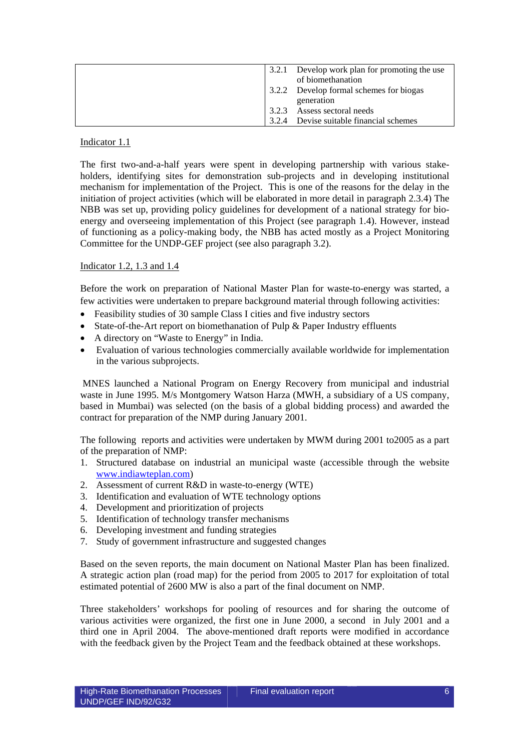| | |
|---|---|
| | 3.2.1 Develop work plan for promoting the use of biomethanation<br>3.2.2 Develop formal schemes for biogas generation<br>3.2.3 Assess sectoral needs<br>3.2.4 Devise suitable financial schemes |

Indicator 1.1

The first two-and-a-half years were spent in developing partnership with various stake-holders, identifying sites for demonstration sub-projects and in developing institutional mechanism for implementation of the Project. This is one of the reasons for the delay in the initiation of project activities (which will be elaborated in more detail in paragraph 2.3.4) The NBB was set up, providing policy guidelines for development of a national strategy for bio-energy and overseeing implementation of this Project (see paragraph 1.4). However, instead of functioning as a policy-making body, the NBB has acted mostly as a Project Monitoring Committee for the UNDP-GEF project (see also paragraph 3.2).

Indicator 1.2, 1.3 and 1.4

Before the work on preparation of National Master Plan for waste-to-energy was started, a few activities were undertaken to prepare background material through following activities:

- Feasibility studies of 30 sample Class I cities and five industry sectors
- State-of-the-Art report on biomethanation of Pulp & Paper Industry effluents
- A directory on "Waste to Energy" in India.
- Evaluation of various technologies commercially available worldwide for implementation in the various subprojects.

MNES launched a National Program on Energy Recovery from municipal and industrial waste in June 1995. M/s Montgomery Watson Harza (MWH, a subsidiary of a US company, based in Mumbai) was selected (on the basis of a global bidding process) and awarded the contract for preparation of the NMP during January 2001.

The following reports and activities were undertaken by MWM during 2001 to2005 as a part of the preparation of NMP:

1. Structured database on industrial an municipal waste (accessible through the website www.indiawteplan.com)
2. Assessment of current R&D in waste-to-energy (WTE)
3. Identification and evaluation of WTE technology options
4. Development and prioritization of projects
5. Identification of technology transfer mechanisms
6. Developing investment and funding strategies
7. Study of government infrastructure and suggested changes

Based on the seven reports, the main document on National Master Plan has been finalized. A strategic action plan (road map) for the period from 2005 to 2017 for exploitation of total estimated potential of 2600 MW is also a part of the final document on NMP.

Three stakeholders' workshops for pooling of resources and for sharing the outcome of various activities were organized, the first one in June 2000, a second in July 2001 and a third one in April 2004. The above-mentioned draft reports were modified in accordance with the feedback given by the Project Team and the feedback obtained at these workshops.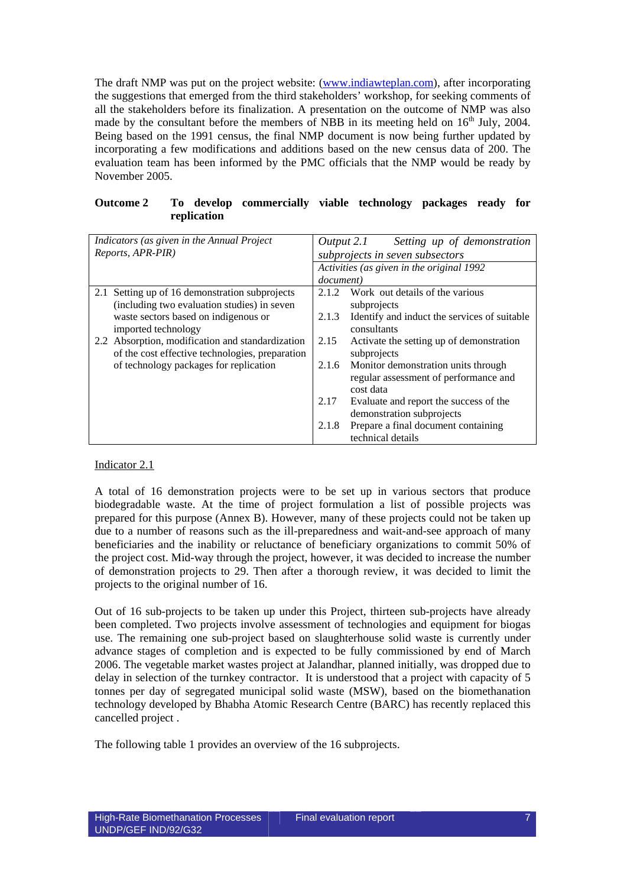The draft NMP was put on the project website: (www.indiawteplan.com), after incorporating the suggestions that emerged from the third stakeholders' workshop, for seeking comments of all the stakeholders before its finalization. A presentation on the outcome of NMP was also made by the consultant before the members of NBB in its meeting held on 16[th] July, 2004. Being based on the 1991 census, the final NMP document is now being further updated by incorporating a few modifications and additions based on the new census data of 200. The evaluation team has been informed by the PMC officials that the NMP would be ready by November 2005.

**Outcome 2 To develop commercially viable technology packages ready for replication**

| *Indicators (as given in the Annual Project Reports, APR-PIR)* | *Output 2.1 Setting up of demonstration subprojects in seven subsectors*<br>*Activities (as given in the original 1992 document)* |
|---|---|
| 2.1 Setting up of 16 demonstration subprojects (including two evaluation studies) in seven waste sectors based on indigenous or imported technology<br>2.2 Absorption, modification and standardization of the cost effective technologies, preparation of technology packages for replication | 2.1.2 Work out details of the various subprojects<br>2.1.3 Identify and induct the services of suitable consultants<br>2.15 Activate the setting up of demonstration subprojects<br>2.1.6 Monitor demonstration units through regular assessment of performance and cost data<br>2.17 Evaluate and report the success of the demonstration subprojects<br>2.1.8 Prepare a final document containing technical details |

Indicator 2.1

A total of 16 demonstration projects were to be set up in various sectors that produce biodegradable waste. At the time of project formulation a list of possible projects was prepared for this purpose (Annex B). However, many of these projects could not be taken up due to a number of reasons such as the ill-preparedness and wait-and-see approach of many beneficiaries and the inability or reluctance of beneficiary organizations to commit 50% of the project cost. Mid-way through the project, however, it was decided to increase the number of demonstration projects to 29. Then after a thorough review, it was decided to limit the projects to the original number of 16.

Out of 16 sub-projects to be taken up under this Project, thirteen sub-projects have already been completed. Two projects involve assessment of technologies and equipment for biogas use. The remaining one sub-project based on slaughterhouse solid waste is currently under advance stages of completion and is expected to be fully commissioned by end of March 2006. The vegetable market wastes project at Jalandhar, planned initially, was dropped due to delay in selection of the turnkey contractor. It is understood that a project with capacity of 5 tonnes per day of segregated municipal solid waste (MSW), based on the biomethanation technology developed by Bhabha Atomic Research Centre (BARC) has recently replaced this cancelled project .

The following table 1 provides an overview of the 16 subprojects.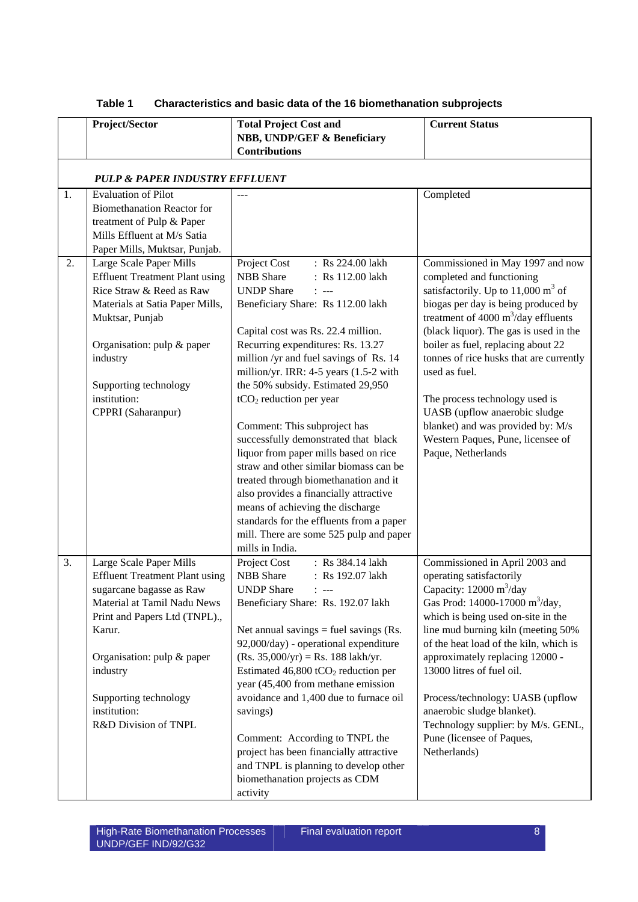**Table 1 Characteristics and basic data of the 16 biomethanation subprojects**

| | Project/Sector | Total Project Cost and NBB, UNDP/GEF & Beneficiary Contributions | Current Status |
|---|---|---|---|
| | *PULP & PAPER INDUSTRY EFFLUENT* | | |
| 1. | Evaluation of Pilot Biomethanation Reactor for treatment of Pulp & Paper Mills Effluent at M/s Satia Paper Mills, Muktsar, Punjab. | --- | Completed |
| 2. | Large Scale Paper Mills Effluent Treatment Plant using Rice Straw & Reed as Raw Materials at Satia Paper Mills, Muktsar, Punjab<br><br>Organisation: pulp & paper industry<br><br>Supporting technology institution: CPPRI (Saharanpur) | Project Cost : Rs 224.00 lakh<br>NBB Share : Rs 112.00 lakh<br>UNDP Share : ---<br>Beneficiary Share: Rs 112.00 lakh<br><br>Capital cost was Rs. 22.4 million. Recurring expenditures: Rs. 13.27 million /yr and fuel savings of Rs. 14 million/yr. IRR: 4-5 years (1.5-2 with the 50% subsidy. Estimated 29,950 $tCO_2$ reduction per year<br><br>Comment: This subproject has successfully demonstrated that black liquor from paper mills based on rice straw and other similar biomass can be treated through biomethanation and it also provides a financially attractive means of achieving the discharge standards for the effluents from a paper mill. There are some 525 pulp and paper mills in India. | Commissioned in May 1997 and now completed and functioning satisfactorily. Up to 11,000 $m^3$ of biogas per day is being produced by treatment of 4000 $m^3$/day effluents (black liquor). The gas is used in the boiler as fuel, replacing about 22 tonnes of rice husks that are currently used as fuel.<br><br>The process technology used is UASB (upflow anaerobic sludge blanket) and was provided by: M/s Western Paques, Pune, licensee of Paque, Netherlands |
| 3. | Large Scale Paper Mills Effluent Treatment Plant using sugarcane bagasse as Raw Material at Tamil Nadu News Print and Papers Ltd (TNPL)., Karur.<br><br>Organisation: pulp & paper industry<br><br>Supporting technology institution: R&D Division of TNPL | Project Cost : Rs 384.14 lakh<br>NBB Share : Rs 192.07 lakh<br>UNDP Share : ---<br>Beneficiary Share: Rs. 192.07 lakh<br><br>Net annual savings = fuel savings (Rs. 92,000/day) - operational expenditure (Rs. 35,000/yr) = Rs. 188 lakh/yr. Estimated 46,800 $tCO_2$ reduction per year (45,400 from methane emission avoidance and 1,400 due to furnace oil savings)<br><br>Comment: According to TNPL the project has been financially attractive and TNPL is planning to develop other biomethanation projects as CDM activity | Commissioned in April 2003 and operating satisfactorily<br>Capacity: 12000 $m^3$/day<br>Gas Prod: 14000-17000 $m^3$/day, which is being used on-site in the line mud burning kiln (meeting 50% of the heat load of the kiln, which is approximately replacing 12000 - 13000 litres of fuel oil.<br><br>Process/technology: UASB (upflow anaerobic sludge blanket).<br>Technology supplier: by M/s. GENL, Pune (licensee of Paques, Netherlands) |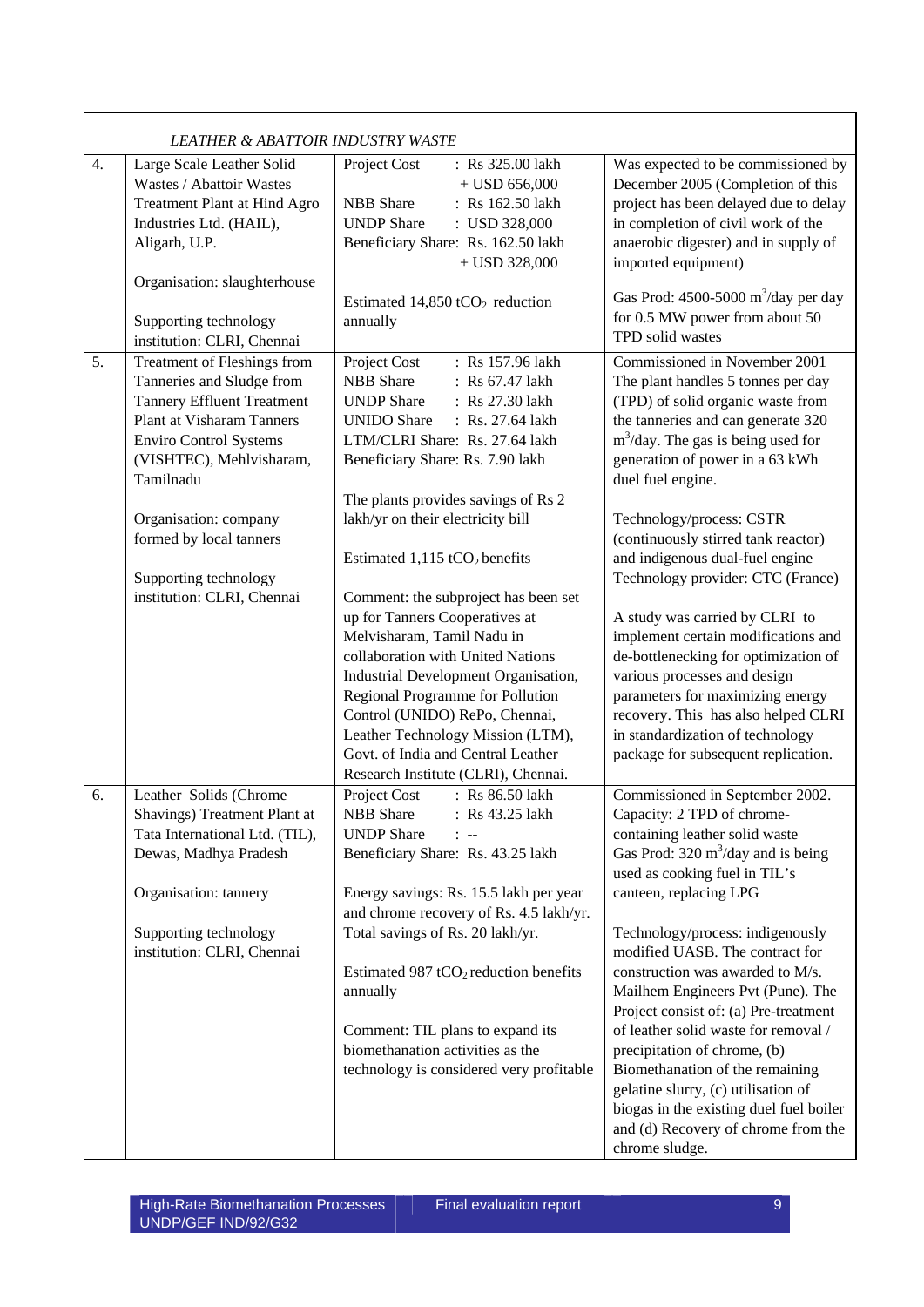| | | | |
|---|---|---|---|
| | *LEATHER & ABATTOIR INDUSTRY WASTE* | | |
| 4. | Large Scale Leather Solid Wastes / Abattoir Wastes Treatment Plant at Hind Agro Industries Ltd. (HAIL), Aligarh, U.P.<br><br>Organisation: slaughterhouse<br><br>Supporting technology institution: CLRI, Chennai | Project Cost : Rs 325.00 lakh + USD 656,000<br>NBB Share : Rs 162.50 lakh<br>UNDP Share : USD 328,000<br>Beneficiary Share: Rs. 162.50 lakh + USD 328,000<br><br>Estimated 14,850 $tCO_2$ reduction annually | Was expected to be commissioned by December 2005 (Completion of this project has been delayed due to delay in completion of civil work of the anaerobic digester) and in supply of imported equipment)<br><br>Gas Prod: 4500-5000 $m^3$/day per day for 0.5 MW power from about 50 TPD solid wastes |
| 5. | Treatment of Fleshings from Tanneries and Sludge from Tannery Effluent Treatment Plant at Visharam Tanners Enviro Control Systems (VISHTEC), Mehlvisharam, Tamilnadu<br><br>Organisation: company formed by local tanners<br><br>Supporting technology institution: CLRI, Chennai | Project Cost : Rs 157.96 lakh<br>NBB Share : Rs 67.47 lakh<br>UNDP Share : Rs 27.30 lakh<br>UNIDO Share : Rs. 27.64 lakh<br>LTM/CLRI Share: Rs. 27.64 lakh<br>Beneficiary Share: Rs. 7.90 lakh<br><br>The plants provides savings of Rs 2 lakh/yr on their electricity bill<br><br>Estimated 1,115 $tCO_2$ benefits<br><br>Comment: the subproject has been set up for Tanners Cooperatives at Melvisharam, Tamil Nadu in collaboration with United Nations Industrial Development Organisation, Regional Programme for Pollution Control (UNIDO) RePo, Chennai, Leather Technology Mission (LTM), Govt. of India and Central Leather Research Institute (CLRI), Chennai. | Commissioned in November 2001 The plant handles 5 tonnes per day (TPD) of solid organic waste from the tanneries and can generate 320 $m^3$/day. The gas is being used for generation of power in a 63 kWh duel fuel engine.<br><br>Technology/process: CSTR (continuously stirred tank reactor) and indigenous dual-fuel engine Technology provider: CTC (France)<br><br>A study was carried by CLRI to implement certain modifications and de-bottlenecking for optimization of various processes and design parameters for maximizing energy recovery. This has also helped CLRI in standardization of technology package for subsequent replication. |
| 6. | Leather Solids (Chrome Shavings) Treatment Plant at Tata International Ltd. (TIL), Dewas, Madhya Pradesh<br><br>Organisation: tannery<br><br>Supporting technology institution: CLRI, Chennai | Project Cost : Rs 86.50 lakh<br>NBB Share : Rs 43.25 lakh<br>UNDP Share : --<br>Beneficiary Share: Rs. 43.25 lakh<br><br>Energy savings: Rs. 15.5 lakh per year and chrome recovery of Rs. 4.5 lakh/yr. Total savings of Rs. 20 lakh/yr.<br><br>Estimated 987 $tCO_2$ reduction benefits annually<br><br>Comment: TIL plans to expand its biomethanation activities as the technology is considered very profitable | Commissioned in September 2002. Capacity: 2 TPD of chrome-containing leather solid waste Gas Prod: 320 $m^3$/day and is being used as cooking fuel in TIL's canteen, replacing LPG<br><br>Technology/process: indigenously modified UASB. The contract for construction was awarded to M/s. Mailhem Engineers Pvt (Pune). The Project consist of: (a) Pre-treatment of leather solid waste for removal / precipitation of chrome, (b) Biomethanation of the remaining gelatine slurry, (c) utilisation of biogas in the existing duel fuel boiler and (d) Recovery of chrome from the chrome sludge. |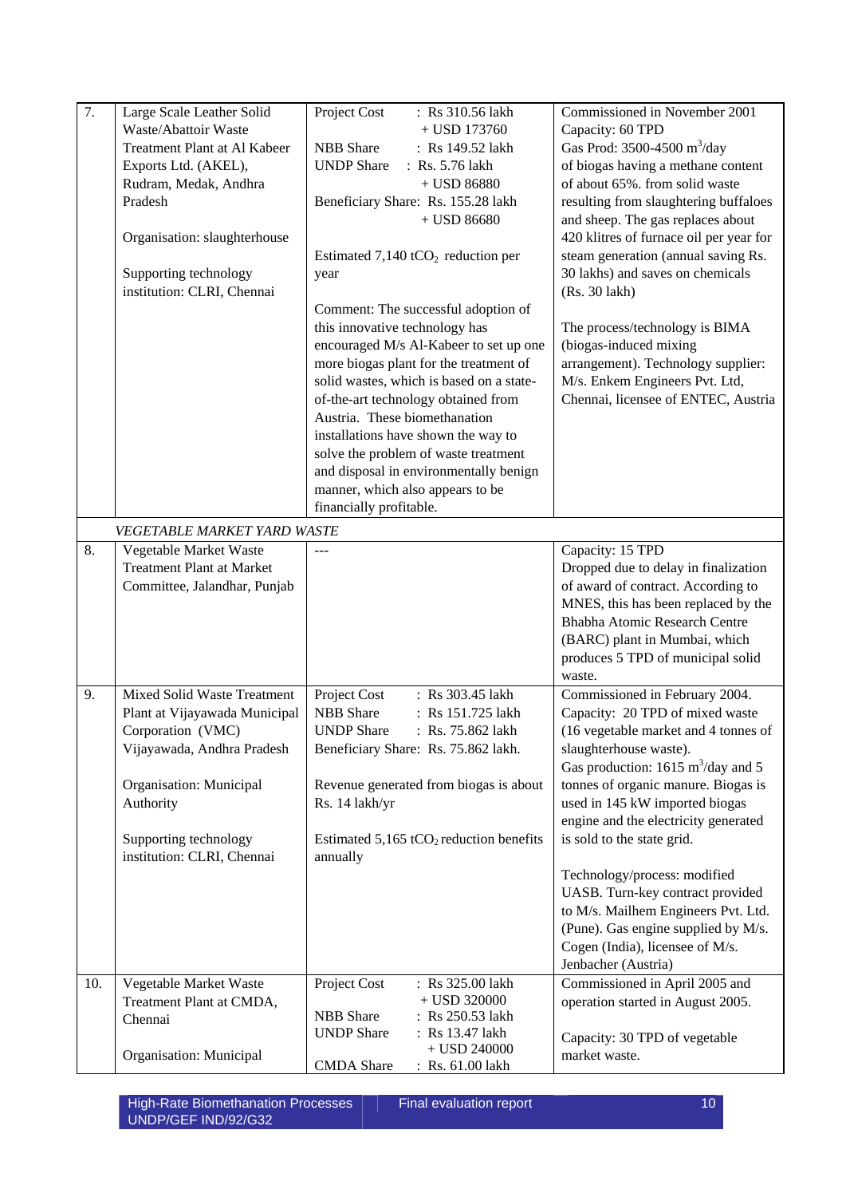| | | | |
|---|---|---|---|
| 7. | Large Scale Leather Solid Waste/Abattoir Waste Treatment Plant at Al Kabeer Exports Ltd. (AKEL), Rudram, Medak, Andhra Pradesh<br><br>Organisation: slaughterhouse<br><br>Supporting technology institution: CLRI, Chennai | Project Cost : Rs 310.56 lakh + USD 173760<br>NBB Share : Rs 149.52 lakh<br>UNDP Share : Rs. 5.76 lakh + USD 86880<br>Beneficiary Share: Rs. 155.28 lakh + USD 86680<br><br>Estimated 7,140 $tCO_2$ reduction per year<br><br>Comment: The successful adoption of this innovative technology has encouraged M/s Al-Kabeer to set up one more biogas plant for the treatment of solid wastes, which is based on a state-of-the-art technology obtained from Austria. These biomethanation installations have shown the way to solve the problem of waste treatment and disposal in environmentally benign manner, which also appears to be financially profitable. | Commissioned in November 2001<br>Capacity: 60 TPD<br>Gas Prod: 3500-4500 $m^3$/day of biogas having a methane content of about 65%. from solid waste resulting from slaughtering buffaloes and sheep. The gas replaces about 420 klitres of furnace oil per year for steam generation (annual saving Rs. 30 lakhs) and saves on chemicals (Rs. 30 lakh)<br><br>The process/technology is BIMA (biogas-induced mixing arrangement). Technology supplier: M/s. Enkem Engineers Pvt. Ltd, Chennai, licensee of ENTEC, Austria |
| | *VEGETABLE MARKET YARD WASTE* | | |
| 8. | Vegetable Market Waste Treatment Plant at Market Committee, Jalandhar, Punjab | --- | Capacity: 15 TPD<br>Dropped due to delay in finalization of award of contract. According to MNES, this has been replaced by the Bhabha Atomic Research Centre (BARC) plant in Mumbai, which produces 5 TPD of municipal solid waste. |
| 9. | Mixed Solid Waste Treatment Plant at Vijayawada Municipal Corporation (VMC) Vijayawada, Andhra Pradesh<br><br>Organisation: Municipal Authority<br><br>Supporting technology institution: CLRI, Chennai | Project Cost : Rs 303.45 lakh<br>NBB Share : Rs 151.725 lakh<br>UNDP Share : Rs. 75.862 lakh<br>Beneficiary Share: Rs. 75.862 lakh.<br><br>Revenue generated from biogas is about Rs. 14 lakh/yr<br><br>Estimated 5,165 $tCO_2$ reduction benefits annually | Commissioned in February 2004.<br>Capacity: 20 TPD of mixed waste (16 vegetable market and 4 tonnes of slaughterhouse waste).<br>Gas production: 1615 $m^3$/day and 5 tonnes of organic manure. Biogas is used in 145 kW imported biogas engine and the electricity generated is sold to the state grid.<br><br>Technology/process: modified UASB. Turn-key contract provided to M/s. Mailhem Engineers Pvt. Ltd. (Pune). Gas engine supplied by M/s. Cogen (India), licensee of M/s. Jenbacher (Austria) |
| 10. | Vegetable Market Waste Treatment Plant at CMDA, Chennai<br><br>Organisation: Municipal | Project Cost : Rs 325.00 lakh + USD 320000<br>NBB Share : Rs 250.53 lakh<br>UNDP Share : Rs 13.47 lakh + USD 240000<br>CMDA Share : Rs. 61.00 lakh | Commissioned in April 2005 and operation started in August 2005.<br><br>Capacity: 30 TPD of vegetable market waste. |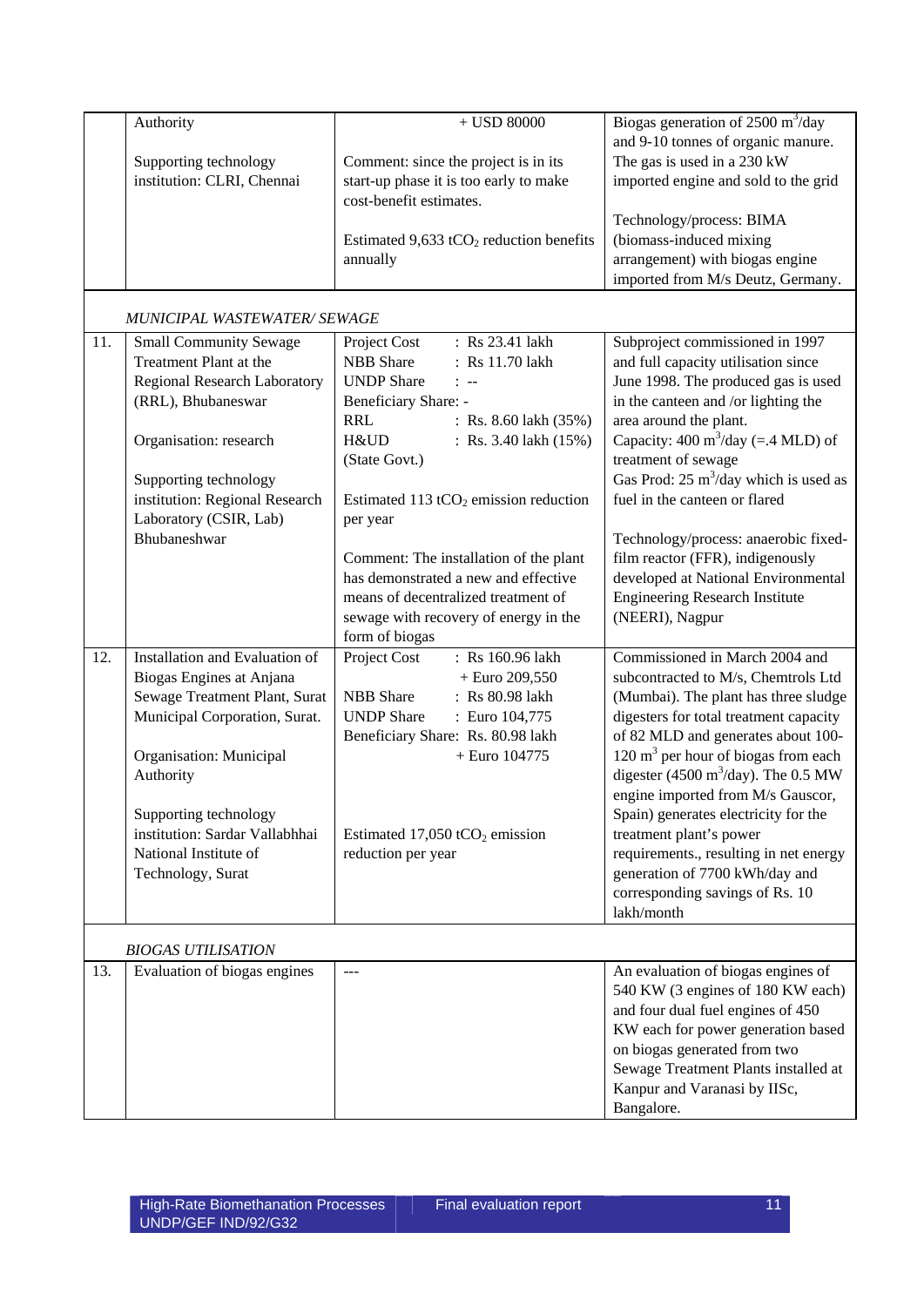| | | | |
|---|---|---|---|
| | Authority<br><br>Supporting technology institution: CLRI, Chennai | + USD 80000<br><br>Comment: since the project is in its start-up phase it is too early to make cost-benefit estimates.<br><br>Estimated 9,633 $tCO_2$ reduction benefits annually | Biogas generation of 2500 $m^3$/day and 9-10 tonnes of organic manure. The gas is used in a 230 kW imported engine and sold to the grid<br><br>Technology/process: BIMA (biomass-induced mixing arrangement) with biogas engine imported from M/s Deutz, Germany. |
| | *MUNICIPAL WASTEWATER/ SEWAGE* | | |
| 11. | Small Community Sewage Treatment Plant at the Regional Research Laboratory (RRL), Bhubaneswar<br><br>Organisation: research<br><br>Supporting technology institution: Regional Research Laboratory (CSIR, Lab) Bhubaneshwar | Project Cost : Rs 23.41 lakh<br>NBB Share : Rs 11.70 lakh<br>UNDP Share : --<br>Beneficiary Share: -<br>RRL : Rs. 8.60 lakh (35%)<br>H&UD : Rs. 3.40 lakh (15%)<br>(State Govt.)<br><br>Estimated 113 $tCO_2$ emission reduction per year<br><br>Comment: The installation of the plant has demonstrated a new and effective means of decentralized treatment of sewage with recovery of energy in the form of biogas | Subproject commissioned in 1997 and full capacity utilisation since June 1998. The produced gas is used in the canteen and /or lighting the area around the plant.<br>Capacity: 400 $m^3$/day (=.4 MLD) of treatment of sewage<br>Gas Prod: 25 $m^3$/day which is used as fuel in the canteen or flared<br><br>Technology/process: anaerobic fixed-film reactor (FFR), indigenously developed at National Environmental Engineering Research Institute (NEERI), Nagpur |
| 12. | Installation and Evaluation of Biogas Engines at Anjana Sewage Treatment Plant, Surat Municipal Corporation, Surat.<br><br>Organisation: Municipal Authority<br><br>Supporting technology institution: Sardar Vallabhbhai National Institute of Technology, Surat | Project Cost : Rs 160.96 lakh + Euro 209,550<br>NBB Share : Rs 80.98 lakh<br>UNDP Share : Euro 104,775<br>Beneficiary Share: Rs. 80.98 lakh + Euro 104775<br><br>Estimated 17,050 $tCO_2$ emission reduction per year | Commissioned in March 2004 and subcontracted to M/s, Chemtrols Ltd (Mumbai). The plant has three sludge digesters for total treatment capacity of 82 MLD and generates about 100-120 $m^3$ per hour of biogas from each digester (4500 $m^3$/day). The 0.5 MW engine imported from M/s Gauscor, Spain) generates electricity for the treatment plant's power requirements., resulting in net energy generation of 7700 kWh/day and corresponding savings of Rs. 10 lakh/month |
| | *BIOGAS UTILISATION* | | |
| 13. | Evaluation of biogas engines | --- | An evaluation of biogas engines of 540 KW (3 engines of 180 KW each) and four dual fuel engines of 450 KW each for power generation based on biogas generated from two Sewage Treatment Plants installed at Kanpur and Varanasi by IISc, Bangalore. |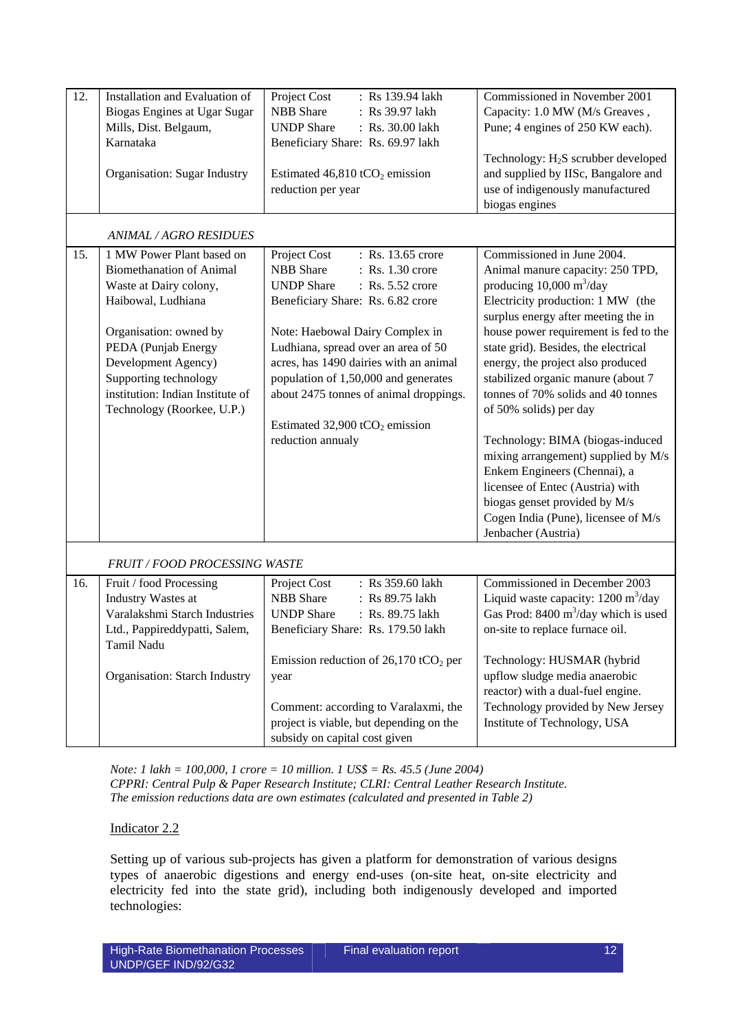| | | | |
|---|---|---|---|
| 12. | Installation and Evaluation of Biogas Engines at Ugar Sugar Mills, Dist. Belgaum, Karnataka<br><br>Organisation: Sugar Industry | Project Cost : Rs 139.94 lakh<br>NBB Share : Rs 39.97 lakh<br>UNDP Share : Rs. 30.00 lakh<br>Beneficiary Share: Rs. 69.97 lakh<br><br>Estimated 46,810 $tCO_2$ emission reduction per year | Commissioned in November 2001<br>Capacity: 1.0 MW (M/s Greaves , Pune; 4 engines of 250 KW each).<br><br>Technology: $H_2S$ scrubber developed and supplied by IISc, Bangalore and use of indigenously manufactured biogas engines |
| | *ANIMAL / AGRO RESIDUES* | | |
| 15. | 1 MW Power Plant based on Biomethanation of Animal Waste at Dairy colony, Haibowal, Ludhiana<br><br>Organisation: owned by PEDA (Punjab Energy Development Agency)<br>Supporting technology institution: Indian Institute of Technology (Roorkee, U.P.) | Project Cost : Rs. 13.65 crore<br>NBB Share : Rs. 1.30 crore<br>UNDP Share : Rs. 5.52 crore<br>Beneficiary Share: Rs. 6.82 crore<br><br>Note: Haebowal Dairy Complex in Ludhiana, spread over an area of 50 acres, has 1490 dairies with an animal population of 1,50,000 and generates about 2475 tonnes of animal droppings.<br><br>Estimated 32,900 $tCO_2$ emission reduction annualy | Commissioned in June 2004.<br>Animal manure capacity: 250 TPD, producing 10,000 $m^3$/day<br>Electricity production: 1 MW (the surplus energy after meeting the in house power requirement is fed to the state grid). Besides, the electrical energy, the project also produced stabilized organic manure (about 7 tonnes of 70% solids and 40 tonnes of 50% solids) per day<br><br>Technology: BIMA (biogas-induced mixing arrangement) supplied by M/s Enkem Engineers (Chennai), a licensee of Entec (Austria) with biogas genset provided by M/s Cogen India (Pune), licensee of M/s Jenbacher (Austria) |
| | *FRUIT / FOOD PROCESSING WASTE* | | |
| 16. | Fruit / food Processing Industry Wastes at Varalakshmi Starch Industries Ltd., Pappireddypatti, Salem, Tamil Nadu<br><br>Organisation: Starch Industry | Project Cost : Rs 359.60 lakh<br>NBB Share : Rs 89.75 lakh<br>UNDP Share : Rs. 89.75 lakh<br>Beneficiary Share: Rs. 179.50 lakh<br><br>Emission reduction of 26,170 $tCO_2$ per year<br><br>Comment: according to Varalaxmi, the project is viable, but depending on the subsidy on capital cost given | Commissioned in December 2003<br>Liquid waste capacity: 1200 $m^3$/day<br>Gas Prod: 8400 $m^3$/day which is used on-site to replace furnace oil.<br><br>Technology: HUSMAR (hybrid upflow sludge anaerobic reactor) with a dual-fuel engine. Technology provided by New Jersey Institute of Technology, USA |

*Note: 1 lakh = 100,000, 1 crore = 10 million. 1 US$ = Rs. 45.5 (June 2004)*
*CPPRI: Central Pulp & Paper Research Institute; CLRI: Central Leather Research Institute.*
*The emission reductions data are own estimates (calculated and presented in Table 2)*

Indicator 2.2

Setting up of various sub-projects has given a platform for demonstration of various designs types of anaerobic digestions and energy end-uses (on-site heat, on-site electricity and electricity fed into the state grid), including both indigenously developed and imported technologies: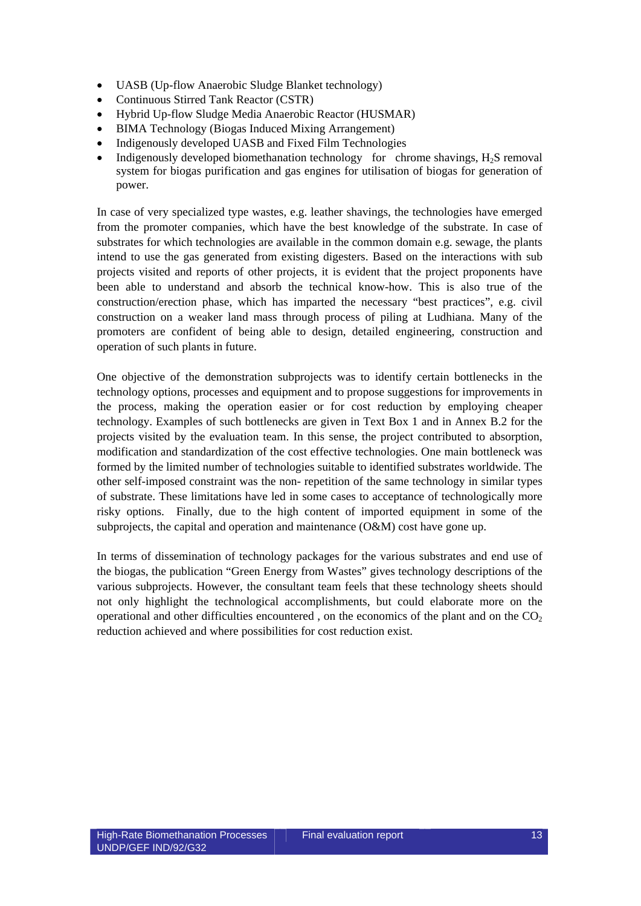- UASB (Up-flow Anaerobic Sludge Blanket technology)
- Continuous Stirred Tank Reactor (CSTR)
- Hybrid Up-flow Sludge Media Anaerobic Reactor (HUSMAR)
- BIMA Technology (Biogas Induced Mixing Arrangement)
- Indigenously developed UASB and Fixed Film Technologies
- Indigenously developed biomethanation technology for chrome shavings, $H_2S$ removal system for biogas purification and gas engines for utilisation of biogas for generation of power.

In case of very specialized type wastes, e.g. leather shavings, the technologies have emerged from the promoter companies, which have the best knowledge of the substrate. In case of substrates for which technologies are available in the common domain e.g. sewage, the plants intend to use the gas generated from existing digesters. Based on the interactions with sub projects visited and reports of other projects, it is evident that the project proponents have been able to understand and absorb the technical know-how. This is also true of the construction/erection phase, which has imparted the necessary "best practices", e.g. civil construction on a weaker land mass through process of piling at Ludhiana. Many of the promoters are confident of being able to design, detailed engineering, construction and operation of such plants in future.

One objective of the demonstration subprojects was to identify certain bottlenecks in the technology options, processes and equipment and to propose suggestions for improvements in the process, making the operation easier or for cost reduction by employing cheaper technology. Examples of such bottlenecks are given in Text Box 1 and in Annex B.2 for the projects visited by the evaluation team. In this sense, the project contributed to absorption, modification and standardization of the cost effective technologies. One main bottleneck was formed by the limited number of technologies suitable to identified substrates worldwide. The other self-imposed constraint was the non- repetition of the same technology in similar types of substrate. These limitations have led in some cases to acceptance of technologically more risky options. Finally, due to the high content of imported equipment in some of the subprojects, the capital and operation and maintenance (O&M) cost have gone up.

In terms of dissemination of technology packages for the various substrates and end use of the biogas, the publication "Green Energy from Wastes" gives technology descriptions of the various subprojects. However, the consultant team feels that these technology sheets should not only highlight the technological accomplishments, but could elaborate more on the operational and other difficulties encountered , on the economics of the plant and on the $CO_2$ reduction achieved and where possibilities for cost reduction exist.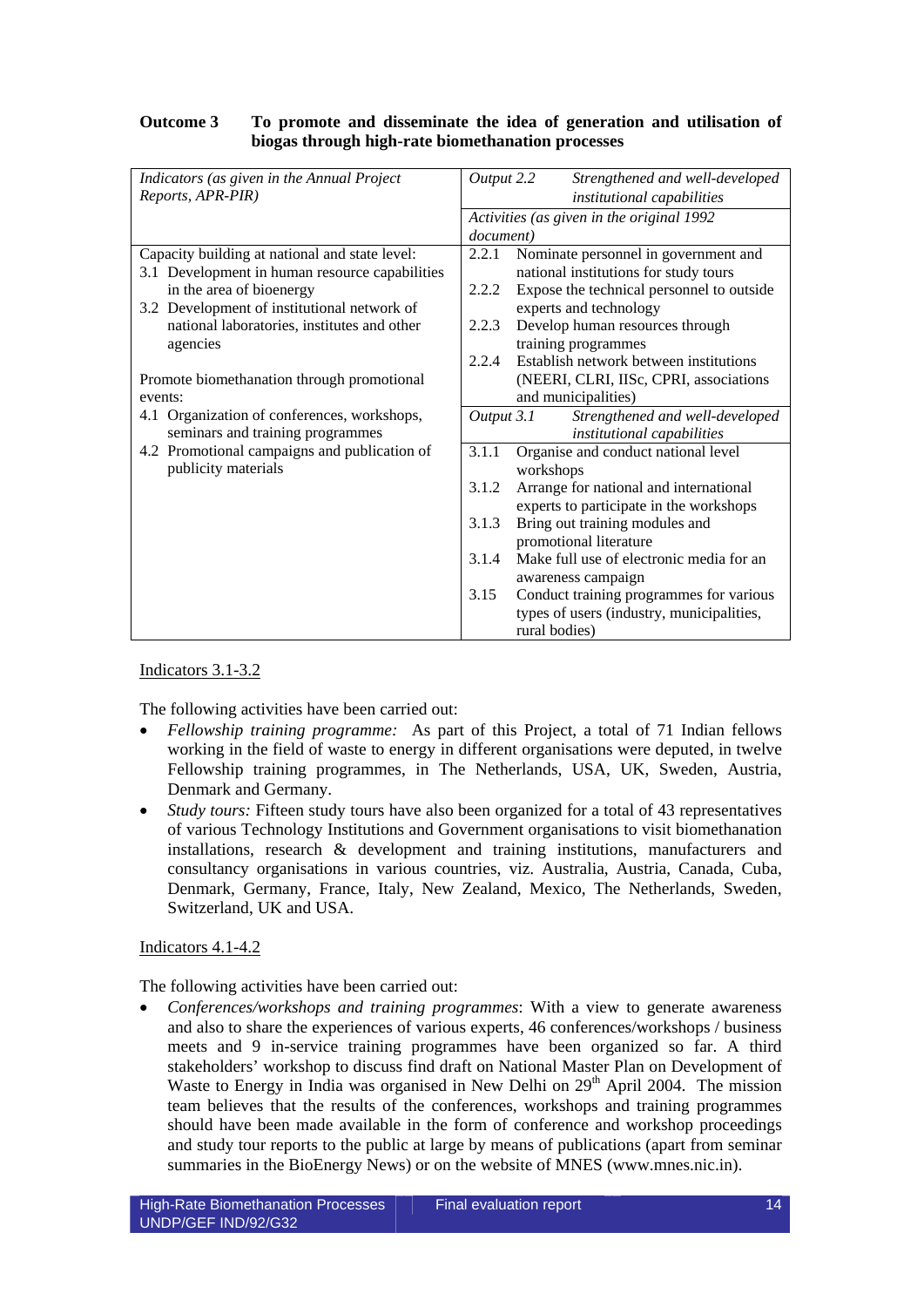**Outcome 3 To promote and disseminate the idea of generation and utilisation of biogas through high-rate biomethanation processes**

| *Indicators (as given in the Annual Project Reports, APR-PIR)* | *Output 2.2 Strengthened and well-developed institutional capabilities* |
|---|---|
| | *Activities (as given in the original 1992 document)* |
| Capacity building at national and state level:<br>3.1 Development in human resource capabilities in the area of bioenergy<br>3.2 Development of institutional network of national laboratories, institutes and other agencies | 2.2.1 Nominate personnel in government and national institutions for study tours<br>2.2.2 Expose the technical personnel to outside experts and technology<br>2.2.3 Develop human resources through training programmes<br>2.2.4 Establish network between institutions (NEERI, CLRI, IISc, CPRI, associations and municipalities) |
| Promote biomethanation through promotional events:<br>4.1 Organization of conferences, workshops, seminars and training programmes<br>4.2 Promotional campaigns and publication of publicity materials | *Output 3.1 Strengthened and well-developed institutional capabilities* |
| | 3.1.1 Organise and conduct national level workshops<br>3.1.2 Arrange for national and international experts to participate in the workshops<br>3.1.3 Bring out training modules and promotional literature<br>3.1.4 Make full use of electronic media for an awareness campaign<br>3.15 Conduct training programmes for various types of users (industry, municipalities, rural bodies) |

Indicators 3.1-3.2

The following activities have been carried out:

- *Fellowship training programme:* As part of this Project, a total of 71 Indian fellows working in the field of waste to energy in different organisations were deputed, in twelve Fellowship training programmes, in The Netherlands, USA, UK, Sweden, Austria, Denmark and Germany.
- *Study tours:* Fifteen study tours have also been organized for a total of 43 representatives of various Technology Institutions and Government organisations to visit biomethanation installations, research & development and training institutions, manufacturers and consultancy organisations in various countries, viz. Australia, Austria, Canada, Cuba, Denmark, Germany, France, Italy, New Zealand, Mexico, The Netherlands, Sweden, Switzerland, UK and USA.

Indicators 4.1-4.2

The following activities have been carried out:

- *Conferences/workshops and training programmes*: With a view to generate awareness and also to share the experiences of various experts, 46 conferences/workshops / business meets and 9 in-service training programmes have been organized so far. A third stakeholders' workshop to discuss find draft on National Master Plan on Development of Waste to Energy in India was organised in New Delhi on 29th April 2004. The mission team believes that the results of the conferences, workshops and training programmes should have been made available in the form of conference and workshop proceedings and study tour reports to the public at large by means of publications (apart from seminar summaries in the BioEnergy News) or on the website of MNES (www.mnes.nic.in).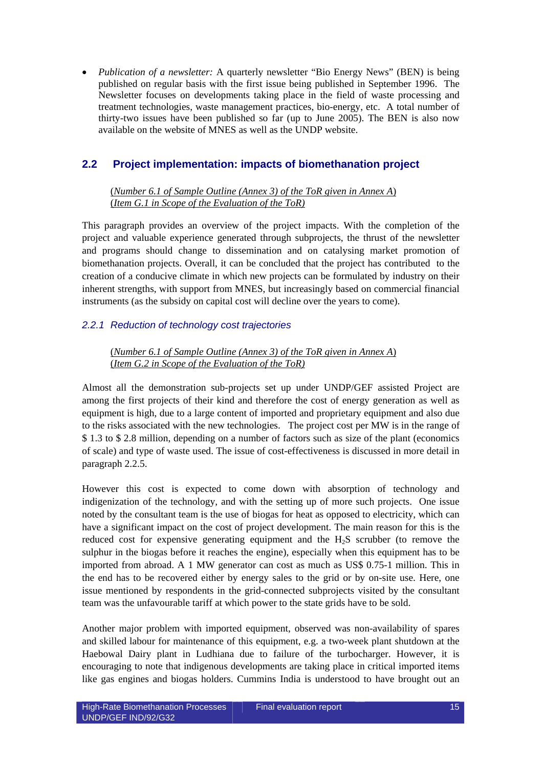- *Publication of a newsletter:* A quarterly newsletter "Bio Energy News" (BEN) is being published on regular basis with the first issue being published in September 1996. The Newsletter focuses on developments taking place in the field of waste processing and treatment technologies, waste management practices, bio-energy, etc. A total number of thirty-two issues have been published so far (up to June 2005). The BEN is also now available on the website of MNES as well as the UNDP website.

## 2.2 Project implementation: impacts of biomethanation project

(*Number 6.1 of Sample Outline (Annex 3) of the ToR given in Annex A*)
(*Item G.1 in Scope of the Evaluation of the ToR)*

This paragraph provides an overview of the project impacts. With the completion of the project and valuable experience generated through subprojects, the thrust of the newsletter and programs should change to dissemination and on catalysing market promotion of biomethanation projects. Overall, it can be concluded that the project has contributed to the creation of a conducive climate in which new projects can be formulated by industry on their inherent strengths, with support from MNES, but increasingly based on commercial financial instruments (as the subsidy on capital cost will decline over the years to come).

### *2.2.1 Reduction of technology cost trajectories*

(*Number 6.1 of Sample Outline (Annex 3) of the ToR given in Annex A*)
(*Item G.2 in Scope of the Evaluation of the ToR)*

Almost all the demonstration sub-projects set up under UNDP/GEF assisted Project are among the first projects of their kind and therefore the cost of energy generation as well as equipment is high, due to a large content of imported and proprietary equipment and also due to the risks associated with the new technologies. The project cost per MW is in the range of $ 1.3 to $ 2.8 million, depending on a number of factors such as size of the plant (economics of scale) and type of waste used. The issue of cost-effectiveness is discussed in more detail in paragraph 2.2.5.

However this cost is expected to come down with absorption of technology and indigenization of the technology, and with the setting up of more such projects. One issue noted by the consultant team is the use of biogas for heat as opposed to electricity, which can have a significant impact on the cost of project development. The main reason for this is the reduced cost for expensive generating equipment and the $H_2S$ scrubber (to remove the sulphur in the biogas before it reaches the engine), especially when this equipment has to be imported from abroad. A 1 MW generator can cost as much as US$ 0.75-1 million. This in the end has to be recovered either by energy sales to the grid or by on-site use. Here, one issue mentioned by respondents in the grid-connected subprojects visited by the consultant team was the unfavourable tariff at which power to the state grids have to be sold.

Another major problem with imported equipment, observed was non-availability of spares and skilled labour for maintenance of this equipment, e.g. a two-week plant shutdown at the Haebowal Dairy plant in Ludhiana due to failure of the turbocharger. However, it is encouraging to note that indigenous developments are taking place in critical imported items like gas engines and biogas holders. Cummins India is understood to have brought out an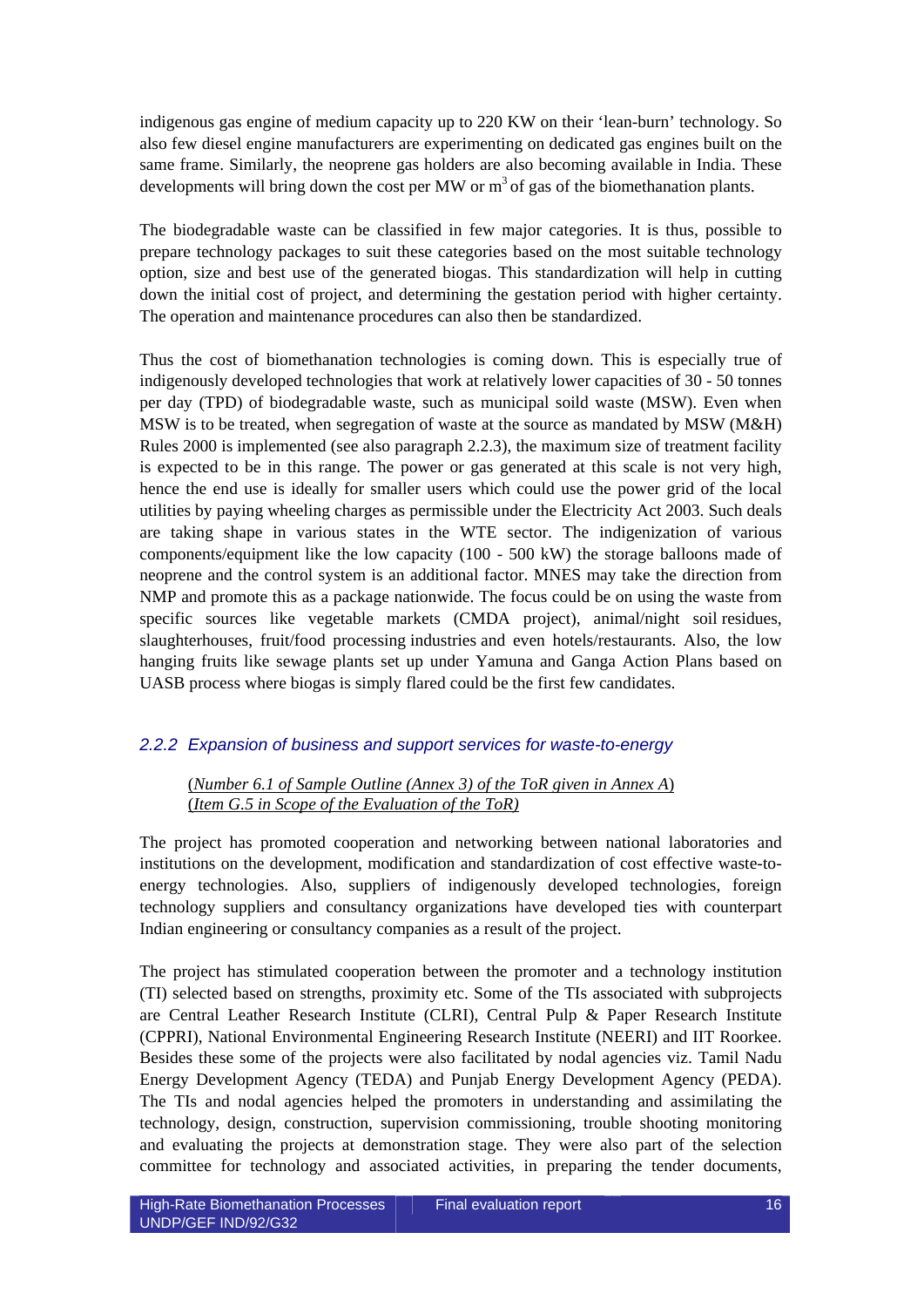indigenous gas engine of medium capacity up to 220 KW on their 'lean-burn' technology. So also few diesel engine manufacturers are experimenting on dedicated gas engines built on the same frame. Similarly, the neoprene gas holders are also becoming available in India. These developments will bring down the cost per MW or $m^3$ of gas of the biomethanation plants.

The biodegradable waste can be classified in few major categories. It is thus, possible to prepare technology packages to suit these categories based on the most suitable technology option, size and best use of the generated biogas. This standardization will help in cutting down the initial cost of project, and determining the gestation period with higher certainty. The operation and maintenance procedures can also then be standardized.

Thus the cost of biomethanation technologies is coming down. This is especially true of indigenously developed technologies that work at relatively lower capacities of 30 - 50 tonnes per day (TPD) of biodegradable waste, such as municipal soild waste (MSW). Even when MSW is to be treated, when segregation of waste at the source as mandated by MSW (M&H) Rules 2000 is implemented (see also paragraph 2.2.3), the maximum size of treatment facility is expected to be in this range. The power or gas generated at this scale is not very high, hence the end use is ideally for smaller users which could use the power grid of the local utilities by paying wheeling charges as permissible under the Electricity Act 2003. Such deals are taking shape in various states in the WTE sector. The indigenization of various components/equipment like the low capacity (100 - 500 kW) the storage balloons made of neoprene and the control system is an additional factor. MNES may take the direction from NMP and promote this as a package nationwide. The focus could be on using the waste from specific sources like vegetable markets (CMDA project), animal/night soil residues, slaughterhouses, fruit/food processing industries and even hotels/restaurants. Also, the low hanging fruits like sewage plants set up under Yamuna and Ganga Action Plans based on UASB process where biogas is simply flared could be the first few candidates.

### *2.2.2 Expansion of business and support services for waste-to-energy*

(*Number 6.1 of Sample Outline (Annex 3) of the ToR given in Annex A*)
(*Item G.5 in Scope of the Evaluation of the ToR)*

The project has promoted cooperation and networking between national laboratories and institutions on the development, modification and standardization of cost effective waste-to-energy technologies. Also, suppliers of indigenously developed technologies, foreign technology suppliers and consultancy organizations have developed ties with counterpart Indian engineering or consultancy companies as a result of the project.

The project has stimulated cooperation between the promoter and a technology institution (TI) selected based on strengths, proximity etc. Some of the TIs associated with subprojects are Central Leather Research Institute (CLRI), Central Pulp & Paper Research Institute (CPPRI), National Environmental Engineering Research Institute (NEERI) and IIT Roorkee. Besides these some of the projects were also facilitated by nodal agencies viz. Tamil Nadu Energy Development Agency (TEDA) and Punjab Energy Development Agency (PEDA). The TIs and nodal agencies helped the promoters in understanding and assimilating the technology, design, construction, supervision commissioning, trouble shooting monitoring and evaluating the projects at demonstration stage. They were also part of the selection committee for technology and associated activities, in preparing the tender documents,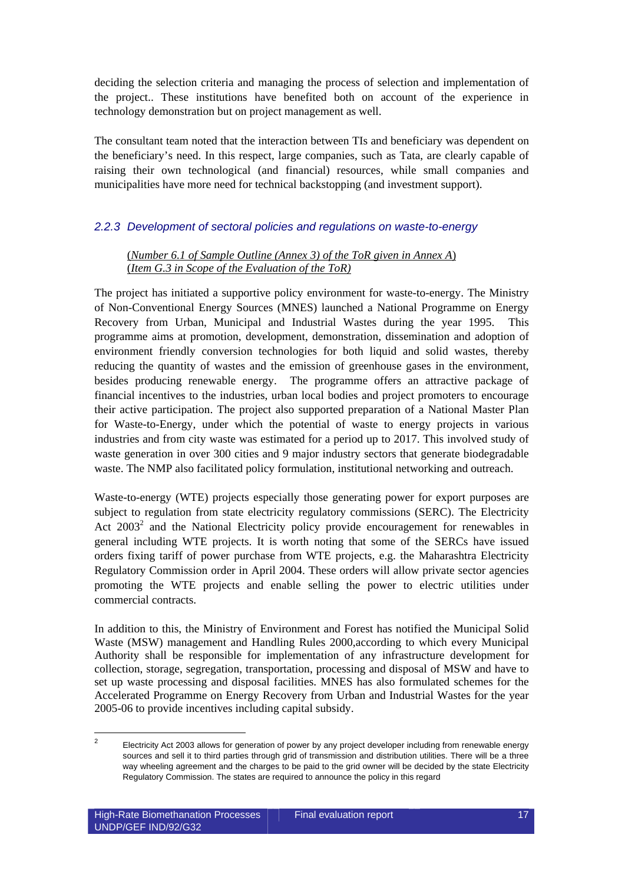deciding the selection criteria and managing the process of selection and implementation of the project.. These institutions have benefited both on account of the experience in technology demonstration but on project management as well.

The consultant team noted that the interaction between TIs and beneficiary was dependent on the beneficiary's need. In this respect, large companies, such as Tata, are clearly capable of raising their own technological (and financial) resources, while small companies and municipalities have more need for technical backstopping (and investment support).

### *2.2.3 Development of sectoral policies and regulations on waste-to-energy*

(*Number 6.1 of Sample Outline (Annex 3) of the ToR given in Annex A*)
(*Item G.3 in Scope of the Evaluation of the ToR)*

The project has initiated a supportive policy environment for waste-to-energy. The Ministry of Non-Conventional Energy Sources (MNES) launched a National Programme on Energy Recovery from Urban, Municipal and Industrial Wastes during the year 1995. This programme aims at promotion, development, demonstration, dissemination and adoption of environment friendly conversion technologies for both liquid and solid wastes, thereby reducing the quantity of wastes and the emission of greenhouse gases in the environment, besides producing renewable energy. The programme offers an attractive package of financial incentives to the industries, urban local bodies and project promoters to encourage their active participation. The project also supported preparation of a National Master Plan for Waste-to-Energy, under which the potential of waste to energy projects in various industries and from city waste was estimated for a period up to 2017. This involved study of waste generation in over 300 cities and 9 major industry sectors that generate biodegradable waste. The NMP also facilitated policy formulation, institutional networking and outreach.

Waste-to-energy (WTE) projects especially those generating power for export purposes are subject to regulation from state electricity regulatory commissions (SERC). The Electricity Act 2003[2] and the National Electricity policy provide encouragement for renewables in general including WTE projects. It is worth noting that some of the SERCs have issued orders fixing tariff of power purchase from WTE projects, e.g. the Maharashtra Electricity Regulatory Commission order in April 2004. These orders will allow private sector agencies promoting the WTE projects and enable selling the power to electric utilities under commercial contracts.

In addition to this, the Ministry of Environment and Forest has notified the Municipal Solid Waste (MSW) management and Handling Rules 2000,according to which every Municipal Authority shall be responsible for implementation of any infrastructure development for collection, storage, segregation, transportation, processing and disposal of MSW and have to set up waste processing and disposal facilities. MNES has also formulated schemes for the Accelerated Programme on Energy Recovery from Urban and Industrial Wastes for the year 2005-06 to provide incentives including capital subsidy.

---

[2] Electricity Act 2003 allows for generation of power by any project developer including from renewable energy sources and sell it to third parties through grid of transmission and distribution utilities. There will be a three way wheeling agreement and the charges to be paid to the grid owner will be decided by the state Electricity Regulatory Commission. The states are required to announce the policy in this regard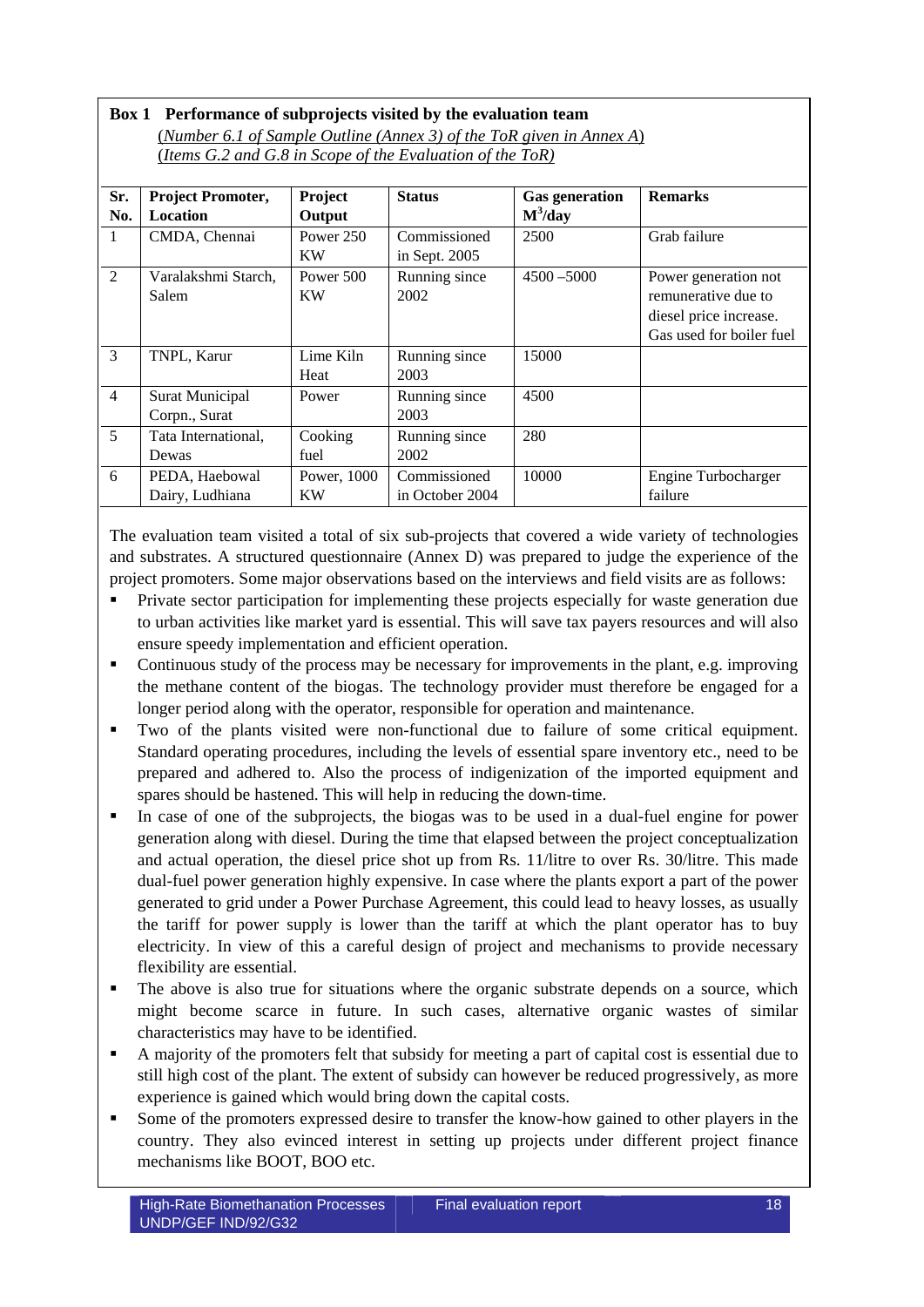**Box 1 Performance of subprojects visited by the evaluation team**
(*Number 6.1 of Sample Outline (Annex 3) of the ToR given in Annex A*)
(*Items G.2 and G.8 in Scope of the Evaluation of the ToR)*

| Sr. No. | Project Promoter, Location | Project Output | Status | Gas generation $M^3$/day | Remarks |
|---|---|---|---|---|---|
| 1 | CMDA, Chennai | Power 250 KW | Commissioned in Sept. 2005 | 2500 | Grab failure |
| 2 | Varalakshmi Starch, Salem | Power 500 KW | Running since 2002 | 4500 –5000 | Power generation not remunerative due to diesel price increase. Gas used for boiler fuel |
| 3 | TNPL, Karur | Lime Kiln Heat | Running since 2003 | 15000 | |
| 4 | Surat Municipal Corpn., Surat | Power | Running since 2003 | 4500 | |
| 5 | Tata International, Dewas | Cooking fuel | Running since 2002 | 280 | |
| 6 | PEDA, Haebowal Dairy, Ludhiana | Power, 1000 KW | Commissioned in October 2004 | 10000 | Engine Turbocharger failure |

The evaluation team visited a total of six sub-projects that covered a wide variety of technologies and substrates. A structured questionnaire (Annex D) was prepared to judge the experience of the project promoters. Some major observations based on the interviews and field visits are as follows:

- Private sector participation for implementing these projects especially for waste generation due to urban activities like market yard is essential. This will save tax payers resources and will also ensure speedy implementation and efficient operation.
- Continuous study of the process may be necessary for improvements in the plant, e.g. improving the methane content of the biogas. The technology provider must therefore be engaged for a longer period along with the operator, responsible for operation and maintenance.
- Two of the plants visited were non-functional due to failure of some critical equipment. Standard operating procedures, including the levels of essential spare inventory etc., need to be prepared and adhered to. Also the process of indigenization of the imported equipment and spares should be hastened. This will help in reducing the down-time.
- In case of one of the subprojects, the biogas was to be used in a dual-fuel engine for power generation along with diesel. During the time that elapsed between the project conceptualization and actual operation, the diesel price shot up from Rs. 11/litre to over Rs. 30/litre. This made dual-fuel power generation highly expensive. In case where the plants export a part of the power generated to grid under a Power Purchase Agreement, this could lead to heavy losses, as usually the tariff for power supply is lower than the tariff at which the plant operator has to buy electricity. In view of this a careful design of project and mechanisms to provide necessary flexibility are essential.
- The above is also true for situations where the organic substrate depends on a source, which might become scarce in future. In such cases, alternative organic wastes of similar characteristics may have to be identified.
- A majority of the promoters felt that subsidy for meeting a part of capital cost is essential due to still high cost of the plant. The extent of subsidy can however be reduced progressively, as more experience is gained which would bring down the capital costs.
- Some of the promoters expressed desire to transfer the know-how gained to other players in the country. They also evinced interest in setting up projects under different project finance mechanisms like BOOT, BOO etc.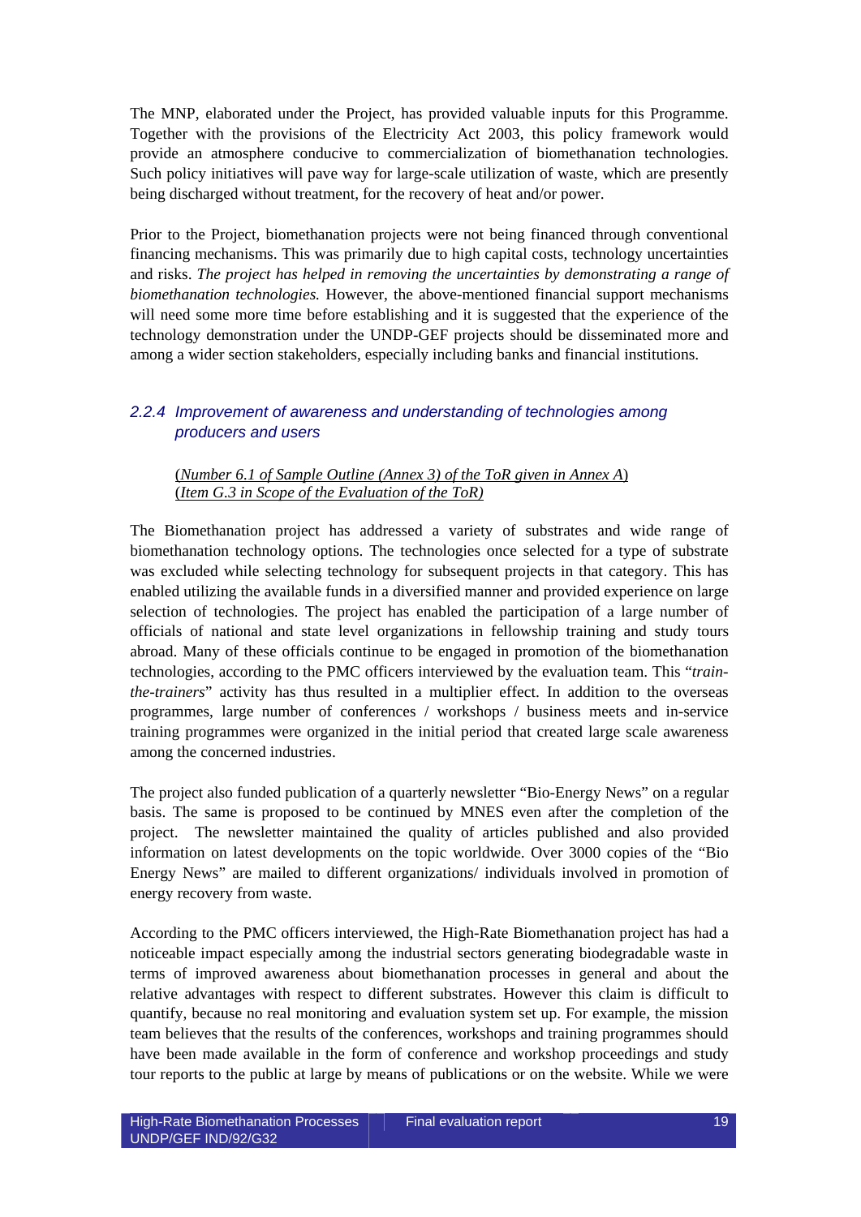The MNP, elaborated under the Project, has provided valuable inputs for this Programme. Together with the provisions of the Electricity Act 2003, this policy framework would provide an atmosphere conducive to commercialization of biomethanation technologies. Such policy initiatives will pave way for large-scale utilization of waste, which are presently being discharged without treatment, for the recovery of heat and/or power.

Prior to the Project, biomethanation projects were not being financed through conventional financing mechanisms. This was primarily due to high capital costs, technology uncertainties and risks. *The project has helped in removing the uncertainties by demonstrating a range of biomethanation technologies.* However, the above-mentioned financial support mechanisms will need some more time before establishing and it is suggested that the experience of the technology demonstration under the UNDP-GEF projects should be disseminated more and among a wider section stakeholders, especially including banks and financial institutions.

### *2.2.4 Improvement of awareness and understanding of technologies among producers and users*

(*Number 6.1 of Sample Outline (Annex 3) of the ToR given in Annex A*)
(*Item G.3 in Scope of the Evaluation of the ToR)*

The Biomethanation project has addressed a variety of substrates and wide range of biomethanation technology options. The technologies once selected for a type of substrate was excluded while selecting technology for subsequent projects in that category. This has enabled utilizing the available funds in a diversified manner and provided experience on large selection of technologies. The project has enabled the participation of a large number of officials of national and state level organizations in fellowship training and study tours abroad. Many of these officials continue to be engaged in promotion of the biomethanation technologies, according to the PMC officers interviewed by the evaluation team. This "*train-the-trainers*" activity has thus resulted in a multiplier effect. In addition to the overseas programmes, large number of conferences / workshops / business meets and in-service training programmes were organized in the initial period that created large scale awareness among the concerned industries.

The project also funded publication of a quarterly newsletter "Bio-Energy News" on a regular basis. The same is proposed to be continued by MNES even after the completion of the project. The newsletter maintained the quality of articles published and also provided information on latest developments on the topic worldwide. Over 3000 copies of the "Bio Energy News" are mailed to different organizations/ individuals involved in promotion of energy recovery from waste.

According to the PMC officers interviewed, the High-Rate Biomethanation project has had a noticeable impact especially among the industrial sectors generating biodegradable waste in terms of improved awareness about biomethanation processes in general and about the relative advantages with respect to different substrates. However this claim is difficult to quantify, because no real monitoring and evaluation system set up. For example, the mission team believes that the results of the conferences, workshops and training programmes should have been made available in the form of conference and workshop proceedings and study tour reports to the public at large by means of publications or on the website. While we were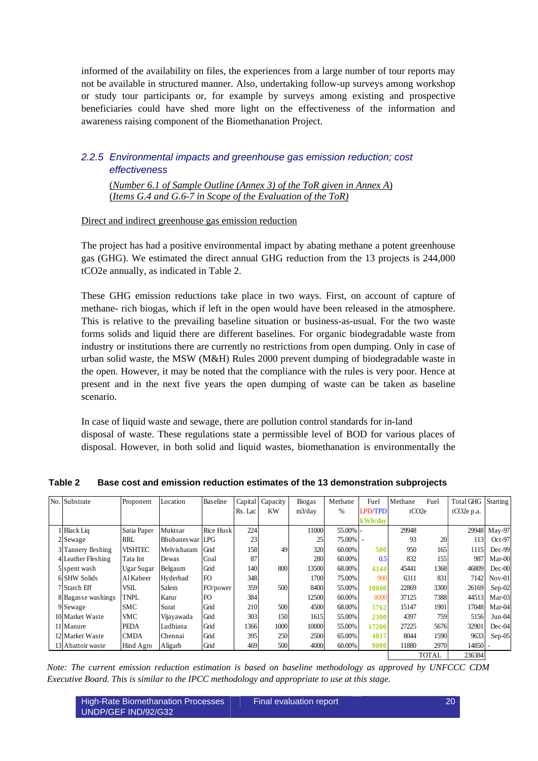informed of the availability on files, the experiences from a large number of tour reports may not be available in structured manner. Also, undertaking follow-up surveys among workshop or study tour participants or, for example by surveys among existing and prospective beneficiaries could have shed more light on the effectiveness of the information and awareness raising component of the Biomethanation Project.

### 2.2.5 Environmental impacts and greenhouse gas emission reduction; cost effectiveness

(*Number 6.1 of Sample Outline (Annex 3) of the ToR given in Annex A*)
(*Items G.4 and G.6-7 in Scope of the Evaluation of the ToR)*

Direct and indirect greenhouse gas emission reduction

The project has had a positive environmental impact by abating methane a potent greenhouse gas (GHG). We estimated the direct annual GHG reduction from the 13 projects is 244,000 tCO2e annually, as indicated in Table 2.

These GHG emission reductions take place in two ways. First, on account of capture of methane- rich biogas, which if left in the open would have been released in the atmosphere. This is relative to the prevailing baseline situation or business-as-usual. For the two waste forms solids and liquid there are different baselines. For organic biodegradable waste from industry or institutions there are currently no restrictions from open dumping. Only in case of urban solid waste, the MSW (M&H) Rules 2000 prevent dumping of biodegradable waste in the open. However, it may be noted that the compliance with the rules is very poor. Hence at present and in the next five years the open dumping of waste can be taken as baseline scenario.

In case of liquid waste and sewage, there are pollution control standards for in-land disposal of waste. These regulations state a permissible level of BOD for various places of disposal. However, in both solid and liquid wastes, biomethanation is environmentally the

**Table 2 Base cost and emission reduction estimates of the 13 demonstration subprojects**

| No. | Substrate | Proponent | Location | Baseline | Capital Rs. Lac | Capacity KW | Biogas m3/day | Methane % | Fuel LPD/TPD kWh/day | Methane tCO2e | Fuel | Total GHG tCO2e p.a. | Starting |
|---|---|---|---|---|---|---|---|---|---|---|---|---|---|
| 1 | Black Liq | Satia Paper | Muktsar | Rice Husk | 224 | | 11000 | 55.00% | - | 29948 | | 29948 | May-97 |
| 2 | Sewage | RRL | Bhubaneswar | LPG | 23 | | 25 | 75.00% | - | 93 | 20 | 113 | Oct-97 |
| 3 | Tannery fleshing | VISHTEC | Melvisharam | Grid | 158 | 49 | 320 | 60.00% | 500 | 950 | 165 | 1115 | Dec-99 |
| 4 | Leather Fleshing | Tata Int | Dewas | Coal | 87 | | 280 | 60.00% | 0.5 | 832 | 155 | 987 | Mar-00 |
| 5 | spent wash | Ugar Sugar | Belgaum | Grid | 140 | 800 | 13500 | 68.00% | 4144 | 45441 | 1368 | 46809 | Dec-00 |
| 6 | SHW Solids | Al Kabeer | Hyderbad | FO | 348 | | 1700 | 75.00% | 900 | 6311 | 831 | 7142 | Nov-01 |
| 7 | Starch Eff | VSIL | Salem | FO/power | 359 | 500 | 8400 | 55.00% | 10000 | 22869 | 3300 | 26169 | Sep-02 |
| 8 | Bagasse washings | TNPL | Karur | FO | 384 | | 12500 | 60.00% | 8000 | 37125 | 7388 | 44513 | Mar-03 |
| 9 | Sewage | SMC | Surat | Grid | 210 | 500 | 4500 | 68.00% | 5762 | 15147 | 1901 | 17048 | Mar-04 |
| 10 | Market Waste | VMC | Vijayawada | Grid | 303 | 150 | 1615 | 55.00% | 2300 | 4397 | 759 | 5156 | Jun-04 |
| 11 | Manure | PEDA | Ludhiana | Grid | 1366 | 1000 | 10000 | 55.00% | 17200 | 27225 | 5676 | 32901 | Dec-04 |
| 12 | Market Waste | CMDA | Chennai | Grid | 395 | 250 | 2500 | 65.00% | 4817 | 8044 | 1590 | 9633 | Sep-05 |
| 13 | Abattoir waste | Hind Agro | Aligarh | Grid | 469 | 500 | 4000 | 60.00% | 9000 | 11880 | 2970 | 14850 | - |
| | | | | | | | | | | | TOTAL | 236384 | |

*Note: The current emission reduction estimation is based on baseline methodology as approved by UNFCCC CDM Executive Board. This is similar to the IPCC methodology and appropriate to use at this stage.*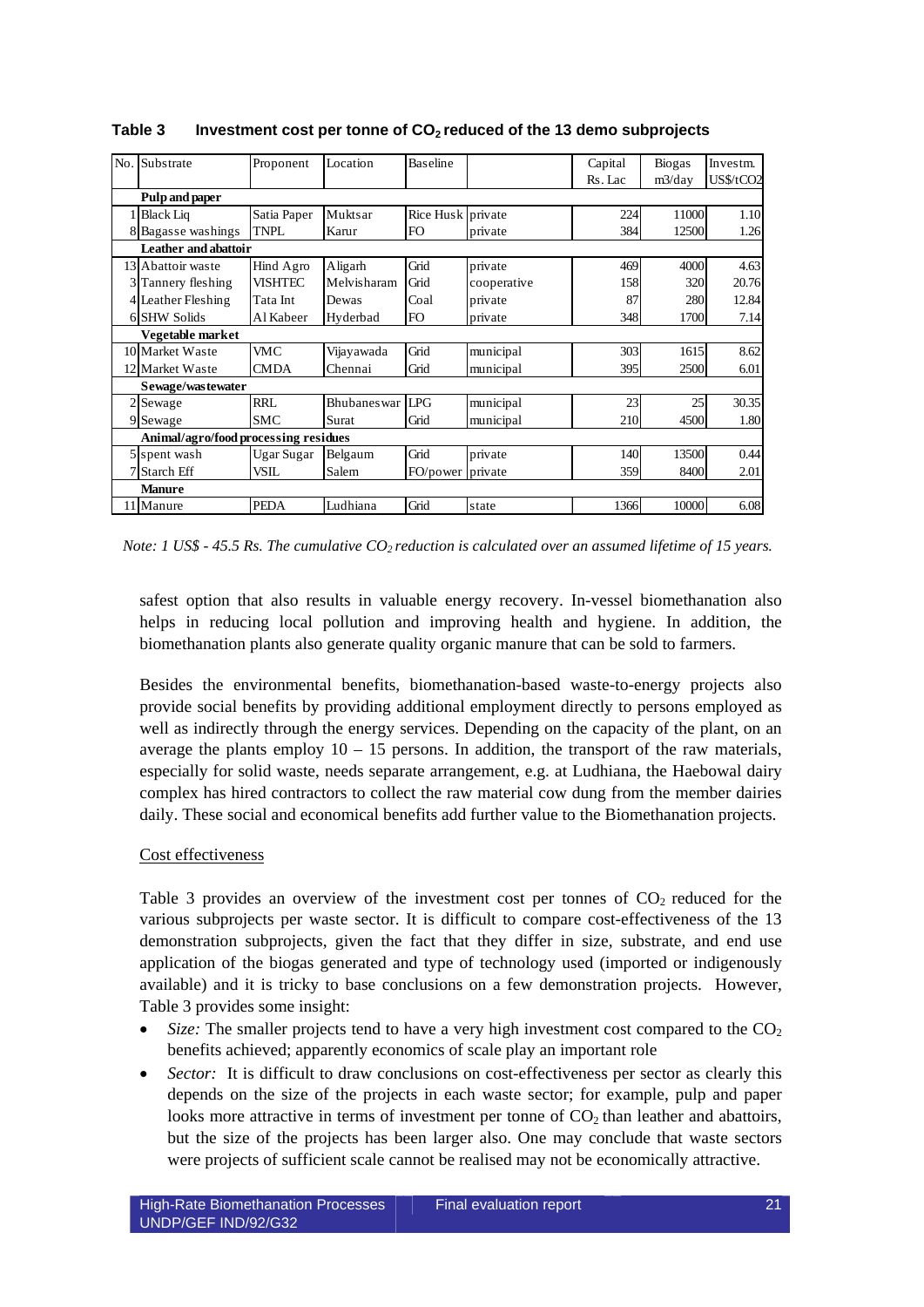**Table 3 Investment cost per tonne of $CO_2$ reduced of the 13 demo subprojects**

| No. | Substrate | Proponent | Location | Baseline | | Capital Rs. Lac | Biogas m3/day | Investm. US$/tCO2 |
|---|---|---|---|---|---|---|---|---|
| | **Pulp and paper** | | | | | | | |
| 1 | Black Liq | Satia Paper | Muktsar | Rice Husk | private | 224 | 11000 | 1.10 |
| 8 | Bagasse washings | TNPL | Karur | FO | private | 384 | 12500 | 1.26 |
| | **Leather and abattoir** | | | | | | | |
| 13 | Abattoir waste | Hind Agro | Aligarh | Grid | private | 469 | 4000 | 4.63 |
| 3 | Tannery fleshing | VISHTEC | Melvisharam | Grid | cooperative | 158 | 320 | 20.76 |
| 4 | Leather Fleshing | Tata Int | Dewas | Coal | private | 87 | 280 | 12.84 |
| 6 | SHW Solids | Al Kabeer | Hyderbad | FO | private | 348 | 1700 | 7.14 |
| | **Vegetable market** | | | | | | | |
| 10 | Market Waste | VMC | Vijayawada | Grid | municipal | 303 | 1615 | 8.62 |
| 12 | Market Waste | CMDA | Chennai | Grid | municipal | 395 | 2500 | 6.01 |
| | **Sewage/wastewater** | | | | | | | |
| 2 | Sewage | RRL | Bhubaneswar | LPG | municipal | 23 | 25 | 30.35 |
| 9 | Sewage | SMC | Surat | Grid | municipal | 210 | 4500 | 1.80 |
| | **Animal/agro/food processing residues** | | | | | | | |
| 5 | spent wash | Ugar Sugar | Belgaum | Grid | private | 140 | 13500 | 0.44 |
| 7 | Starch Eff | VSIL | Salem | FO/power | private | 359 | 8400 | 2.01 |
| | **Manure** | | | | | | | |
| 11 | Manure | PEDA | Ludhiana | Grid | state | 1366 | 10000 | 6.08 |

*Note: 1 US$ - 45.5 Rs. The cumulative $CO_2$ reduction is calculated over an assumed lifetime of 15 years.*

safest option that also results in valuable energy recovery. In-vessel biomethanation also helps in reducing local pollution and improving health and hygiene. In addition, the biomethanation plants also generate quality organic manure that can be sold to farmers.

Besides the environmental benefits, biomethanation-based waste-to-energy projects also provide social benefits by providing additional employment directly to persons employed as well as indirectly through the energy services. Depending on the capacity of the plant, on an average the plants employ 10 – 15 persons. In addition, the transport of the raw materials, especially for solid waste, needs separate arrangement, e.g. at Ludhiana, the Haebowal dairy complex has hired contractors to collect the raw material cow dung from the member dairies daily. These social and economical benefits add further value to the Biomethanation projects.

Cost effectiveness

Table 3 provides an overview of the investment cost per tonnes of $CO_2$ reduced for the various subprojects per waste sector. It is difficult to compare cost-effectiveness of the 13 demonstration subprojects, given the fact that they differ in size, substrate, and end use application of the biogas generated and type of technology used (imported or indigenously available) and it is tricky to base conclusions on a few demonstration projects. However, Table 3 provides some insight:

- *Size:* The smaller projects tend to have a very high investment cost compared to the $CO_2$ benefits achieved; apparently economics of scale play an important role
- *Sector:* It is difficult to draw conclusions on cost-effectiveness per sector as clearly this depends on the size of the projects in each waste sector; for example, pulp and paper looks more attractive in terms of investment per tonne of $CO_2$ than leather and abattoirs, but the size of the projects has been larger also. One may conclude that waste sectors were projects of sufficient scale cannot be realised may not be economically attractive.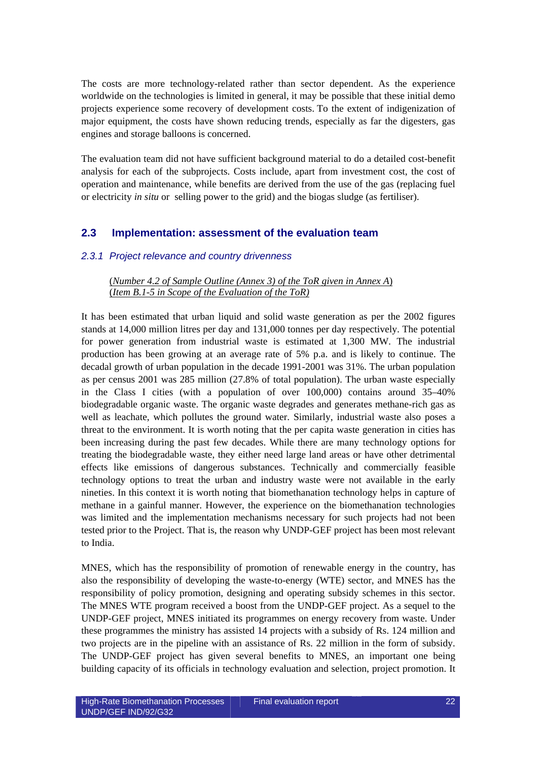The costs are more technology-related rather than sector dependent. As the experience worldwide on the technologies is limited in general, it may be possible that these initial demo projects experience some recovery of development costs. To the extent of indigenization of major equipment, the costs have shown reducing trends, especially as far the digesters, gas engines and storage balloons is concerned.

The evaluation team did not have sufficient background material to do a detailed cost-benefit analysis for each of the subprojects. Costs include, apart from investment cost, the cost of operation and maintenance, while benefits are derived from the use of the gas (replacing fuel or electricity *in situ* or selling power to the grid) and the biogas sludge (as fertiliser).

## 2.3 Implementation: assessment of the evaluation team

### 2.3.1 Project relevance and country drivenness

(*Number 4.2 of Sample Outline (Annex 3) of the ToR given in Annex A*)
(*Item B.1-5 in Scope of the Evaluation of the ToR)*

It has been estimated that urban liquid and solid waste generation as per the 2002 figures stands at 14,000 million litres per day and 131,000 tonnes per day respectively. The potential for power generation from industrial waste is estimated at 1,300 MW. The industrial production has been growing at an average rate of 5% p.a. and is likely to continue. The decadal growth of urban population in the decade 1991-2001 was 31%. The urban population as per census 2001 was 285 million (27.8% of total population). The urban waste especially in the Class I cities (with a population of over 100,000) contains around 35–40% biodegradable organic waste. The organic waste degrades and generates methane-rich gas as well as leachate, which pollutes the ground water. Similarly, industrial waste also poses a threat to the environment. It is worth noting that the per capita waste generation in cities has been increasing during the past few decades. While there are many technology options for treating the biodegradable waste, they either need large land areas or have other detrimental effects like emissions of dangerous substances. Technically and commercially feasible technology options to treat the urban and industry waste were not available in the early nineties. In this context it is worth noting that biomethanation technology helps in capture of methane in a gainful manner. However, the experience on the biomethanation technologies was limited and the implementation mechanisms necessary for such projects had not been tested prior to the Project. That is, the reason why UNDP-GEF project has been most relevant to India.

MNES, which has the responsibility of promotion of renewable energy in the country, has also the responsibility of developing the waste-to-energy (WTE) sector, and MNES has the responsibility of policy promotion, designing and operating subsidy schemes in this sector. The MNES WTE program received a boost from the UNDP-GEF project. As a sequel to the UNDP-GEF project, MNES initiated its programmes on energy recovery from waste. Under these programmes the ministry has assisted 14 projects with a subsidy of Rs. 124 million and two projects are in the pipeline with an assistance of Rs. 22 million in the form of subsidy. The UNDP-GEF project has given several benefits to MNES, an important one being building capacity of its officials in technology evaluation and selection, project promotion. It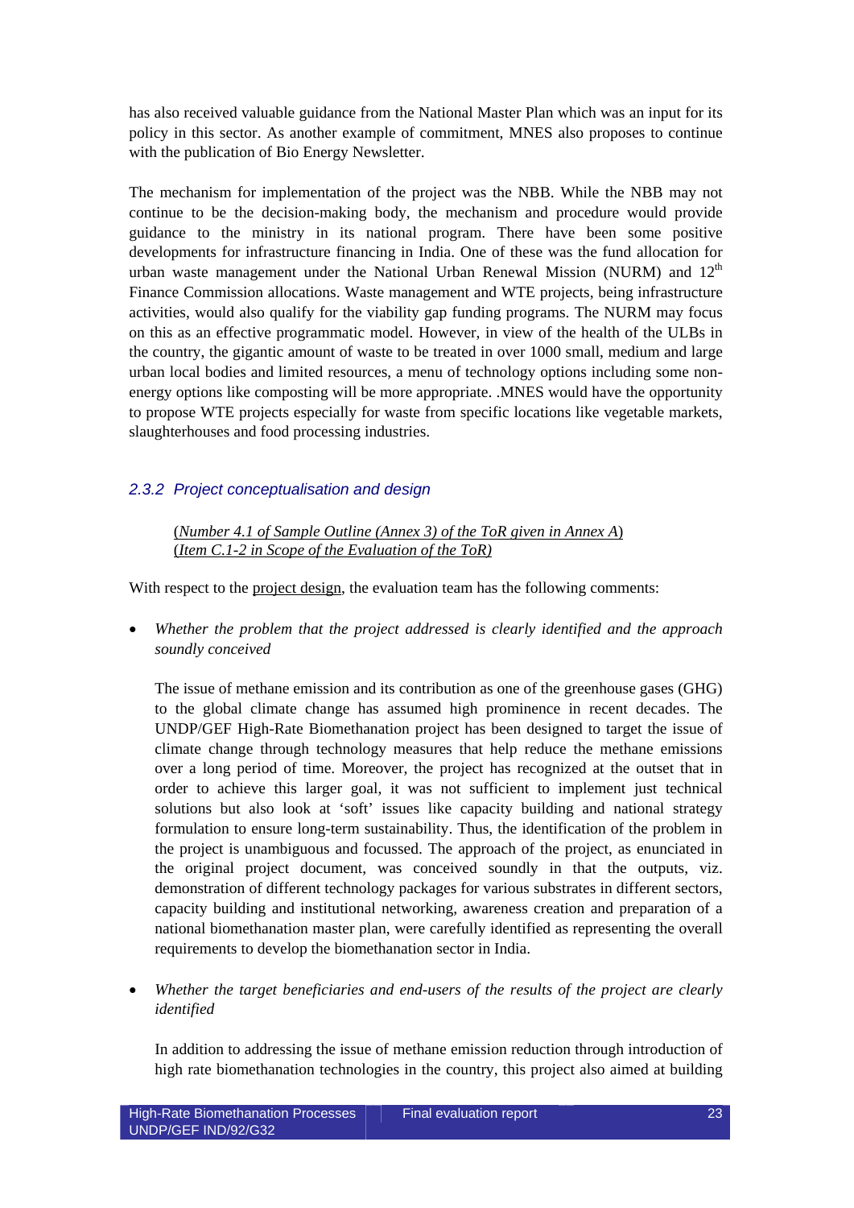has also received valuable guidance from the National Master Plan which was an input for its policy in this sector. As another example of commitment, MNES also proposes to continue with the publication of Bio Energy Newsletter.

The mechanism for implementation of the project was the NBB. While the NBB may not continue to be the decision-making body, the mechanism and procedure would provide guidance to the ministry in its national program. There have been some positive developments for infrastructure financing in India. One of these was the fund allocation for urban waste management under the National Urban Renewal Mission (NURM) and 12th Finance Commission allocations. Waste management and WTE projects, being infrastructure activities, would also qualify for the viability gap funding programs. The NURM may focus on this as an effective programmatic model. However, in view of the health of the ULBs in the country, the gigantic amount of waste to be treated in over 1000 small, medium and large urban local bodies and limited resources, a menu of technology options including some non-energy options like composting will be more appropriate. .MNES would have the opportunity to propose WTE projects especially for waste from specific locations like vegetable markets, slaughterhouses and food processing industries.

### *2.3.2 Project conceptualisation and design*

> (*Number 4.1 of Sample Outline (Annex 3) of the ToR given in Annex A*)
> (*Item C.1-2 in Scope of the Evaluation of the ToR)*

With respect to the project design, the evaluation team has the following comments:

- *Whether the problem that the project addressed is clearly identified and the approach soundly conceived*

  The issue of methane emission and its contribution as one of the greenhouse gases (GHG) to the global climate change has assumed high prominence in recent decades. The UNDP/GEF High-Rate Biomethanation project has been designed to target the issue of climate change through technology measures that help reduce the methane emissions over a long period of time. Moreover, the project has recognized at the outset that in order to achieve this larger goal, it was not sufficient to implement just technical solutions but also look at 'soft' issues like capacity building and national strategy formulation to ensure long-term sustainability. Thus, the identification of the problem in the project is unambiguous and focussed. The approach of the project, as enunciated in the original project document, was conceived soundly in that the outputs, viz. demonstration of different technology packages for various substrates in different sectors, capacity building and institutional networking, awareness creation and preparation of a national biomethanation master plan, were carefully identified as representing the overall requirements to develop the biomethanation sector in India.

- *Whether the target beneficiaries and end-users of the results of the project are clearly identified*

  In addition to addressing the issue of methane emission reduction through introduction of high rate biomethanation technologies in the country, this project also aimed at building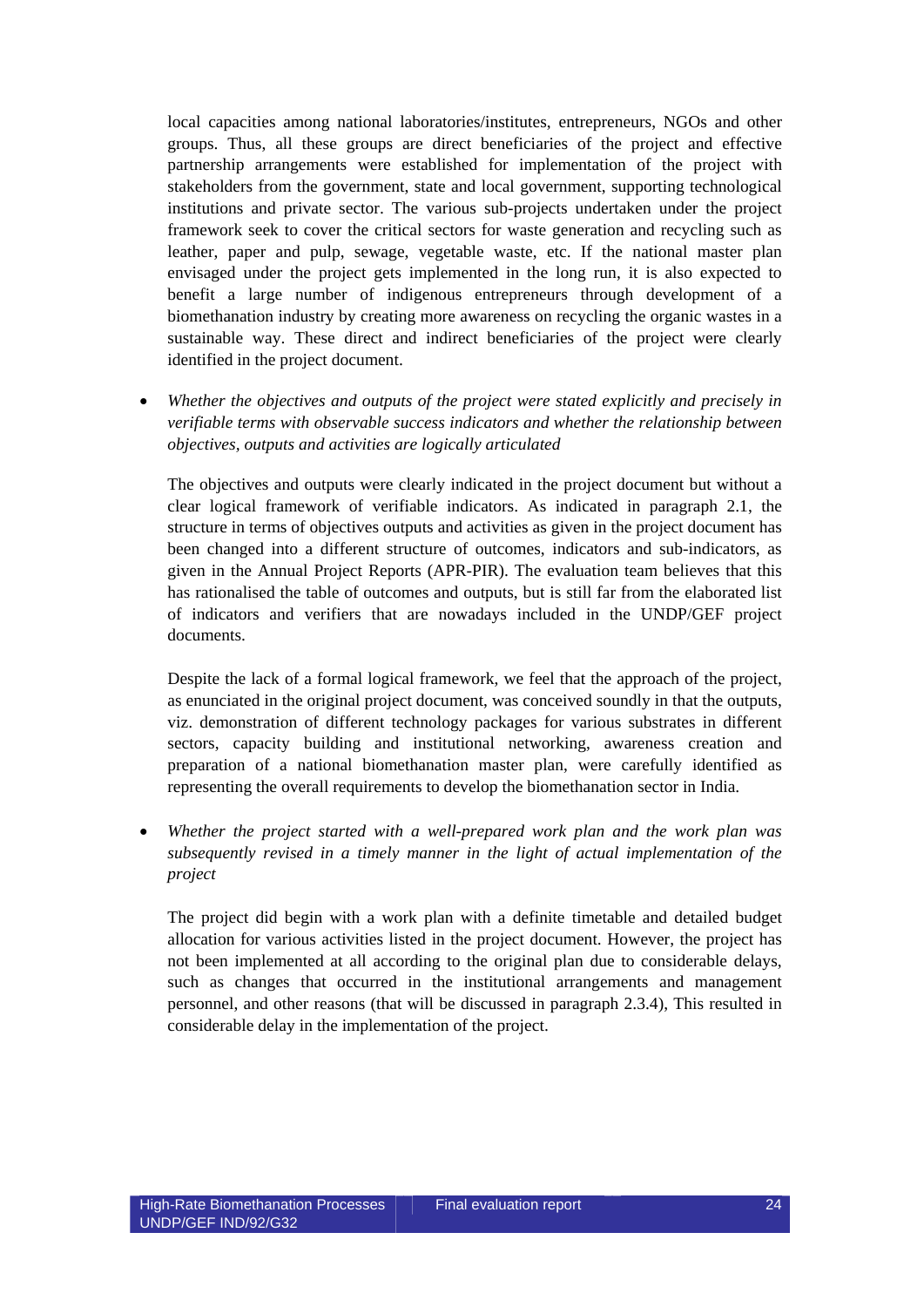local capacities among national laboratories/institutes, entrepreneurs, NGOs and other groups. Thus, all these groups are direct beneficiaries of the project and effective partnership arrangements were established for implementation of the project with stakeholders from the government, state and local government, supporting technological institutions and private sector. The various sub-projects undertaken under the project framework seek to cover the critical sectors for waste generation and recycling such as leather, paper and pulp, sewage, vegetable waste, etc. If the national master plan envisaged under the project gets implemented in the long run, it is also expected to benefit a large number of indigenous entrepreneurs through development of a biomethanation industry by creating more awareness on recycling the organic wastes in a sustainable way. These direct and indirect beneficiaries of the project were clearly identified in the project document.

- *Whether the objectives and outputs of the project were stated explicitly and precisely in verifiable terms with observable success indicators and whether the relationship between objectives, outputs and activities are logically articulated*

  The objectives and outputs were clearly indicated in the project document but without a clear logical framework of verifiable indicators. As indicated in paragraph 2.1, the structure in terms of objectives outputs and activities as given in the project document has been changed into a different structure of outcomes, indicators and sub-indicators, as given in the Annual Project Reports (APR-PIR). The evaluation team believes that this has rationalised the table of outcomes and outputs, but is still far from the elaborated list of indicators and verifiers that are nowadays included in the UNDP/GEF project documents.

  Despite the lack of a formal logical framework, we feel that the approach of the project, as enunciated in the original project document, was conceived soundly in that the outputs, viz. demonstration of different technology packages for various substrates in different sectors, capacity building and institutional networking, awareness creation and preparation of a national biomethanation master plan, were carefully identified as representing the overall requirements to develop the biomethanation sector in India.

- *Whether the project started with a well-prepared work plan and the work plan was subsequently revised in a timely manner in the light of actual implementation of the project*

  The project did begin with a work plan with a definite timetable and detailed budget allocation for various activities listed in the project document. However, the project has not been implemented at all according to the original plan due to considerable delays, such as changes that occurred in the institutional arrangements and management personnel, and other reasons (that will be discussed in paragraph 2.3.4), This resulted in considerable delay in the implementation of the project.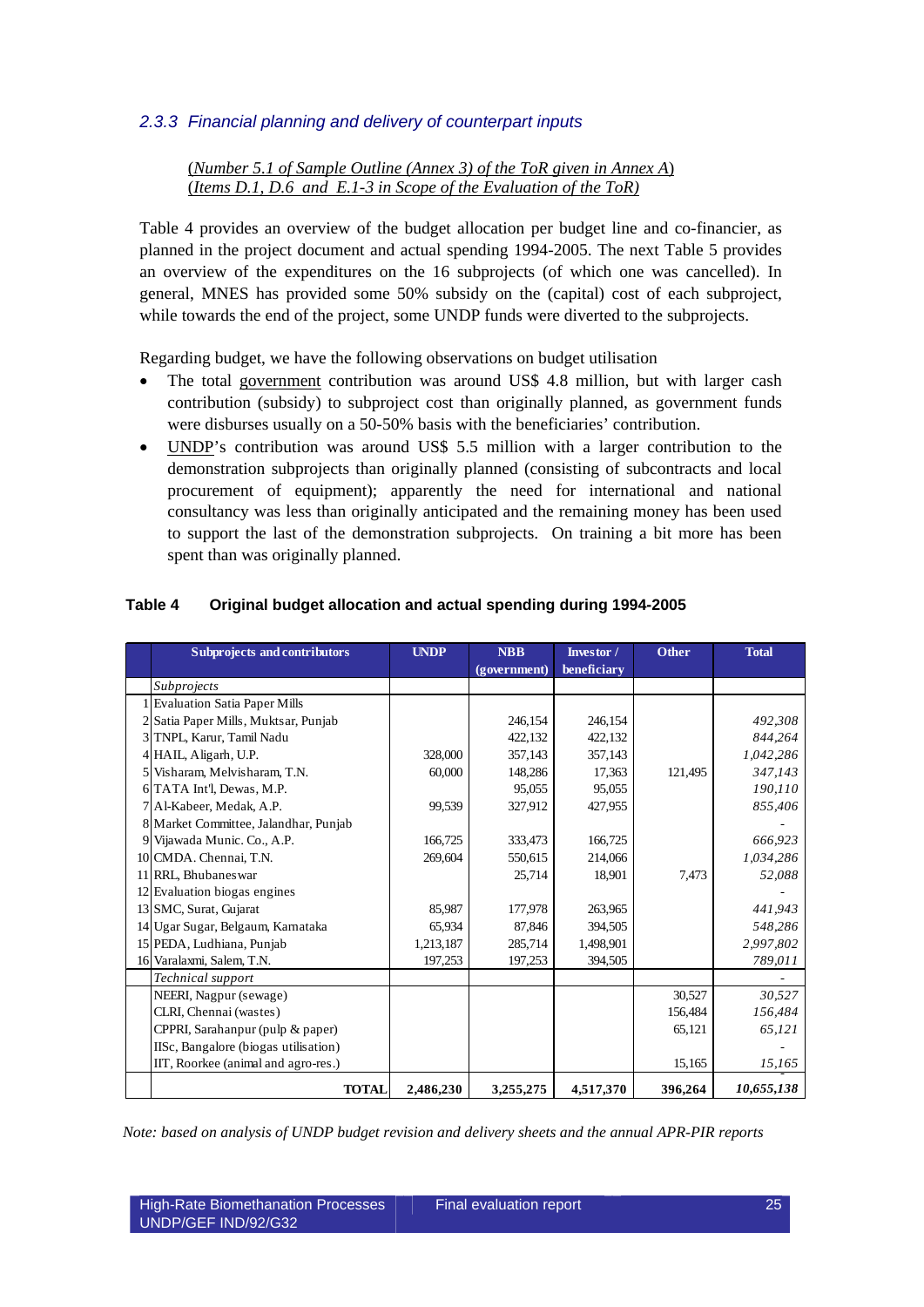### *2.3.3 Financial planning and delivery of counterpart inputs*

(*Number 5.1 of Sample Outline (Annex 3) of the ToR given in Annex A*)
(*Items D.1, D.6 and E.1-3 in Scope of the Evaluation of the ToR)*

Table 4 provides an overview of the budget allocation per budget line and co-financier, as planned in the project document and actual spending 1994-2005. The next Table 5 provides an overview of the expenditures on the 16 subprojects (of which one was cancelled). In general, MNES has provided some 50% subsidy on the (capital) cost of each subproject, while towards the end of the project, some UNDP funds were diverted to the subprojects.

Regarding budget, we have the following observations on budget utilisation

- The total government contribution was around US$ 4.8 million, but with larger cash contribution (subsidy) to subproject cost than originally planned, as government funds were disburses usually on a 50-50% basis with the beneficiaries' contribution.
- UNDP's contribution was around US$ 5.5 million with a larger contribution to the demonstration subprojects than originally planned (consisting of subcontracts and local procurement of equipment); apparently the need for international and national consultancy was less than originally anticipated and the remaining money has been used to support the last of the demonstration subprojects. On training a bit more has been spent than was originally planned.

**Table 4 Original budget allocation and actual spending during 1994-2005**

| | Subprojects and contributors | UNDP | NBB (government) | Investor / beneficiary | Other | Total |
|---|---|---|---|---|---|---|
| | *Subprojects* | | | | | |
| 1 | Evaluation Satia Paper Mills | | | | | |
| 2 | Satia Paper Mills, Muktsar, Punjab | | 246,154 | 246,154 | | *492,308* |
| 3 | TNPL, Karur, Tamil Nadu | | 422,132 | 422,132 | | *844,264* |
| 4 | HAIL, Aligarh, U.P. | 328,000 | 357,143 | 357,143 | | *1,042,286* |
| 5 | Visharam, Melvisharam, T.N. | 60,000 | 148,286 | 17,363 | 121,495 | *347,143* |
| 6 | TATA Int'l, Dewas, M.P. | | 95,055 | 95,055 | | *190,110* |
| 7 | Al-Kabeer, Medak, A.P. | 99,539 | 327,912 | 427,955 | | *855,406* |
| 8 | Market Committee, Jalandhar, Punjab | | | | | - |
| 9 | Vijawada Munic. Co., A.P. | 166,725 | 333,473 | 166,725 | | *666,923* |
| 10 | CMDA. Chennai, T.N. | 269,604 | 550,615 | 214,066 | | *1,034,286* |
| 11 | RRL, Bhubaneswar | | 25,714 | 18,901 | 7,473 | *52,088* |
| 12 | Evaluation biogas engines | | | | | - |
| 13 | SMC, Surat, Gujarat | 85,987 | 177,978 | 263,965 | | *441,943* |
| 14 | Ugar Sugar, Belgaum, Karnataka | 65,934 | 87,846 | 394,505 | | *548,286* |
| 15 | PEDA, Ludhiana, Punjab | 1,213,187 | 285,714 | 1,498,901 | | *2,997,802* |
| 16 | Varalaxmi, Salem, T.N. | 197,253 | 197,253 | 394,505 | | *789,011* |
| | *Technical support* | | | | | - |
| | NEERI, Nagpur (sewage) | | | | 30,527 | *30,527* |
| | CLRI, Chennai (wastes) | | | | 156,484 | *156,484* |
| | CPPRI, Sarahanpur (pulp & paper) | | | | 65,121 | *65,121* |
| | IISc, Bangalore (biogas utilisation) | | | | | - |
| | IIT, Roorkee (animal and agro-res.) | | | | 15,165 | *15,165* |
| | **TOTAL** | **2,486,230** | **3,255,275** | **4,517,370** | **396,264** | ***10,655,138*** |

*Note: based on analysis of UNDP budget revision and delivery sheets and the annual APR-PIR reports*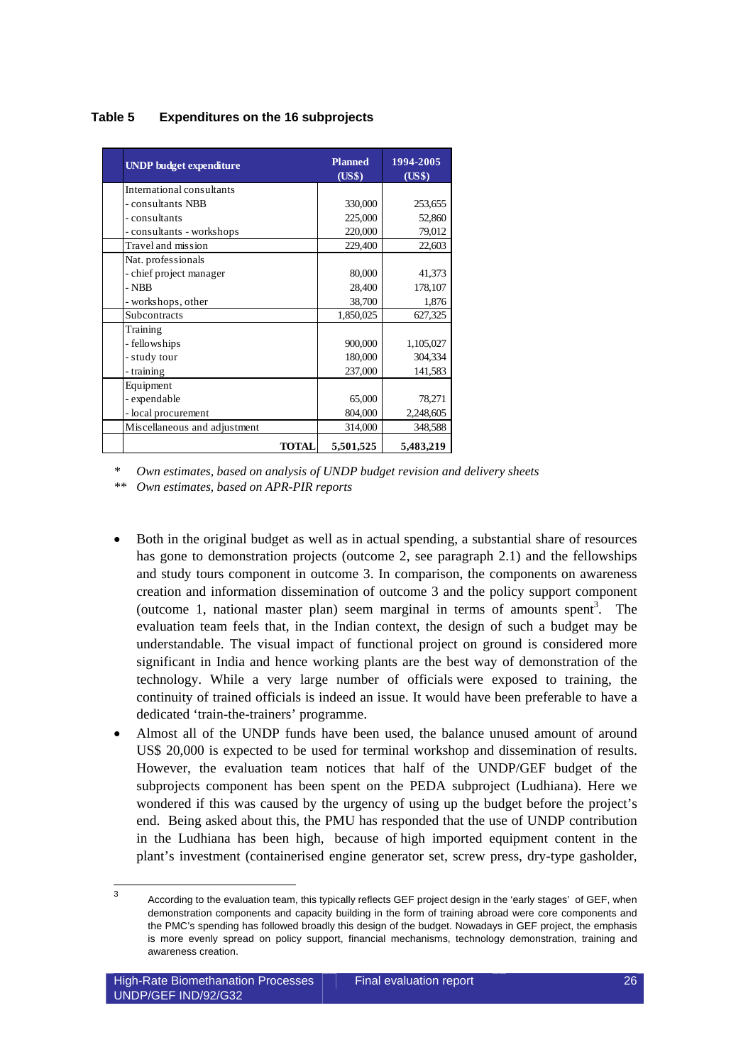**Table 5 Expenditures on the 16 subprojects**

| UNDP budget expenditure | Planned (US$) | 1994-2005 (US$) |
|---|---|---|
| International consultants | | |
| - consultants NBB | 330,000 | 253,655 |
| - consultants | 225,000 | 52,860 |
| - consultants - workshops | 220,000 | 79,012 |
| Travel and mission | 229,400 | 22,603 |
| Nat. professionals | | |
| - chief project manager | 80,000 | 41,373 |
| - NBB | 28,400 | 178,107 |
| - workshops, other | 38,700 | 1,876 |
| Subcontracts | 1,850,025 | 627,325 |
| Training | | |
| - fellowships | 900,000 | 1,105,027 |
| - study tour | 180,000 | 304,334 |
| - training | 237,000 | 141,583 |
| Equipment | | |
| - expendable | 65,000 | 78,271 |
| - local procurement | 804,000 | 2,248,605 |
| Miscellaneous and adjustment | 314,000 | 348,588 |
| **TOTAL** | **5,501,525** | **5,483,219** |

\* *Own estimates, based on analysis of UNDP budget revision and delivery sheets*

\*\* *Own estimates, based on APR-PIR reports*

- Both in the original budget as well as in actual spending, a substantial share of resources has gone to demonstration projects (outcome 2, see paragraph 2.1) and the fellowships and study tours component in outcome 3. In comparison, the components on awareness creation and information dissemination of outcome 3 and the policy support component (outcome 1, national master plan) seem marginal in terms of amounts spent[3]. The evaluation team feels that, in the Indian context, the design of such a budget may be understandable. The visual impact of functional project on ground is considered more significant in India and hence working plants are the best way of demonstration of the technology. While a very large number of officials were exposed to training, the continuity of trained officials is indeed an issue. It would have been preferable to have a dedicated 'train-the-trainers' programme.
- Almost all of the UNDP funds have been used, the balance unused amount of around US$ 20,000 is expected to be used for terminal workshop and dissemination of results. However, the evaluation team notices that half of the UNDP/GEF budget of the subprojects component has been spent on the PEDA subproject (Ludhiana). Here we wondered if this was caused by the urgency of using up the budget before the project's end. Being asked about this, the PMU has responded that the use of UNDP contribution in the Ludhiana has been high, because of high imported equipment content in the plant's investment (containerised engine generator set, screw press, dry-type gasholder,

[3] According to the evaluation team, this typically reflects GEF project design in the 'early stages' of GEF, when demonstration components and capacity building in the form of training abroad were core components and the PMC's spending has followed broadly this design of the budget. Nowadays in GEF project, the emphasis is more evenly spread on policy support, financial mechanisms, technology demonstration, training and awareness creation.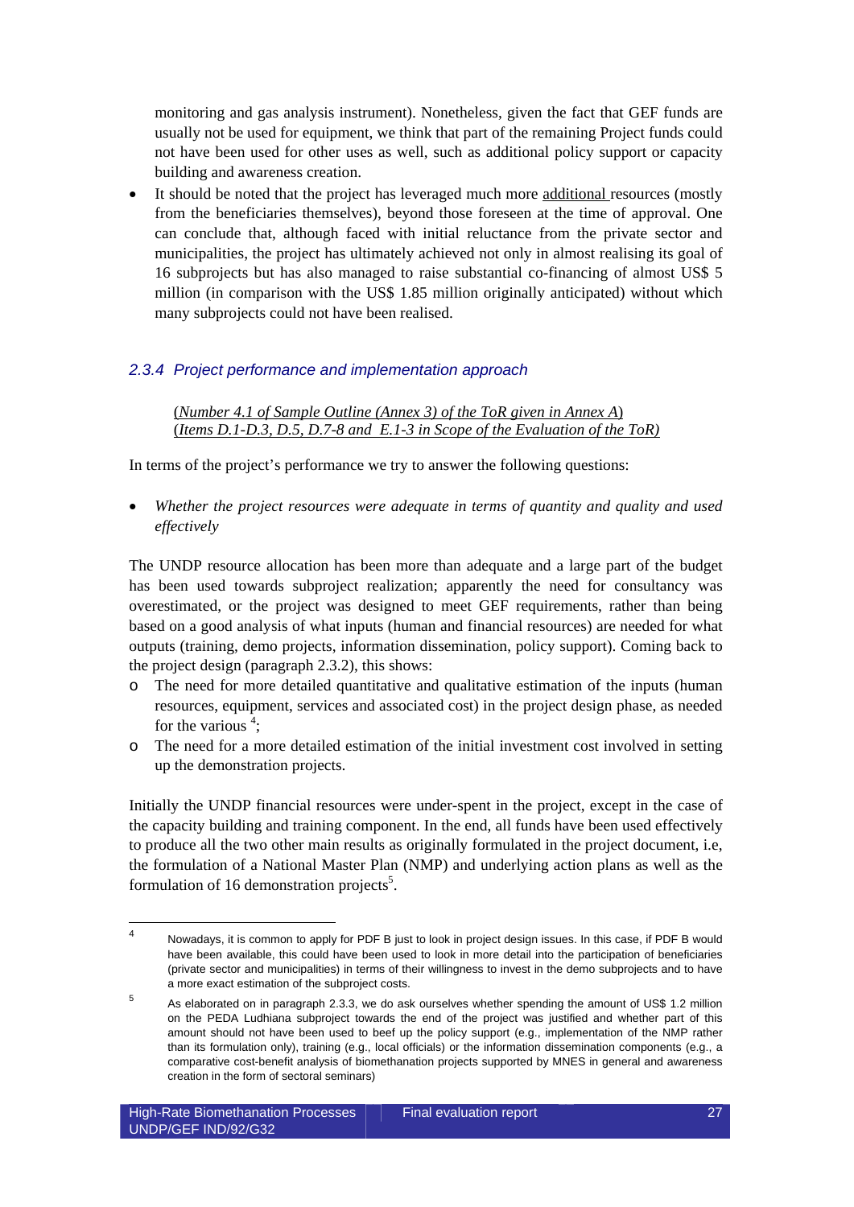monitoring and gas analysis instrument). Nonetheless, given the fact that GEF funds are usually not be used for equipment, we think that part of the remaining Project funds could not have been used for other uses as well, such as additional policy support or capacity building and awareness creation.

- It should be noted that the project has leveraged much more additional resources (mostly from the beneficiaries themselves), beyond those foreseen at the time of approval. One can conclude that, although faced with initial reluctance from the private sector and municipalities, the project has ultimately achieved not only in almost realising its goal of 16 subprojects but has also managed to raise substantial co-financing of almost US$ 5 million (in comparison with the US$ 1.85 million originally anticipated) without which many subprojects could not have been realised.

### *2.3.4 Project performance and implementation approach*

(*Number 4.1 of Sample Outline (Annex 3) of the ToR given in Annex A*)
(*Items D.1-D.3, D.5, D.7-8 and E.1-3 in Scope of the Evaluation of the ToR)*

In terms of the project's performance we try to answer the following questions:

- *Whether the project resources were adequate in terms of quantity and quality and used effectively*

The UNDP resource allocation has been more than adequate and a large part of the budget has been used towards subproject realization; apparently the need for consultancy was overestimated, or the project was designed to meet GEF requirements, rather than being based on a good analysis of what inputs (human and financial resources) are needed for what outputs (training, demo projects, information dissemination, policy support). Coming back to the project design (paragraph 2.3.2), this shows:

- The need for more detailed quantitative and qualitative estimation of the inputs (human resources, equipment, services and associated cost) in the project design phase, as needed for the various [4];
- The need for a more detailed estimation of the initial investment cost involved in setting up the demonstration projects.

Initially the UNDP financial resources were under-spent in the project, except in the case of the capacity building and training component. In the end, all funds have been used effectively to produce all the two other main results as originally formulated in the project document, i.e, the formulation of a National Master Plan (NMP) and underlying action plans as well as the formulation of 16 demonstration projects[5].

---

[4] Nowadays, it is common to apply for PDF B just to look in project design issues. In this case, if PDF B would have been available, this could have been used to look in more detail into the participation of beneficiaries (private sector and municipalities) in terms of their willingness to invest in the demo subprojects and to have a more exact estimation of the subproject costs.

[5] As elaborated on in paragraph 2.3.3, we do ask ourselves whether spending the amount of US$ 1.2 million on the PEDA Ludhiana subproject towards the end of the project was justified and whether part of this amount should not have been used to beef up the policy support (e.g., implementation of the NMP rather than its formulation only), training (e.g., local officials) or the information dissemination components (e.g., a comparative cost-benefit analysis of biomethanation projects supported by MNES in general and awareness creation in the form of sectoral seminars)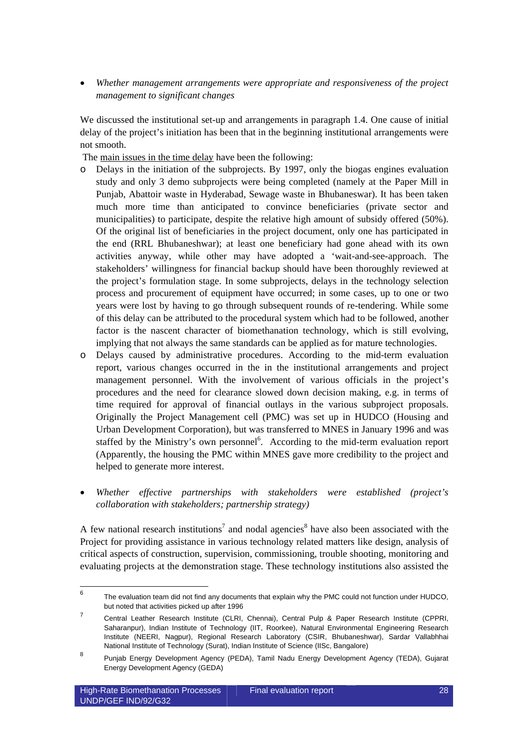- *Whether management arrangements were appropriate and responsiveness of the project management to significant changes*

We discussed the institutional set-up and arrangements in paragraph 1.4. One cause of initial delay of the project's initiation has been that in the beginning institutional arrangements were not smooth.

The main issues in the time delay have been the following:

- Delays in the initiation of the subprojects. By 1997, only the biogas engines evaluation study and only 3 demo subprojects were being completed (namely at the Paper Mill in Punjab, Abattoir waste in Hyderabad, Sewage waste in Bhubaneswar). It has been taken much more time than anticipated to convince beneficiaries (private sector and municipalities) to participate, despite the relative high amount of subsidy offered (50%). Of the original list of beneficiaries in the project document, only one has participated in the end (RRL Bhubaneshwar); at least one beneficiary had gone ahead with its own activities anyway, while other may have adopted a 'wait-and-see-approach. The stakeholders' willingness for financial backup should have been thoroughly reviewed at the project's formulation stage. In some subprojects, delays in the technology selection process and procurement of equipment have occurred; in some cases, up to one or two years were lost by having to go through subsequent rounds of re-tendering. While some of this delay can be attributed to the procedural system which had to be followed, another factor is the nascent character of biomethanation technology, which is still evolving, implying that not always the same standards can be applied as for mature technologies.
- Delays caused by administrative procedures. According to the mid-term evaluation report, various changes occurred in the in the institutional arrangements and project management personnel. With the involvement of various officials in the project's procedures and the need for clearance slowed down decision making, e.g. in terms of time required for approval of financial outlays in the various subproject proposals. Originally the Project Management cell (PMC) was set up in HUDCO (Housing and Urban Development Corporation), but was transferred to MNES in January 1996 and was staffed by the Ministry's own personnel[6]. According to the mid-term evaluation report (Apparently, the housing the PMC within MNES gave more credibility to the project and helped to generate more interest.

- *Whether effective partnerships with stakeholders were established (project's collaboration with stakeholders; partnership strategy)*

A few national research institutions[7] and nodal agencies[8] have also been associated with the Project for providing assistance in various technology related matters like design, analysis of critical aspects of construction, supervision, commissioning, trouble shooting, monitoring and evaluating projects at the demonstration stage. These technology institutions also assisted the

---

[6] The evaluation team did not find any documents that explain why the PMC could not function under HUDCO, but noted that activities picked up after 1996

[7] Central Leather Research Institute (CLRI, Chennai), Central Pulp & Paper Research Institute (CPPRI, Saharanpur), Indian Institute of Technology (IIT, Roorkee), Natural Environmental Engineering Research Institute (NEERI, Nagpur), Regional Research Laboratory (CSIR, Bhubaneshwar), Sardar Vallabhhai National Institute of Technology (Surat), Indian Institute of Science (IISc, Bangalore)

[8] Punjab Energy Development Agency (PEDA), Tamil Nadu Energy Development Agency (TEDA), Gujarat Energy Development Agency (GEDA)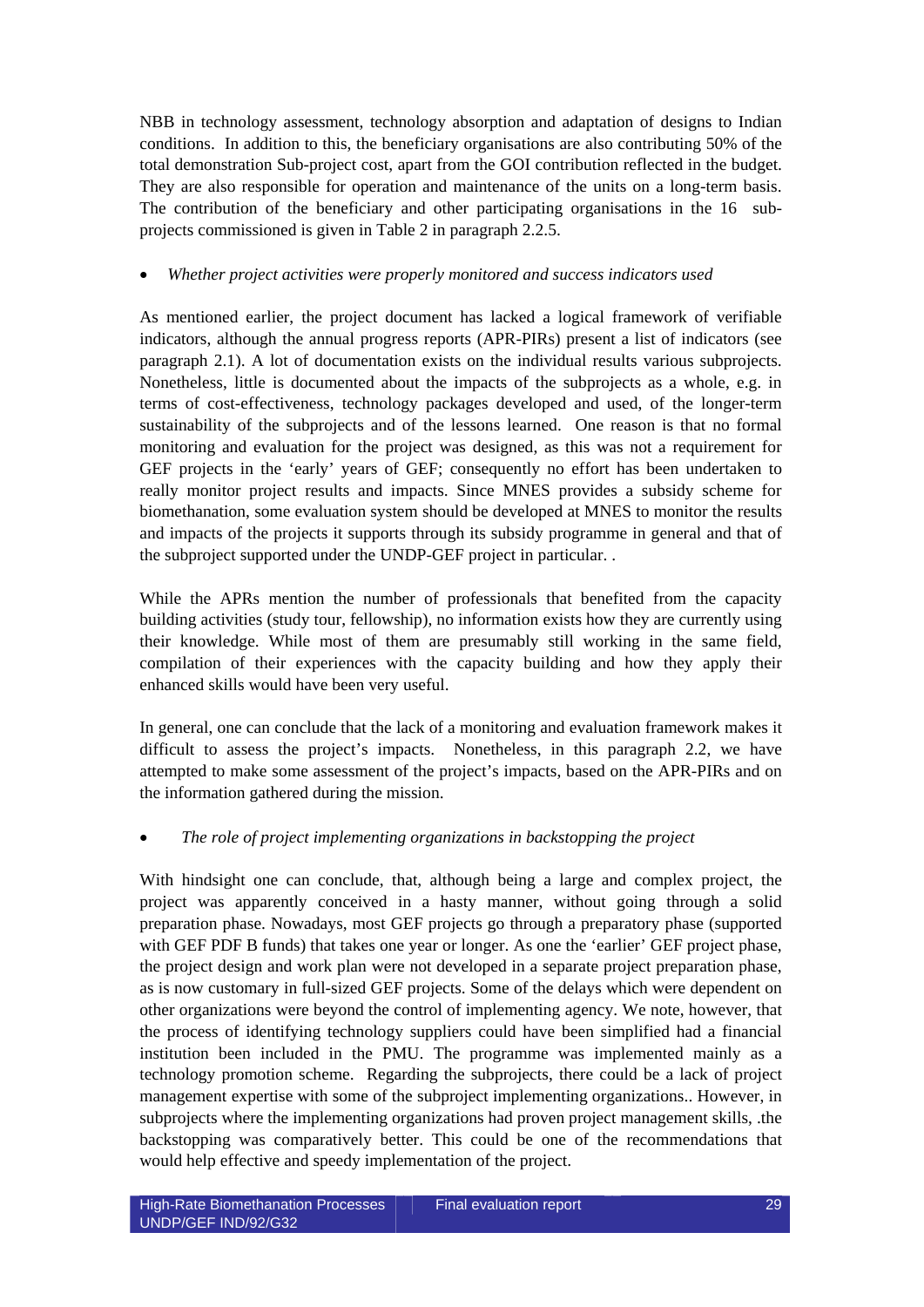NBB in technology assessment, technology absorption and adaptation of designs to Indian conditions. In addition to this, the beneficiary organisations are also contributing 50% of the total demonstration Sub-project cost, apart from the GOI contribution reflected in the budget. They are also responsible for operation and maintenance of the units on a long-term basis. The contribution of the beneficiary and other participating organisations in the 16 sub-projects commissioned is given in Table 2 in paragraph 2.2.5.

- *Whether project activities were properly monitored and success indicators used*

As mentioned earlier, the project document has lacked a logical framework of verifiable indicators, although the annual progress reports (APR-PIRs) present a list of indicators (see paragraph 2.1). A lot of documentation exists on the individual results various subprojects. Nonetheless, little is documented about the impacts of the subprojects as a whole, e.g. in terms of cost-effectiveness, technology packages developed and used, of the longer-term sustainability of the subprojects and of the lessons learned. One reason is that no formal monitoring and evaluation for the project was designed, as this was not a requirement for GEF projects in the 'early' years of GEF; consequently no effort has been undertaken to really monitor project results and impacts. Since MNES provides a subsidy scheme for biomethanation, some evaluation system should be developed at MNES to monitor the results and impacts of the projects it supports through its subsidy programme in general and that of the subproject supported under the UNDP-GEF project in particular. .

While the APRs mention the number of professionals that benefited from the capacity building activities (study tour, fellowship), no information exists how they are currently using their knowledge. While most of them are presumably still working in the same field, compilation of their experiences with the capacity building and how they apply their enhanced skills would have been very useful.

In general, one can conclude that the lack of a monitoring and evaluation framework makes it difficult to assess the project's impacts. Nonetheless, in this paragraph 2.2, we have attempted to make some assessment of the project's impacts, based on the APR-PIRs and on the information gathered during the mission.

- *The role of project implementing organizations in backstopping the project*

With hindsight one can conclude, that, although being a large and complex project, the project was apparently conceived in a hasty manner, without going through a solid preparation phase. Nowadays, most GEF projects go through a preparatory phase (supported with GEF PDF B funds) that takes one year or longer. As one the 'earlier' GEF project phase, the project design and work plan were not developed in a separate project preparation phase, as is now customary in full-sized GEF projects. Some of the delays which were dependent on other organizations were beyond the control of implementing agency. We note, however, that the process of identifying technology suppliers could have been simplified had a financial institution been included in the PMU. The programme was implemented mainly as a technology promotion scheme. Regarding the subprojects, there could be a lack of project management expertise with some of the subproject implementing organizations.. However, in subprojects where the implementing organizations had proven project management skills, .the backstopping was comparatively better. This could be one of the recommendations that would help effective and speedy implementation of the project.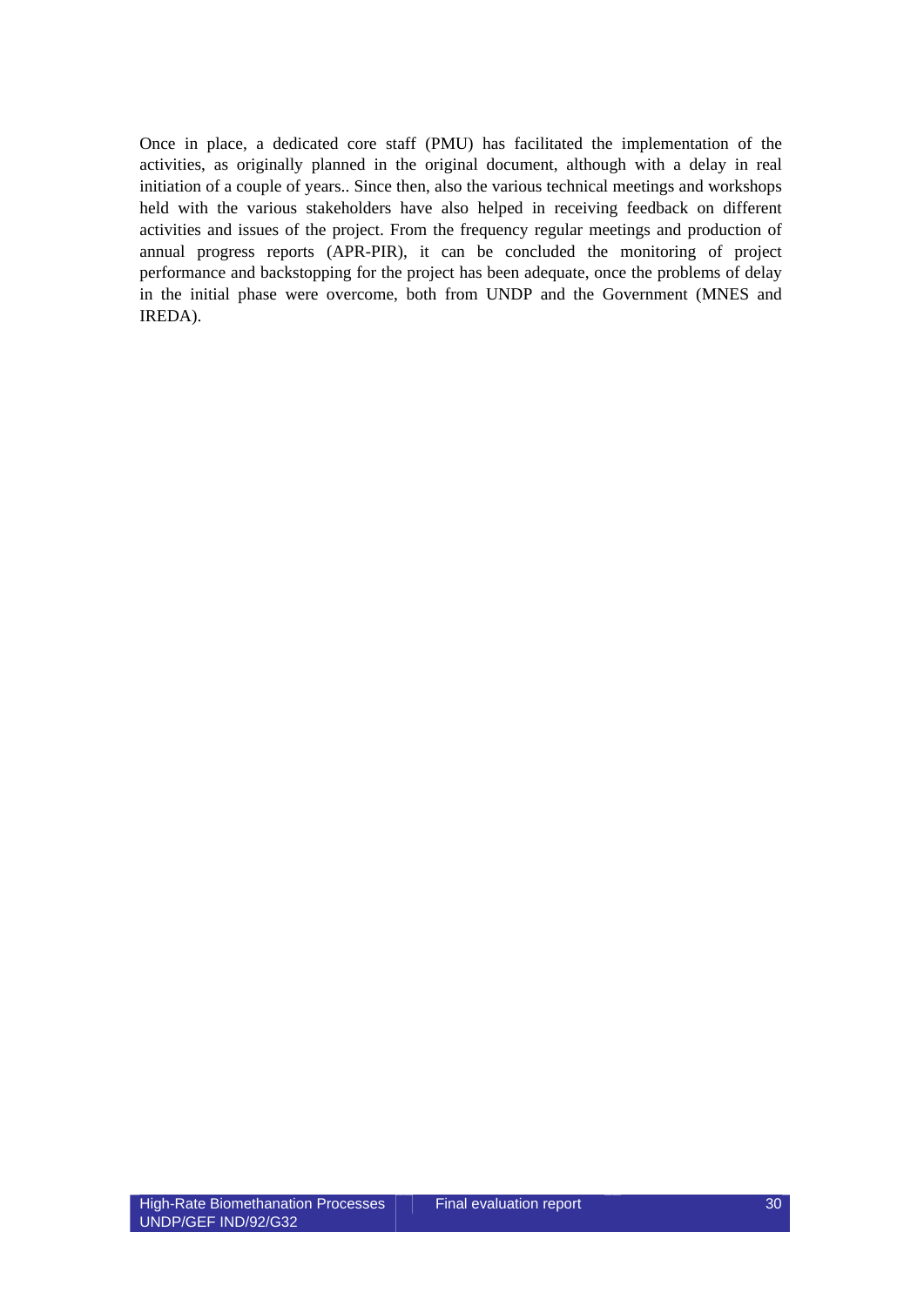Once in place, a dedicated core staff (PMU) has facilitated the implementation of the activities, as originally planned in the original document, although with a delay in real initiation of a couple of years.. Since then, also the various technical meetings and workshops held with the various stakeholders have also helped in receiving feedback on different activities and issues of the project. From the frequency regular meetings and production of annual progress reports (APR-PIR), it can be concluded the monitoring of project performance and backstopping for the project has been adequate, once the problems of delay in the initial phase were overcome, both from UNDP and the Government (MNES and IREDA).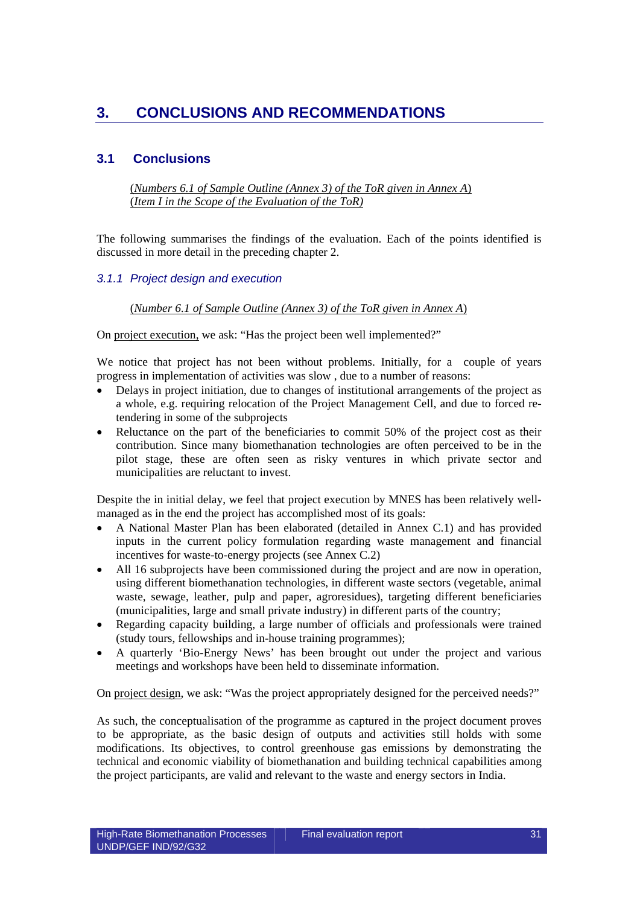# 3. CONCLUSIONS AND RECOMMENDATIONS

## 3.1 Conclusions

(Numbers 6.1 of Sample Outline (Annex 3) of the ToR given in Annex A)
(Item I in the Scope of the Evaluation of the ToR)

The following summarises the findings of the evaluation. Each of the points identified is discussed in more detail in the preceding chapter 2.

### 3.1.1 Project design and execution

(Number 6.1 of Sample Outline (Annex 3) of the ToR given in Annex A)

On project execution, we ask: "Has the project been well implemented?"

We notice that project has not been without problems. Initially, for a couple of years progress in implementation of activities was slow , due to a number of reasons:

- Delays in project initiation, due to changes of institutional arrangements of the project as a whole, e.g. requiring relocation of the Project Management Cell, and due to forced re-tendering in some of the subprojects
- Reluctance on the part of the beneficiaries to commit 50% of the project cost as their contribution. Since many biomethanation technologies are often perceived to be in the pilot stage, these are often seen as risky ventures in which private sector and municipalities are reluctant to invest.

Despite the in initial delay, we feel that project execution by MNES has been relatively well-managed as in the end the project has accomplished most of its goals:

- A National Master Plan has been elaborated (detailed in Annex C.1) and has provided inputs in the current policy formulation regarding waste management and financial incentives for waste-to-energy projects (see Annex C.2)
- All 16 subprojects have been commissioned during the project and are now in operation, using different biomethanation technologies, in different waste sectors (vegetable, animal waste, sewage, leather, pulp and paper, agroresidues), targeting different beneficiaries (municipalities, large and small private industry) in different parts of the country;
- Regarding capacity building, a large number of officials and professionals were trained (study tours, fellowships and in-house training programmes);
- A quarterly 'Bio-Energy News' has been brought out under the project and various meetings and workshops have been held to disseminate information.

On project design, we ask: "Was the project appropriately designed for the perceived needs?"

As such, the conceptualisation of the programme as captured in the project document proves to be appropriate, as the basic design of outputs and activities still holds with some modifications. Its objectives, to control greenhouse gas emissions by demonstrating the technical and economic viability of biomethanation and building technical capabilities among the project participants, are valid and relevant to the waste and energy sectors in India.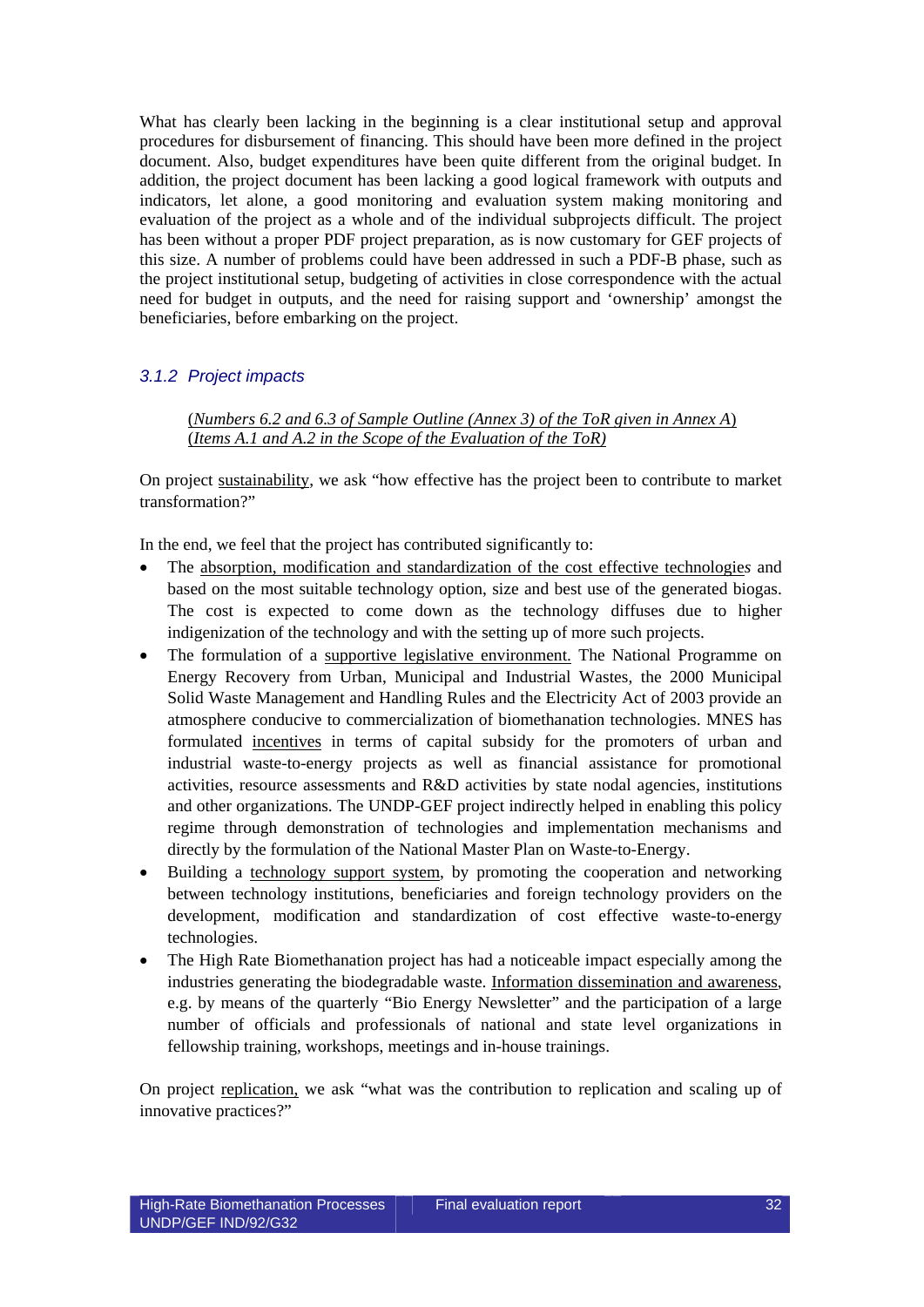What has clearly been lacking in the beginning is a clear institutional setup and approval procedures for disbursement of financing. This should have been more defined in the project document. Also, budget expenditures have been quite different from the original budget. In addition, the project document has been lacking a good logical framework with outputs and indicators, let alone, a good monitoring and evaluation system making monitoring and evaluation of the project as a whole and of the individual subprojects difficult. The project has been without a proper PDF project preparation, as is now customary for GEF projects of this size. A number of problems could have been addressed in such a PDF-B phase, such as the project institutional setup, budgeting of activities in close correspondence with the actual need for budget in outputs, and the need for raising support and 'ownership' amongst the beneficiaries, before embarking on the project.

### *3.1.2 Project impacts*

(*Numbers 6.2 and 6.3 of Sample Outline (Annex 3) of the ToR given in Annex A*)
(*Items A.1 and A.2 in the Scope of the Evaluation of the ToR)*

On project sustainability, we ask "how effective has the project been to contribute to market transformation?"

In the end, we feel that the project has contributed significantly to:

- The absorption, modification and standardization of the cost effective technologie*s* and based on the most suitable technology option, size and best use of the generated biogas. The cost is expected to come down as the technology diffuses due to higher indigenization of the technology and with the setting up of more such projects.
- The formulation of a supportive legislative environment. The National Programme on Energy Recovery from Urban, Municipal and Industrial Wastes, the 2000 Municipal Solid Waste Management and Handling Rules and the Electricity Act of 2003 provide an atmosphere conducive to commercialization of biomethanation technologies. MNES has formulated incentives in terms of capital subsidy for the promoters of urban and industrial waste-to-energy projects as well as financial assistance for promotional activities, resource assessments and R&D activities by state nodal agencies, institutions and other organizations. The UNDP-GEF project indirectly helped in enabling this policy regime through demonstration of technologies and implementation mechanisms and directly by the formulation of the National Master Plan on Waste-to-Energy.
- Building a technology support system, by promoting the cooperation and networking between technology institutions, beneficiaries and foreign technology providers on the development, modification and standardization of cost effective waste-to-energy technologies.
- The High Rate Biomethanation project has had a noticeable impact especially among the industries generating the biodegradable waste. Information dissemination and awareness, e.g. by means of the quarterly "Bio Energy Newsletter" and the participation of a large number of officials and professionals of national and state level organizations in fellowship training, workshops, meetings and in-house trainings.

On project replication, we ask "what was the contribution to replication and scaling up of innovative practices?"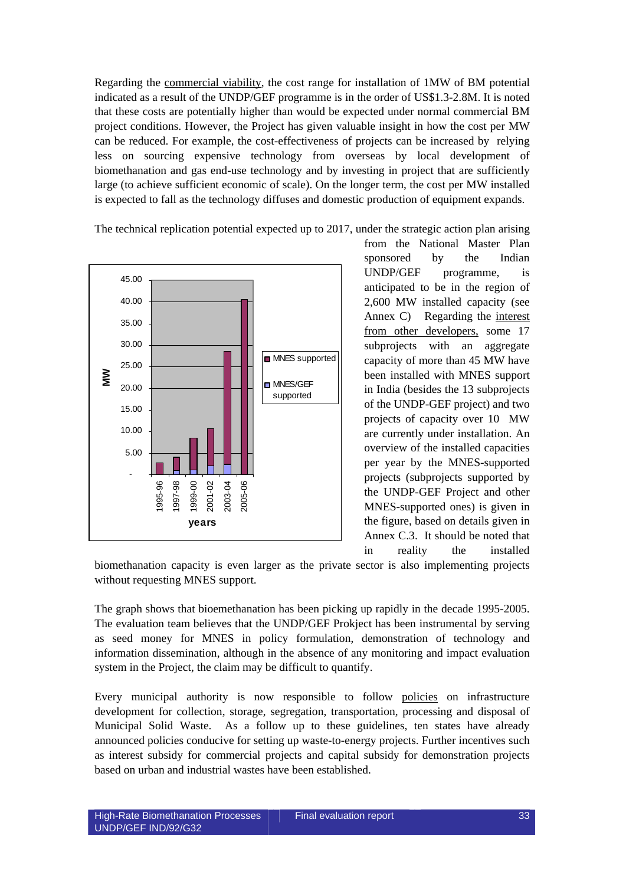Regarding the <u>commercial viability</u>, the cost range for installation of 1MW of BM potential indicated as a result of the UNDP/GEF programme is in the order of US$1.3-2.8M. It is noted that these costs are potentially higher than would be expected under normal commercial BM project conditions. However, the Project has given valuable insight in how the cost per MW can be reduced. For example, the cost-effectiveness of projects can be increased by relying less on sourcing expensive technology from overseas by local development of biomethanation and gas end-use technology and by investing in project that are sufficiently large (to achieve sufficient economic of scale). On the longer term, the cost per MW installed is expected to fall as the technology diffuses and domestic production of equipment expands.

The technical replication potential expected up to 2017, under the strategic action plan arising from the National Master Plan sponsored by the Indian UNDP/GEF programme, is anticipated to be in the region of 2,600 MW installed capacity (see Annex C) Regarding the <u>interest from other developers,</u> some 17 subprojects with an aggregate capacity of more than 45 MW have been installed with MNES support in India (besides the 13 subprojects of the UNDP-GEF project) and two projects of capacity over 10 MW are currently under installation. An overview of the installed capacities per year by the MNES-supported projects (subprojects supported by the UNDP-GEF Project and other MNES-supported ones) is given in the figure, based on details given in Annex C.3. It should be noted that in reality the installed biomethanation capacity is even larger as the private sector is also implementing projects without requesting MNES support.

MW

45.00
40.00
35.00
30.00
25.00
20.00
15.00
10.00
5.00
-

1995-96
1997-98
1999-00
2001-02
2003-04
2005-06

years

MNES supported
MNES/GEF supported

The graph shows that bioemethanation has been picking up rapidly in the decade 1995-2005. The evaluation team believes that the UNDP/GEF Prokject has been instrumental by serving as seed money for MNES in policy formulation, demonstration of technology and information dissemination, although in the absence of any monitoring and impact evaluation system in the Project, the claim may be difficult to quantify.

Every municipal authority is now responsible to follow <u>policies</u> on infrastructure development for collection, storage, segregation, transportation, processing and disposal of Municipal Solid Waste. As a follow up to these guidelines, ten states have already announced policies conducive for setting up waste-to-energy projects. Further incentives such as interest subsidy for commercial projects and capital subsidy for demonstration projects based on urban and industrial wastes have been established.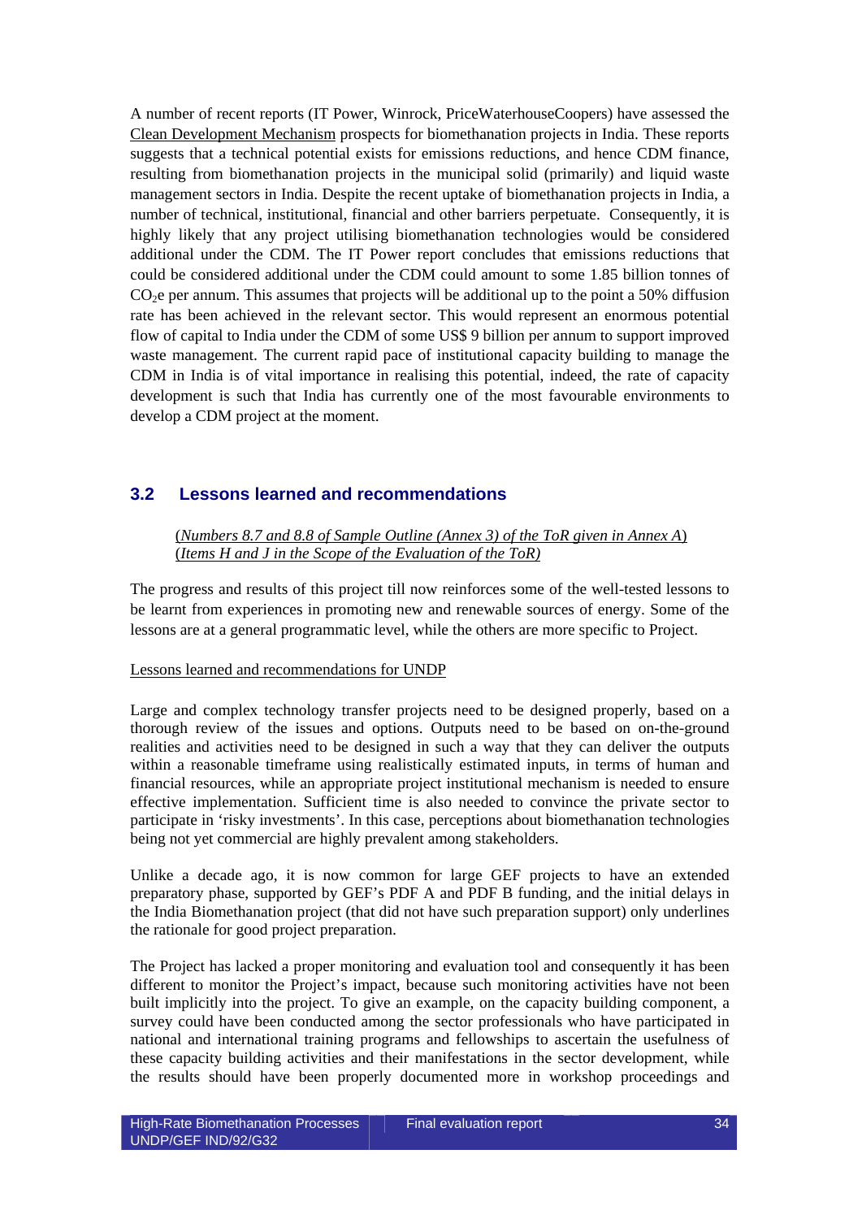A number of recent reports (IT Power, Winrock, PriceWaterhouseCoopers) have assessed the Clean Development Mechanism prospects for biomethanation projects in India. These reports suggests that a technical potential exists for emissions reductions, and hence CDM finance, resulting from biomethanation projects in the municipal solid (primarily) and liquid waste management sectors in India. Despite the recent uptake of biomethanation projects in India, a number of technical, institutional, financial and other barriers perpetuate. Consequently, it is highly likely that any project utilising biomethanation technologies would be considered additional under the CDM. The IT Power report concludes that emissions reductions that could be considered additional under the CDM could amount to some 1.85 billion tonnes of $CO_2$e per annum. This assumes that projects will be additional up to the point a 50% diffusion rate has been achieved in the relevant sector. This would represent an enormous potential flow of capital to India under the CDM of some US$ 9 billion per annum to support improved waste management. The current rapid pace of institutional capacity building to manage the CDM in India is of vital importance in realising this potential, indeed, the rate of capacity development is such that India has currently one of the most favourable environments to develop a CDM project at the moment.

## 3.2 Lessons learned and recommendations

(*Numbers 8.7 and 8.8 of Sample Outline (Annex 3) of the ToR given in Annex A*)
(*Items H and J in the Scope of the Evaluation of the ToR)*

The progress and results of this project till now reinforces some of the well-tested lessons to be learnt from experiences in promoting new and renewable sources of energy. Some of the lessons are at a general programmatic level, while the others are more specific to Project.

Lessons learned and recommendations for UNDP

Large and complex technology transfer projects need to be designed properly, based on a thorough review of the issues and options. Outputs need to be based on on-the-ground realities and activities need to be designed in such a way that they can deliver the outputs within a reasonable timeframe using realistically estimated inputs, in terms of human and financial resources, while an appropriate project institutional mechanism is needed to ensure effective implementation. Sufficient time is also needed to convince the private sector to participate in 'risky investments'. In this case, perceptions about biomethanation technologies being not yet commercial are highly prevalent among stakeholders.

Unlike a decade ago, it is now common for large GEF projects to have an extended preparatory phase, supported by GEF's PDF A and PDF B funding, and the initial delays in the India Biomethanation project (that did not have such preparation support) only underlines the rationale for good project preparation.

The Project has lacked a proper monitoring and evaluation tool and consequently it has been different to monitor the Project's impact, because such monitoring activities have not been built implicitly into the project. To give an example, on the capacity building component, a survey could have been conducted among the sector professionals who have participated in national and international training programs and fellowships to ascertain the usefulness of these capacity building activities and their manifestations in the sector development, while the results should have been properly documented more in workshop proceedings and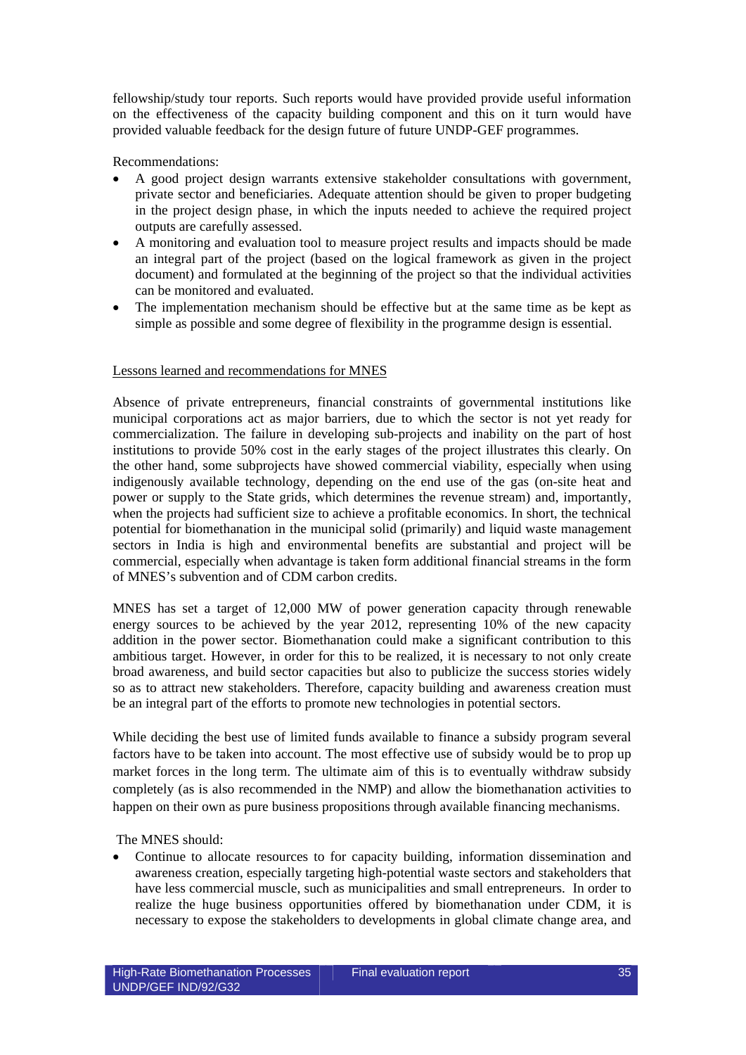fellowship/study tour reports. Such reports would have provided provide useful information on the effectiveness of the capacity building component and this on it turn would have provided valuable feedback for the design future of future UNDP-GEF programmes.

Recommendations:

- A good project design warrants extensive stakeholder consultations with government, private sector and beneficiaries. Adequate attention should be given to proper budgeting in the project design phase, in which the inputs needed to achieve the required project outputs are carefully assessed.
- A monitoring and evaluation tool to measure project results and impacts should be made an integral part of the project (based on the logical framework as given in the project document) and formulated at the beginning of the project so that the individual activities can be monitored and evaluated.
- The implementation mechanism should be effective but at the same time as be kept as simple as possible and some degree of flexibility in the programme design is essential.

Lessons learned and recommendations for MNES

Absence of private entrepreneurs, financial constraints of governmental institutions like municipal corporations act as major barriers, due to which the sector is not yet ready for commercialization. The failure in developing sub-projects and inability on the part of host institutions to provide 50% cost in the early stages of the project illustrates this clearly. On the other hand, some subprojects have showed commercial viability, especially when using indigenously available technology, depending on the end use of the gas (on-site heat and power or supply to the State grids, which determines the revenue stream) and, importantly, when the projects had sufficient size to achieve a profitable economics. In short, the technical potential for biomethanation in the municipal solid (primarily) and liquid waste management sectors in India is high and environmental benefits are substantial and project will be commercial, especially when advantage is taken form additional financial streams in the form of MNES's subvention and of CDM carbon credits.

MNES has set a target of 12,000 MW of power generation capacity through renewable energy sources to be achieved by the year 2012, representing 10% of the new capacity addition in the power sector. Biomethanation could make a significant contribution to this ambitious target. However, in order for this to be realized, it is necessary to not only create broad awareness, and build capacities but also to publicize the success stories widely so as to attract new stakeholders. Therefore, capacity building and awareness creation must be an integral part of the efforts to promote new technologies in potential sectors.

While deciding the best use of limited funds available to finance a subsidy program several factors have to be taken into account. The most effective use of subsidy would be to prop up market forces in the long term. The ultimate aim of this is to eventually withdraw subsidy completely (as is also recommended in the NMP) and allow the biomethanation activities to happen on their own as pure business propositions through available financing mechanisms.

The MNES should:

- Continue to allocate resources to for capacity building, information dissemination and awareness creation, especially targeting high-potential waste sectors and stakeholders that have less commercial muscle, such as municipalities and small entrepreneurs. In order to realize the huge business opportunities offered by biomethanation under CDM, it is necessary to expose the stakeholders to developments in global climate change area, and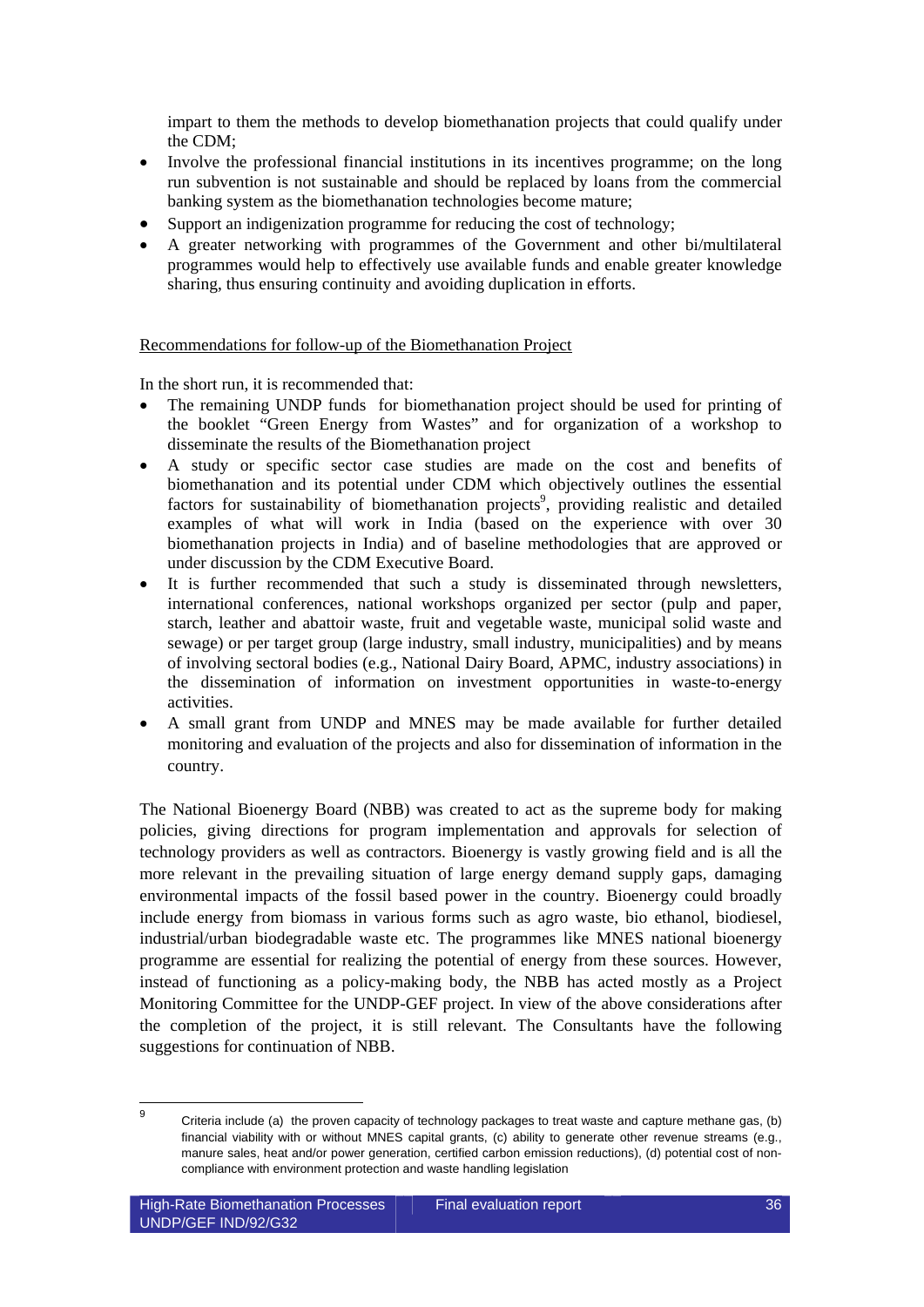impart to them the methods to develop biomethanation projects that could qualify under the CDM;

- Involve the professional financial institutions in its incentives programme; on the long run subvention is not sustainable and should be replaced by loans from the commercial banking system as the biomethanation technologies become mature;
- Support an indigenization programme for reducing the cost of technology;
- A greater networking with programmes of the Government and other bi/multilateral programmes would help to effectively use available funds and enable greater knowledge sharing, thus ensuring continuity and avoiding duplication in efforts.

Recommendations for follow-up of the Biomethanation Project

In the short run, it is recommended that:

- The remaining UNDP funds for biomethanation project should be used for printing of the booklet "Green Energy from Wastes" and for organization of a workshop to disseminate the results of the Biomethanation project
- A study or specific sector case studies are made on the cost and benefits of biomethanation and its potential under CDM which objectively outlines the essential factors for sustainability of biomethanation projects[9], providing realistic and detailed examples of what will work in India (based on the experience with over 30 biomethanation projects in India) and of baseline methodologies that are approved or under discussion by the CDM Executive Board.
- It is further recommended that such a study is disseminated through newsletters, international conferences, national workshops organized per sector (pulp and paper, starch, leather and abattoir waste, fruit and vegetable waste, municipal solid waste and sewage) or per target group (large industry, small industry, municipalities) and by means of involving sectoral bodies (e.g., National Dairy Board, APMC, industry associations) in the dissemination of information on investment opportunities in waste-to-energy activities.
- A small grant from UNDP and MNES may be made available for further detailed monitoring and evaluation of the projects and also for dissemination of information in the country.

The National Bioenergy Board (NBB) was created to act as the supreme body for making policies, giving directions for program implementation and approvals for selection of technology providers as well as contractors. Bioenergy is vastly growing field and is all the more relevant in the prevailing situation of large energy demand supply gaps, damaging environmental impacts of the fossil based power in the country. Bioenergy could broadly include energy from biomass in various forms such as agro waste, bio ethanol, biodiesel, industrial/urban biodegradable waste etc. The programmes like MNES national bioenergy programme are essential for realizing the potential of energy from these sources. However, instead of functioning as a policy-making body, the NBB has acted mostly as a Project Monitoring Committee for the UNDP-GEF project. In view of the above considerations after the completion of the project, it is still relevant. The Consultants have the following suggestions for continuation of NBB.

---

[9] Criteria include (a) the proven capacity of technology packages to treat waste and capture methane gas, (b) financial viability with or without MNES capital grants, (c) ability to generate other revenue streams (e.g., manure sales, heat and/or power generation, certified carbon emission reductions), (d) potential cost of non-compliance with environment protection and waste handling legislation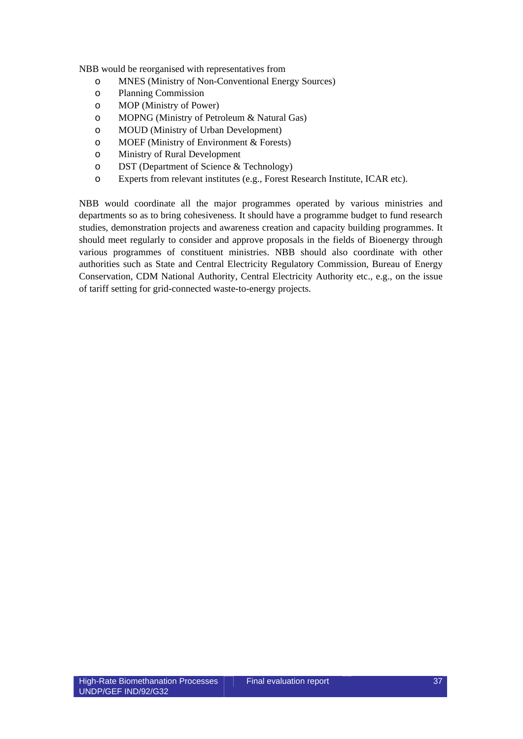NBB would be reorganised with representatives from

- MNES (Ministry of Non-Conventional Energy Sources)
- Planning Commission
- MOP (Ministry of Power)
- MOPNG (Ministry of Petroleum & Natural Gas)
- MOUD (Ministry of Urban Development)
- MOEF (Ministry of Environment & Forests)
- Ministry of Rural Development
- DST (Department of Science & Technology)
- Experts from relevant institutes (e.g., Forest Research Institute, ICAR etc).

NBB would coordinate all the major programmes operated by various ministries and departments so as to bring cohesiveness. It should have a programme budget to fund research studies, demonstration projects and awareness creation and capacity building programmes. It should meet regularly to consider and approve proposals in the fields of Bioenergy through various programmes of constituent ministries. NBB should also coordinate with other authorities such as State and Central Electricity Regulatory Commission, Bureau of Energy Conservation, CDM National Authority, Central Electricity Authority etc., e.g., on the issue of tariff setting for grid-connected waste-to-energy projects.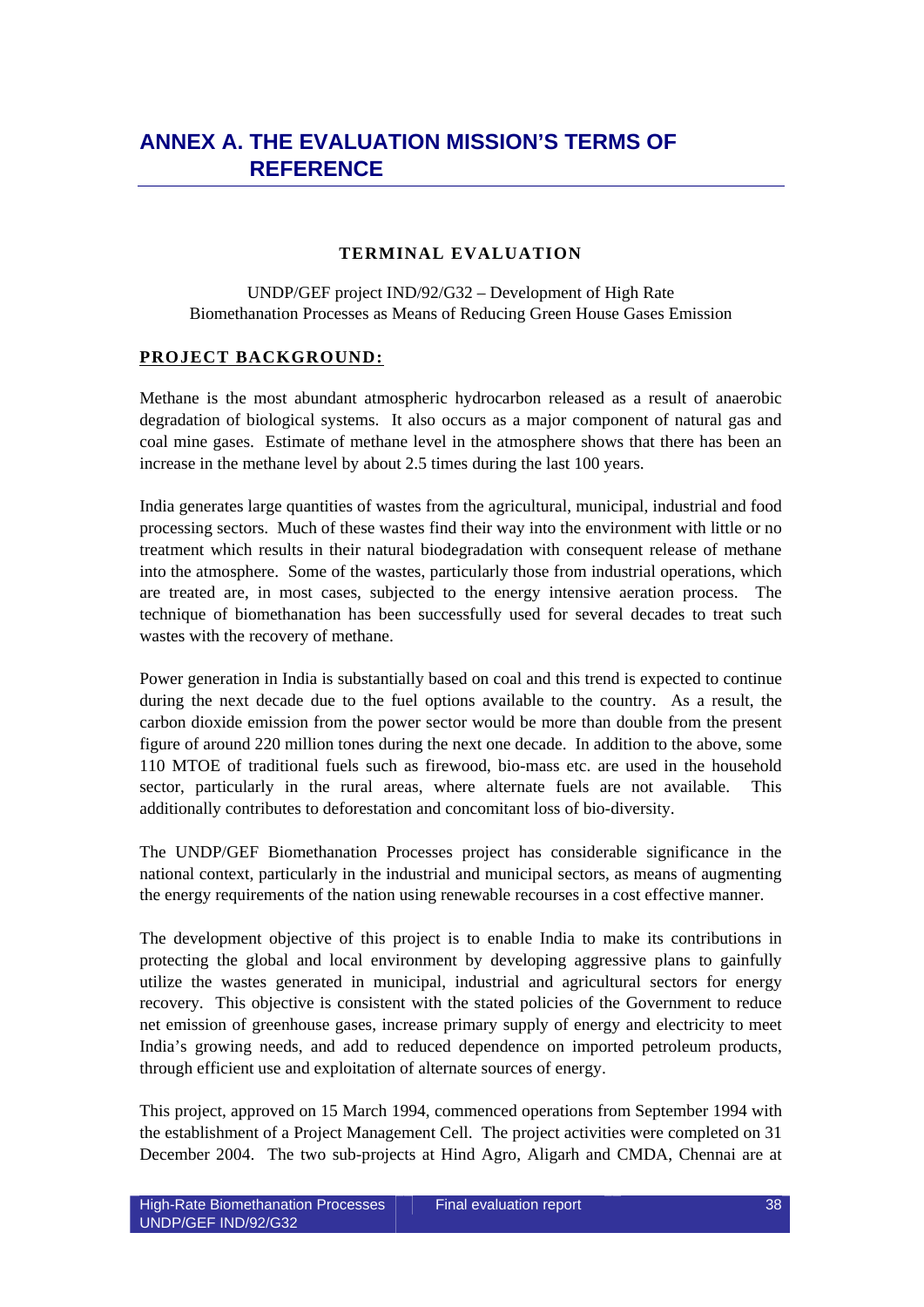# ANNEX A. THE EVALUATION MISSION'S TERMS OF REFERENCE

**TERMINAL EVALUATION**

UNDP/GEF project IND/92/G32 – Development of High Rate Biomethanation Processes as Means of Reducing Green House Gases Emission

**PROJECT BACKGROUND:**

Methane is the most abundant atmospheric hydrocarbon released as a result of anaerobic degradation of biological systems. It also occurs as a major component of natural gas and coal mine gases. Estimate of methane level in the atmosphere shows that there has been an increase in the methane level by about 2.5 times during the last 100 years.

India generates large quantities of wastes from the agricultural, municipal, industrial and food processing sectors. Much of these wastes find their way into the environment with little or no treatment which results in their natural biodegradation with consequent release of methane into the atmosphere. Some of the wastes, particularly those from industrial operations, which are treated are, in most cases, subjected to the energy intensive aeration process. The technique of biomethanation has been successfully used for several decades to treat such wastes with the recovery of methane.

Power generation in India is substantially based on coal and this trend is expected to continue during the next decade due to the fuel options available to the country. As a result, the carbon dioxide emission from the power sector would be more than double from the present figure of around 220 million tones during the next one decade. In addition to the above, some 110 MTOE of traditional fuels such as firewood, bio-mass etc. are used in the household sector, particularly in the rural areas, where alternate fuels are not available. This additionally contributes to deforestation and concomitant loss of bio-diversity.

The UNDP/GEF Biomethanation Processes project has considerable significance in the national context, particularly in the industrial and municipal sectors, as means of augmenting the energy requirements of the nation using renewable recourses in a cost effective manner.

The development objective of this project is to enable India to make its contributions in protecting the global and local environment by developing aggressive plans to gainfully utilize the wastes generated in municipal, industrial and agricultural sectors for energy recovery. This objective is consistent with the stated policies of the Government to reduce net emission of greenhouse gases, increase primary supply of energy and electricity to meet India's growing needs, and add to reduced dependence on imported petroleum products, through efficient use and exploitation of alternate sources of energy.

This project, approved on 15 March 1994, commenced operations from September 1994 with the establishment of a Project Management Cell. The project activities were completed on 31 December 2004. The two sub-projects at Hind Agro, Aligarh and CMDA, Chennai are at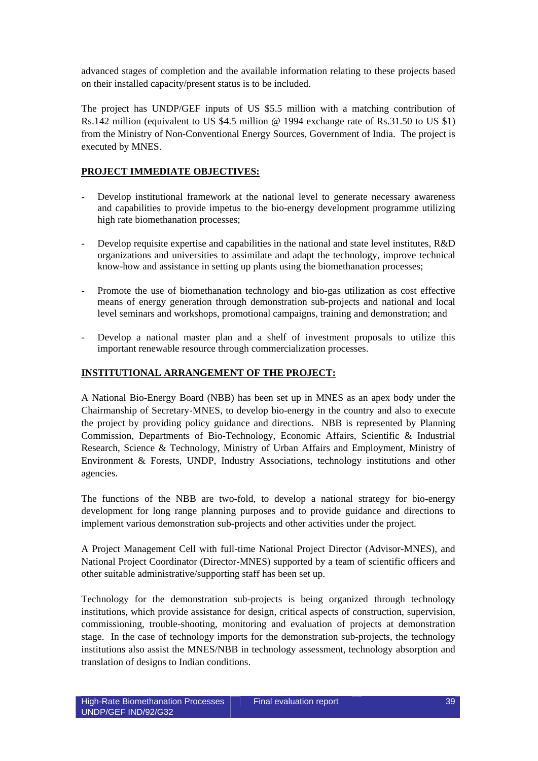advanced stages of completion and the available information relating to these projects based on their installed capacity/present status is to be included.

The project has UNDP/GEF inputs of US $5.5 million with a matching contribution of Rs.142 million (equivalent to US $4.5 million @ 1994 exchange rate of Rs.31.50 to US $1) from the Ministry of Non-Conventional Energy Sources, Government of India. The project is executed by MNES.

**PROJECT IMMEDIATE OBJECTIVES:**

- Develop institutional framework at the national level to generate necessary awareness and capabilities to provide impetus to the bio-energy development programme utilizing high rate biomethanation processes;

- Develop requisite expertise and capabilities in the national and state level institutes, R&D organizations and universities to assimilate and adapt the technology, improve technical know-how and assistance in setting up plants using the biomethanation processes;

- Promote the use of biomethanation technology and bio-gas utilization as cost effective means of energy generation through demonstration sub-projects and national and local level seminars and workshops, promotional campaigns, training and demonstration; and

- Develop a national master plan and a shelf of investment proposals to utilize this important renewable resource through commercialization processes.

**INSTITUTIONAL ARRANGEMENT OF THE PROJECT:**

A National Bio-Energy Board (NBB) has been set up in MNES as an apex body under the Chairmanship of Secretary-MNES, to develop bio-energy in the country and also to execute the project by providing policy guidance and directions. NBB is represented by Planning Commission, Departments of Bio-Technology, Economic Affairs, Scientific & Industrial Research, Science & Technology, Ministry of Urban Affairs and Employment, Ministry of Environment & Forests, UNDP, Industry Associations, technology institutions and other agencies.

The functions of the NBB are two-fold, to develop a national strategy for bio-energy development for long range planning purposes and to provide guidance and directions to implement various demonstration sub-projects and other activities under the project.

A Project Management Cell with full-time National Project Director (Advisor-MNES), and National Project Coordinator (Director-MNES) supported by a team of scientific officers and other suitable administrative/supporting staff has been set up.

Technology for the demonstration sub-projects is being organized through technology institutions, which provide assistance for design, critical aspects of construction, supervision, commissioning, trouble-shooting, monitoring and evaluation of projects at demonstration stage. In the case of technology imports for the demonstration sub-projects, the technology institutions also assist the MNES/NBB in technology assessment, technology absorption and translation of designs to Indian conditions.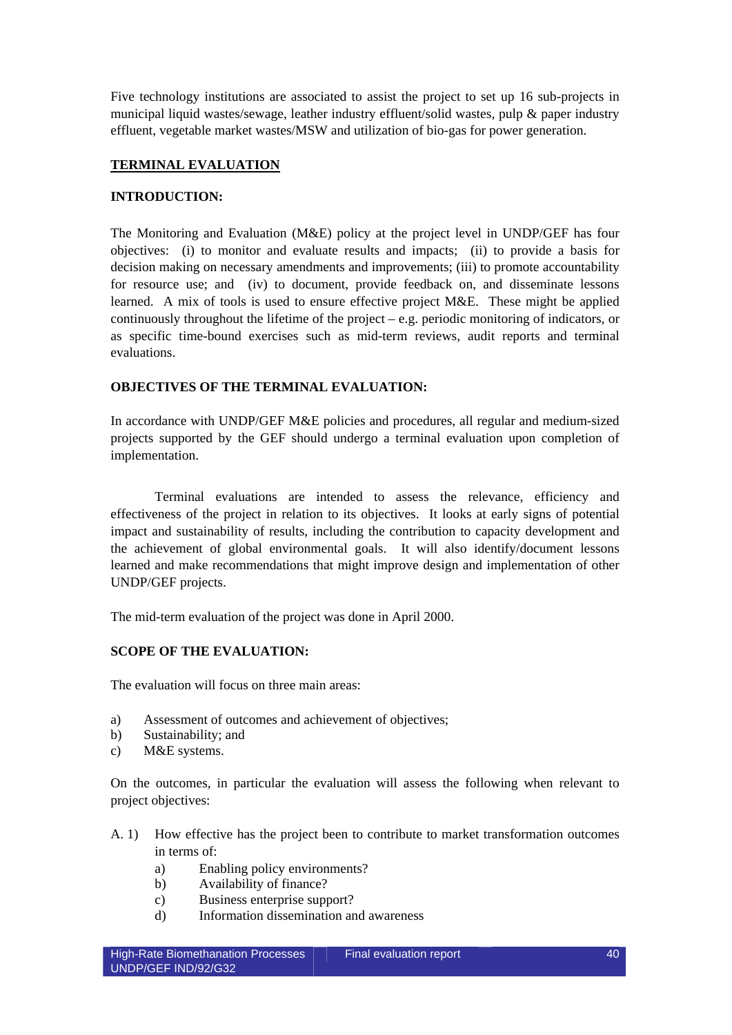Five technology institutions are associated to assist the project to set up 16 sub-projects in municipal liquid wastes/sewage, leather industry effluent/solid wastes, pulp & paper industry effluent, vegetable market wastes/MSW and utilization of bio-gas for power generation.

## TERMINAL EVALUATION

### INTRODUCTION:

The Monitoring and Evaluation (M&E) policy at the project level in UNDP/GEF has four objectives: (i) to monitor and evaluate results and impacts; (ii) to provide a basis for decision making on necessary amendments and improvements; (iii) to promote accountability for resource use; and (iv) to document, provide feedback on, and disseminate lessons learned. A mix of tools is used to ensure effective project M&E. These might be applied continuously throughout the lifetime of the project – e.g. periodic monitoring of indicators, or as specific time-bound exercises such as mid-term reviews, audit reports and terminal evaluations.

### OBJECTIVES OF THE TERMINAL EVALUATION:

In accordance with UNDP/GEF M&E policies and procedures, all regular and medium-sized projects supported by the GEF should undergo a terminal evaluation upon completion of implementation.

Terminal evaluations are intended to assess the relevance, efficiency and effectiveness of the project in relation to its objectives. It looks at early signs of potential impact and sustainability of results, including the contribution to capacity development and the achievement of global environmental goals. It will also identify/document lessons learned and make recommendations that might improve design and implementation of other UNDP/GEF projects.

The mid-term evaluation of the project was done in April 2000.

### SCOPE OF THE EVALUATION:

The evaluation will focus on three main areas:

a) Assessment of outcomes and achievement of objectives;
b) Sustainability; and
c) M&E systems.

On the outcomes, in particular the evaluation will assess the following when relevant to project objectives:

A. 1) How effective has the project been to contribute to market transformation outcomes in terms of:
   a) Enabling policy environments?
   b) Availability of finance?
   c) Business enterprise support?
   d) Information dissemination and awareness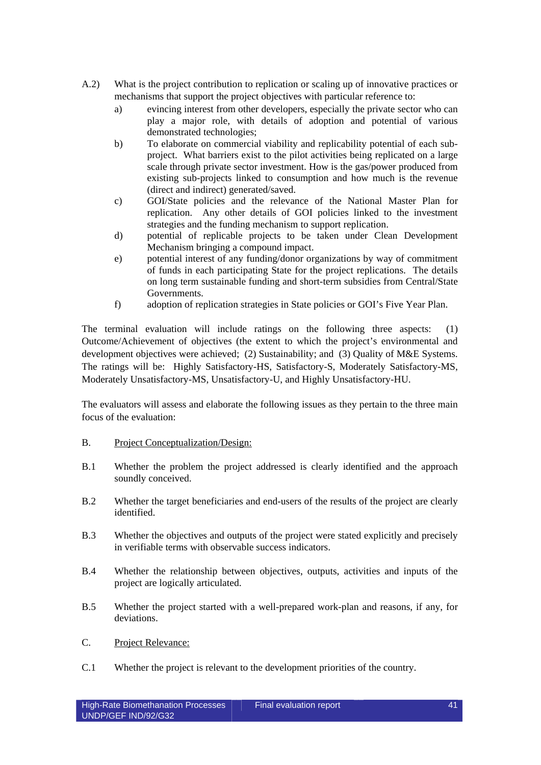A.2) What is the project contribution to replication or scaling up of innovative practices or mechanisms that support the project objectives with particular reference to:

a) evincing interest from other developers, especially the private sector who can play a major role, with details of adoption and potential of various demonstrated technologies;

b) To elaborate on commercial viability and replicability potential of each sub-project. What barriers exist to the pilot activities being replicated on a large scale through private sector investment. How is the gas/power produced from existing sub-projects linked to consumption and how much is the revenue (direct and indirect) generated/saved.

c) GOI/State policies and the relevance of the National Master Plan for replication. Any other details of GOI policies linked to the investment strategies and the funding mechanism to support replication.

d) potential of replicable projects to be taken under Clean Development Mechanism bringing a compound impact.

e) potential interest of any funding/donor organizations by way of commitment of funds in each participating State for the project replications. The details on long term sustainable funding and short-term subsidies from Central/State Governments.

f) adoption of replication strategies in State policies or GOI's Five Year Plan.

The terminal evaluation will include ratings on the following three aspects: (1) Outcome/Achievement of objectives (the extent to which the project's environmental and development objectives were achieved; (2) Sustainability; and (3) Quality of M&E Systems. The ratings will be: Highly Satisfactory-HS, Satisfactory-S, Moderately Satisfactory-MS, Moderately Unsatisfactory-MS, Unsatisfactory-U, and Highly Unsatisfactory-HU.

The evaluators will assess and elaborate the following issues as they pertain to the three main focus of the evaluation:

B. <u>Project Conceptualization/Design:</u>

B.1 Whether the problem the project addressed is clearly identified and the approach soundly conceived.

B.2 Whether the target beneficiaries and end-users of the results of the project are clearly identified.

B.3 Whether the objectives and outputs of the project were stated explicitly and precisely in verifiable terms with observable success indicators.

B.4 Whether the relationship between objectives, outputs, activities and inputs of the project are logically articulated.

B.5 Whether the project started with a well-prepared work-plan and reasons, if any, for deviations.

C. <u>Project Relevance:</u>

C.1 Whether the project is relevant to the development priorities of the country.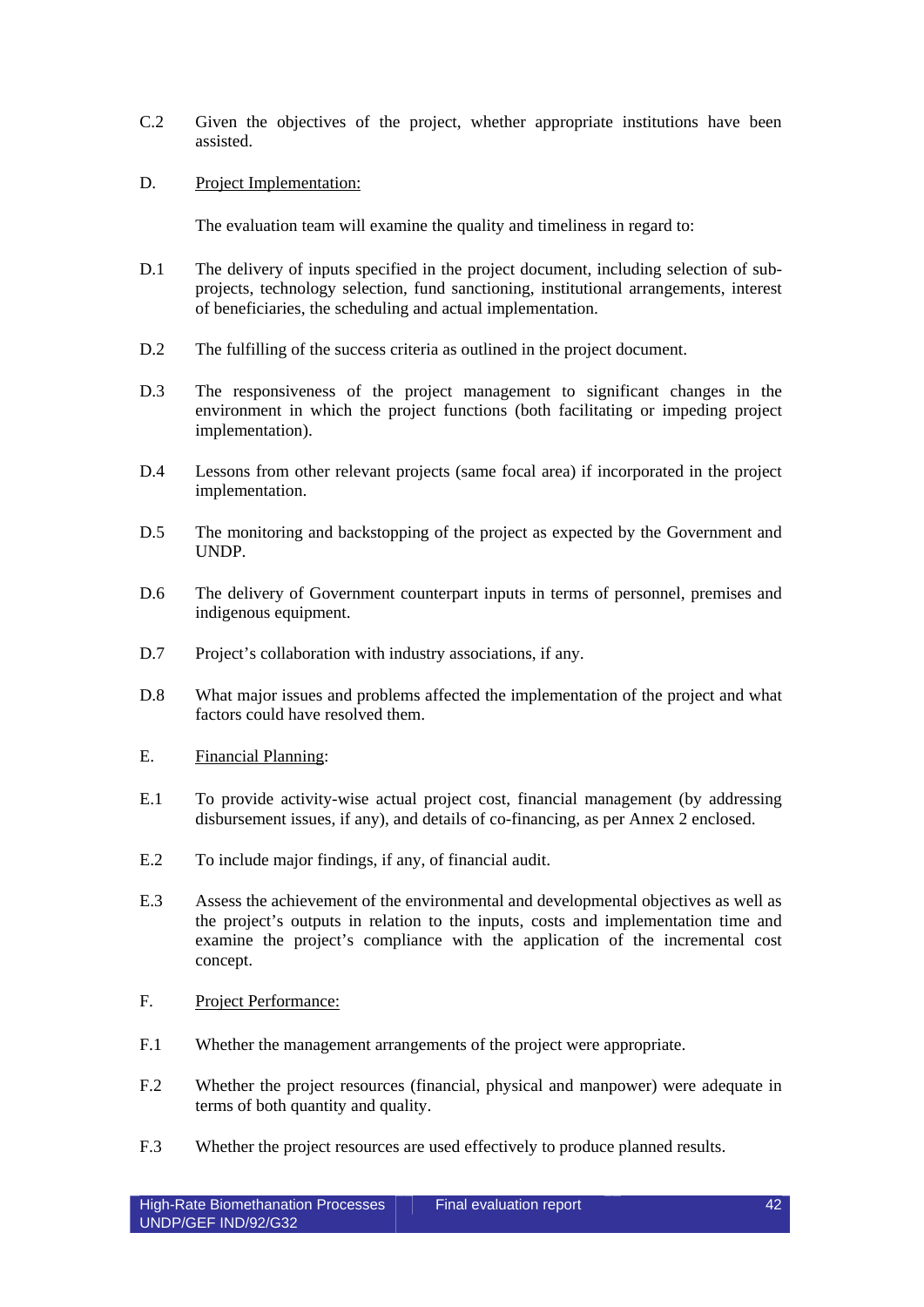C.2 Given the objectives of the project, whether appropriate institutions have been assisted.

D. Project Implementation:

The evaluation team will examine the quality and timeliness in regard to:

D.1 The delivery of inputs specified in the project document, including selection of sub-projects, technology selection, fund sanctioning, institutional arrangements, interest of beneficiaries, the scheduling and actual implementation.

D.2 The fulfilling of the success criteria as outlined in the project document.

D.3 The responsiveness of the project management to significant changes in the environment in which the project functions (both facilitating or impeding project implementation).

D.4 Lessons from other relevant projects (same focal area) if incorporated in the project implementation.

D.5 The monitoring and backstopping of the project as expected by the Government and UNDP.

D.6 The delivery of Government counterpart inputs in terms of personnel, premises and indigenous equipment.

D.7 Project's collaboration with industry associations, if any.

D.8 What major issues and problems affected the implementation of the project and what factors could have resolved them.

E. Financial Planning:

E.1 To provide activity-wise actual project cost, financial management (by addressing disbursement issues, if any), and details of co-financing, as per Annex 2 enclosed.

E.2 To include major findings, if any, of financial audit.

E.3 Assess the achievement of the environmental and developmental objectives as well as the project's outputs in relation to the inputs, costs and implementation time and examine the project's compliance with the application of the incremental cost concept.

F. Project Performance:

F.1 Whether the management arrangements of the project were appropriate.

F.2 Whether the project resources (financial, physical and manpower) were adequate in terms of both quantity and quality.

F.3 Whether the project resources are used effectively to produce planned results.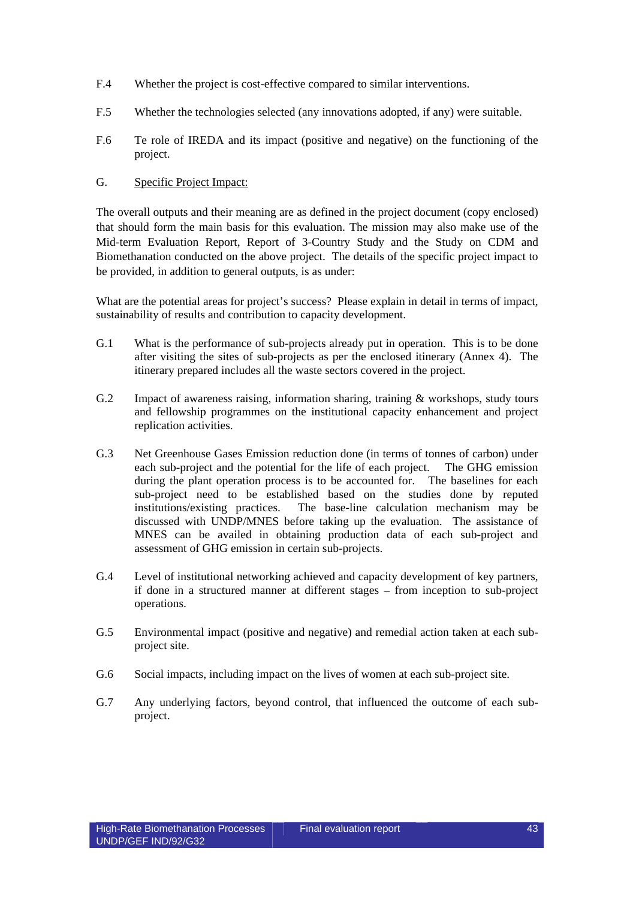F.4 Whether the project is cost-effective compared to similar interventions.

F.5 Whether the technologies selected (any innovations adopted, if any) were suitable.

F.6 Te role of IREDA and its impact (positive and negative) on the functioning of the project.

G. Specific Project Impact:

The overall outputs and their meaning are as defined in the project document (copy enclosed) that should form the main basis for this evaluation. The mission may also make use of the Mid-term Evaluation Report, Report of 3-Country Study and the Study on CDM and Biomethanation conducted on the above project. The details of the specific project impact to be provided, in addition to general outputs, is as under:

What are the potential areas for project's success? Please explain in detail in terms of impact, sustainability of results and contribution to capacity development.

G.1 What is the performance of sub-projects already put in operation. This is to be done after visiting the sites of sub-projects as per the enclosed itinerary (Annex 4). The itinerary prepared includes all the waste sectors covered in the project.

G.2 Impact of awareness raising, information sharing, training & workshops, study tours and fellowship programmes on the institutional capacity enhancement and project replication activities.

G.3 Net Greenhouse Gases Emission reduction done (in terms of tonnes of carbon) under each sub-project and the potential for the life of each project. The GHG emission during the plant operation process is to be accounted for. The baselines for each sub-project need to be established based on the studies done by reputed institutions/existing practices. The base-line calculation mechanism may be discussed with UNDP/MNES before taking up the evaluation. The assistance of MNES can be availed in obtaining production data of each sub-project and assessment of GHG emission in certain sub-projects.

G.4 Level of institutional networking achieved and capacity development of key partners, if done in a structured manner at different stages – from inception to sub-project operations.

G.5 Environmental impact (positive and negative) and remedial action taken at each sub-project site.

G.6 Social impacts, including impact on the lives of women at each sub-project site.

G.7 Any underlying factors, beyond control, that influenced the outcome of each sub-project.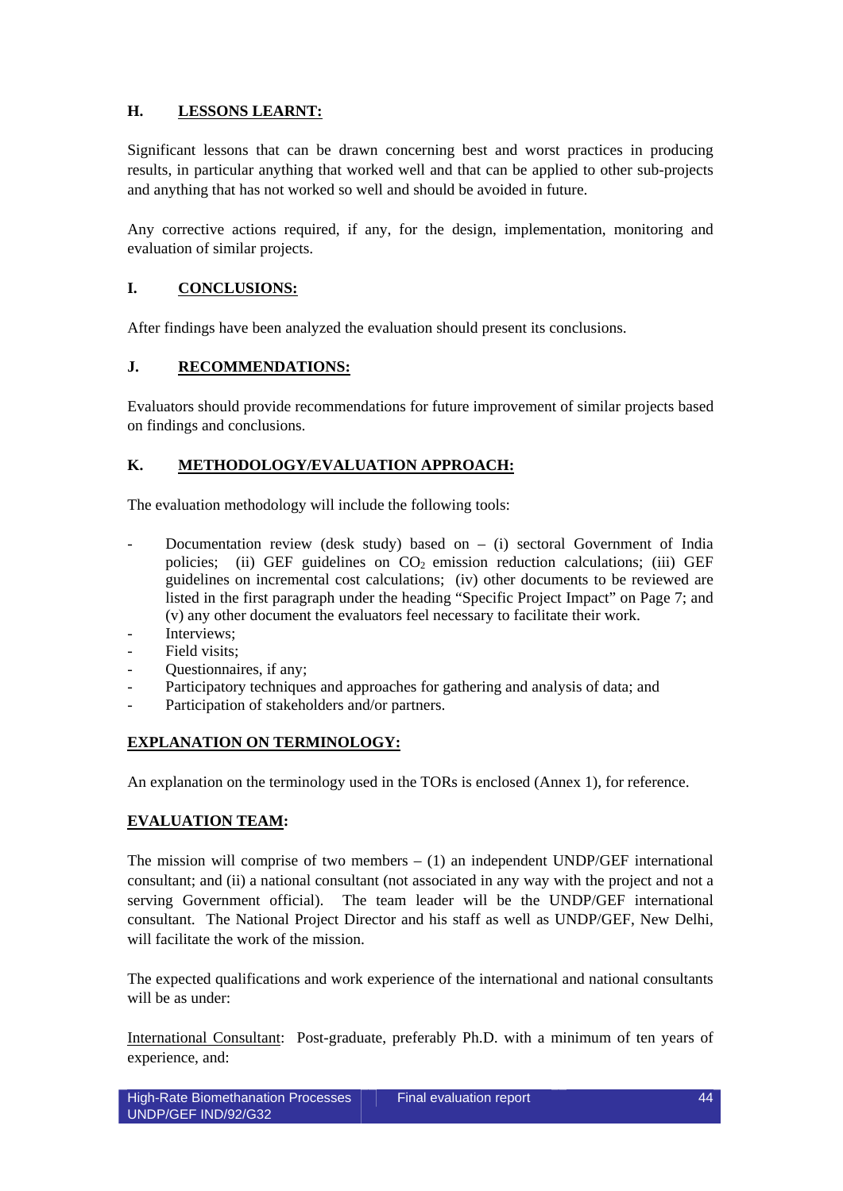## H. LESSONS LEARNT:

Significant lessons that can be drawn concerning best and worst practices in producing results, in particular anything that worked well and that can be applied to other sub-projects and anything that has not worked so well and should be avoided in future.

Any corrective actions required, if any, for the design, implementation, monitoring and evaluation of similar projects.

## I. CONCLUSIONS:

After findings have been analyzed the evaluation should present its conclusions.

## J. RECOMMENDATIONS:

Evaluators should provide recommendations for future improvement of similar projects based on findings and conclusions.

## K. METHODOLOGY/EVALUATION APPROACH:

The evaluation methodology will include the following tools:

- Documentation review (desk study) based on – (i) sectoral Government of India policies; (ii) GEF guidelines on $CO_2$ emission reduction calculations; (iii) GEF guidelines on incremental cost calculations; (iv) other documents to be reviewed are listed in the first paragraph under the heading "Specific Project Impact" on Page 7; and (v) any other document the evaluators feel necessary to facilitate their work.
- Interviews;
- Field visits;
- Questionnaires, if any;
- Participatory techniques and approaches for gathering and analysis of data; and
- Participation of stakeholders and/or partners.

## EXPLANATION ON TERMINOLOGY:

An explanation on the terminology used in the TORs is enclosed (Annex 1), for reference.

## EVALUATION TEAM:

The mission will comprise of two members – (1) an independent UNDP/GEF international consultant; and (ii) a national consultant (not associated in any way with the project and not a serving Government official). The team leader will be the UNDP/GEF international consultant. The National Project Director and his staff as well as UNDP/GEF, New Delhi, will facilitate the work of the mission.

The expected qualifications and work experience of the international and national consultants will be as under:

International Consultant: Post-graduate, preferably Ph.D. with a minimum of ten years of experience, and: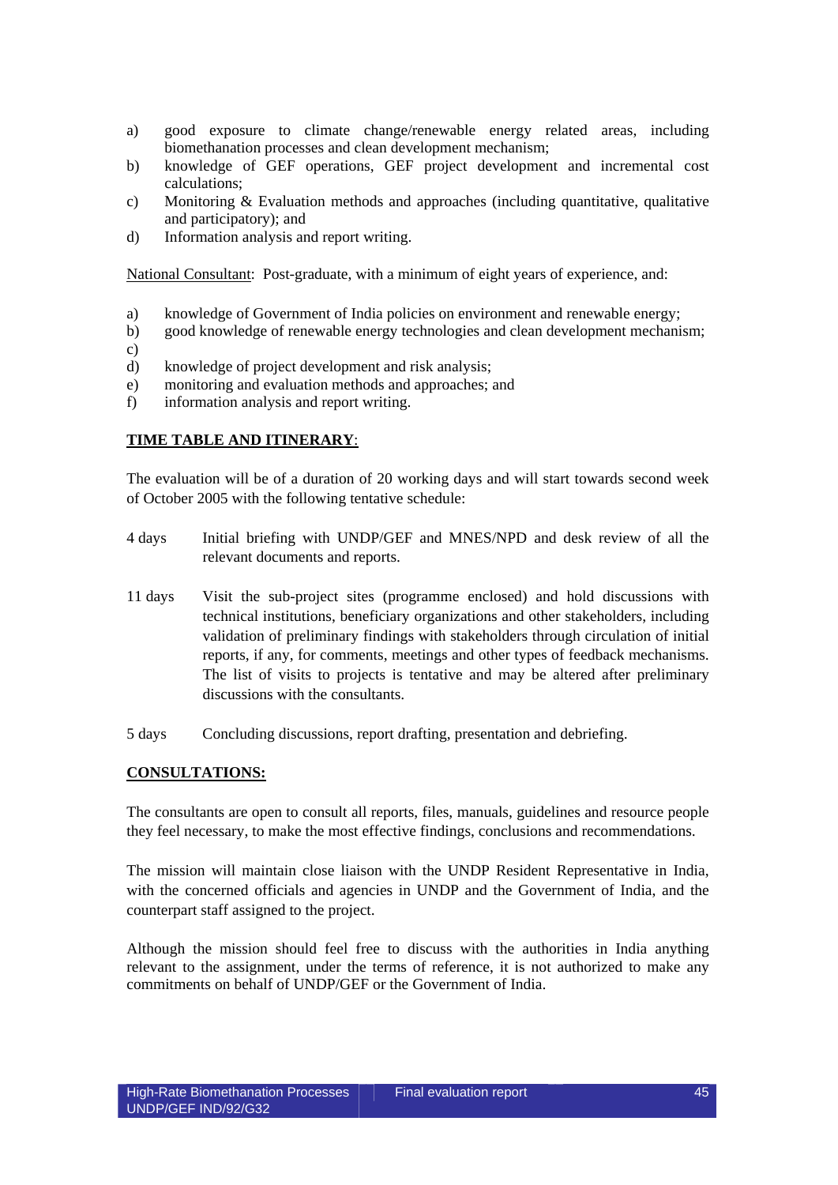a) good exposure to climate change/renewable energy related areas, including biomethanation processes and clean development mechanism;
b) knowledge of GEF operations, GEF project development and incremental cost calculations;
c) Monitoring & Evaluation methods and approaches (including quantitative, qualitative and participatory); and
d) Information analysis and report writing.

National Consultant: Post-graduate, with a minimum of eight years of experience, and:

a) knowledge of Government of India policies on environment and renewable energy;
b) good knowledge of renewable energy technologies and clean development mechanism;
c)
d) knowledge of project development and risk analysis;
e) monitoring and evaluation methods and approaches; and
f) information analysis and report writing.

**TIME TABLE AND ITINERARY**:

The evaluation will be of a duration of 20 working days and will start towards second week of October 2005 with the following tentative schedule:

4 days Initial briefing with UNDP/GEF and MNES/NPD and desk review of all the relevant documents and reports.

11 days Visit the sub-project sites (programme enclosed) and hold discussions with technical institutions, beneficiary organizations and other stakeholders, including validation of preliminary findings with stakeholders through circulation of initial reports, if any, for comments, meetings and other types of feedback mechanisms. The list of visits to projects is tentative and may be altered after preliminary discussions with the consultants.

5 days Concluding discussions, report drafting, presentation and debriefing.

**CONSULTATIONS:**

The consultants are open to consult all reports, files, manuals, guidelines and resource people they feel necessary, to make the most effective findings, conclusions and recommendations.

The mission will maintain close liaison with the UNDP Resident Representative in India, with the concerned officials and agencies in UNDP and the Government of India, and the counterpart staff assigned to the project.

Although the mission should feel free to discuss with the authorities in India anything relevant to the assignment, under the terms of reference, it is not authorized to make any commitments on behalf of UNDP/GEF or the Government of India.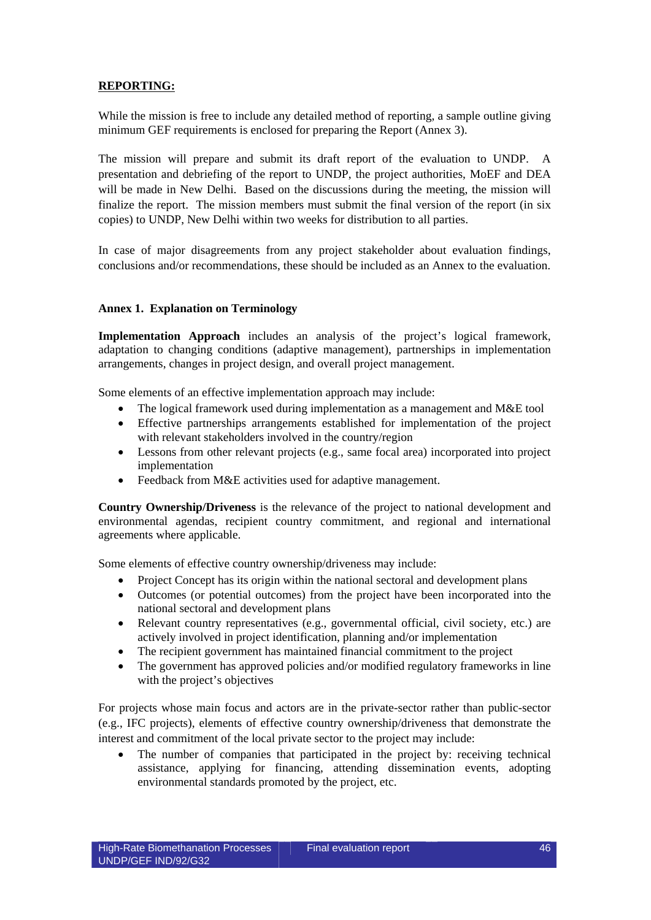**REPORTING:**

While the mission is free to include any detailed method of reporting, a sample outline giving minimum GEF requirements is enclosed for preparing the Report (Annex 3).

The mission will prepare and submit its draft report of the evaluation to UNDP. A presentation and debriefing of the report to UNDP, the project authorities, MoEF and DEA will be made in New Delhi. Based on the discussions during the meeting, the mission will finalize the report. The mission members must submit the final version of the report (in six copies) to UNDP, New Delhi within two weeks for distribution to all parties.

In case of major disagreements from any project stakeholder about evaluation findings, conclusions and/or recommendations, these should be included as an Annex to the evaluation.

**Annex 1. Explanation on Terminology**

**Implementation Approach** includes an analysis of the project's logical framework, adaptation to changing conditions (adaptive management), partnerships in implementation arrangements, changes in project design, and overall project management.

Some elements of an effective implementation approach may include:

- The logical framework used during implementation as a management and M&E tool
- Effective partnerships arrangements established for implementation of the project with relevant stakeholders involved in the country/region
- Lessons from other relevant projects (e.g., same focal area) incorporated into project implementation
- Feedback from M&E activities used for adaptive management.

**Country Ownership/Driveness** is the relevance of the project to national development and environmental agendas, recipient country commitment, and regional and international agreements where applicable.

Some elements of effective country ownership/driveness may include:

- Project Concept has its origin within the national sectoral and development plans
- Outcomes (or potential outcomes) from the project have been incorporated into the national sectoral and development plans
- Relevant country representatives (e.g., governmental official, civil society, etc.) are actively involved in project identification, planning and/or implementation
- The recipient government has maintained financial commitment to the project
- The government has approved policies and/or modified regulatory frameworks in line with the project's objectives

For projects whose main focus and actors are in the private-sector rather than public-sector (e.g., IFC projects), elements of effective country ownership/driveness that demonstrate the interest and commitment of the local private sector to the project may include:

- The number of companies that participated in the project by: receiving technical assistance, applying for financing, attending dissemination events, adopting environmental standards promoted by the project, etc.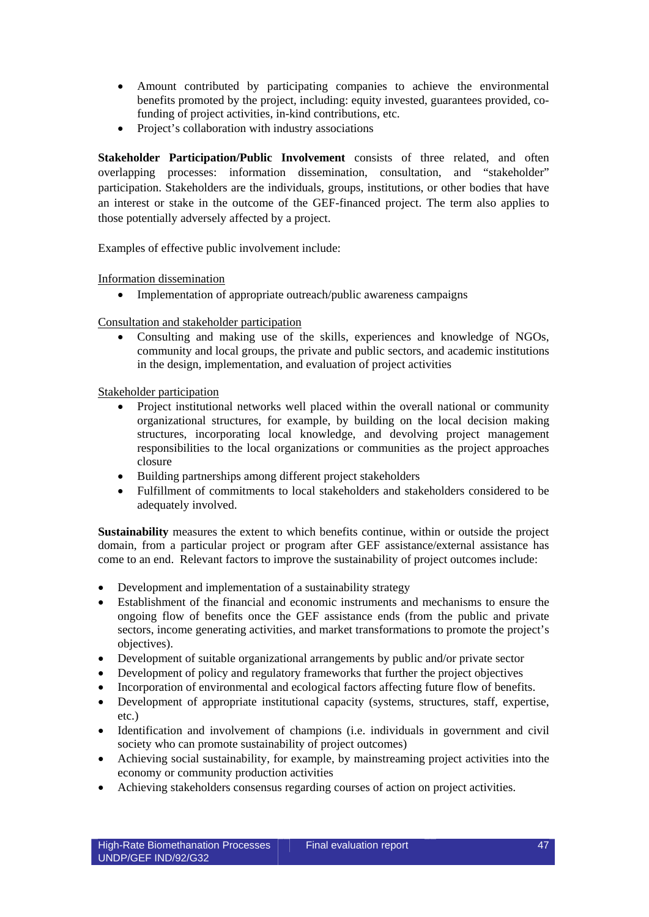- Amount contributed by participating companies to achieve the environmental benefits promoted by the project, including: equity invested, guarantees provided, co-funding of project activities, in-kind contributions, etc.
- Project's collaboration with industry associations

**Stakeholder Participation/Public Involvement** consists of three related, and often overlapping processes: information dissemination, consultation, and "stakeholder" participation. Stakeholders are the individuals, groups, institutions, or other bodies that have an interest or stake in the outcome of the GEF-financed project. The term also applies to those potentially adversely affected by a project.

Examples of effective public involvement include:

<u>Information dissemination</u>

- Implementation of appropriate outreach/public awareness campaigns

<u>Consultation and stakeholder participation</u>

- Consulting and making use of the skills, experiences and knowledge of NGOs, community and local groups, the private and public sectors, and academic institutions in the design, implementation, and evaluation of project activities

<u>Stakeholder participation</u>

- Project institutional networks well placed within the overall national or community organizational structures, for example, by building on the local decision making structures, incorporating local knowledge, and devolving project management responsibilities to the local organizations or communities as the project approaches closure
- Building partnerships among different project stakeholders
- Fulfillment of commitments to local stakeholders and stakeholders considered to be adequately involved.

**Sustainability** measures the extent to which benefits continue, within or outside the project domain, from a particular project or program after GEF assistance/external assistance has come to an end. Relevant factors to improve the sustainability of project outcomes include:

- Development and implementation of a sustainability strategy
- Establishment of the financial and economic instruments and mechanisms to ensure the ongoing flow of benefits once the GEF assistance ends (from the public and private sectors, income generating activities, and market transformations to promote the project's objectives).
- Development of suitable organizational arrangements by public and/or private sector
- Development of policy and regulatory frameworks that further the project objectives
- Incorporation of environmental and ecological factors affecting future flow of benefits.
- Development of appropriate institutional capacity (systems, structures, staff, expertise, etc.)
- Identification and involvement of champions (i.e. individuals in government and civil society who can promote sustainability of project outcomes)
- Achieving social sustainability, for example, by mainstreaming project activities into the economy or community production activities
- Achieving stakeholders consensus regarding courses of action on project activities.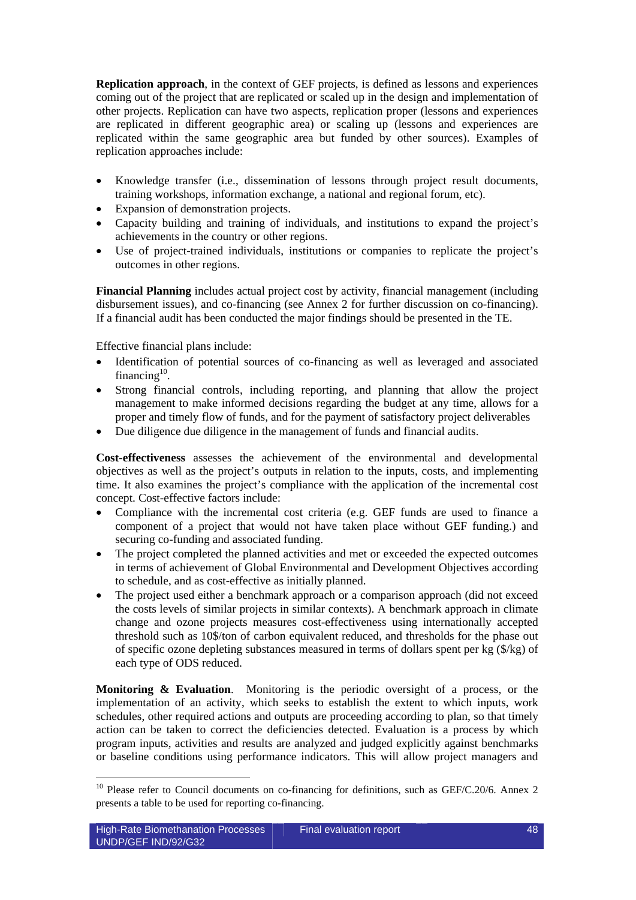**Replication approach**, in the context of GEF projects, is defined as lessons and experiences coming out of the project that are replicated or scaled up in the design and implementation of other projects. Replication can have two aspects, replication proper (lessons and experiences are replicated in different geographic area) or scaling up (lessons and experiences are replicated within the same geographic area but funded by other sources). Examples of replication approaches include:

- Knowledge transfer (i.e., dissemination of lessons through project result documents, training workshops, information exchange, a national and regional forum, etc).
- Expansion of demonstration projects.
- Capacity building and training of individuals, and institutions to expand the project's achievements in the country or other regions.
- Use of project-trained individuals, institutions or companies to replicate the project's outcomes in other regions.

**Financial Planning** includes actual project cost by activity, financial management (including disbursement issues), and co-financing (see Annex 2 for further discussion on co-financing). If a financial audit has been conducted the major findings should be presented in the TE.

Effective financial plans include:

- Identification of potential sources of co-financing as well as leveraged and associated financing[10].
- Strong financial controls, including reporting, and planning that allow the project management to make informed decisions regarding the budget at any time, allows for a proper and timely flow of funds, and for the payment of satisfactory project deliverables
- Due diligence due diligence in the management of funds and financial audits.

**Cost-effectiveness** assesses the achievement of the environmental and developmental objectives as well as the project's outputs in relation to the inputs, costs, and implementing time. It also examines the project's compliance with the application of the incremental cost concept. Cost-effective factors include:

- Compliance with the incremental cost criteria (e.g. GEF funds are used to finance a component of a project that would not have taken place without GEF funding.) and securing co-funding and associated funding.
- The project completed the planned activities and met or exceeded the expected outcomes in terms of achievement of Global Environmental and Development Objectives according to schedule, and as cost-effective as initially planned.
- The project used either a benchmark approach or a comparison approach (did not exceed the costs levels of similar projects in similar contexts). A benchmark approach in climate change and ozone projects measures cost-effectiveness using internationally accepted threshold such as 10$/ton of carbon equivalent reduced, and thresholds for the phase out of specific ozone depleting substances measured in terms of dollars spent per kg ($/kg) of each type of ODS reduced.

**Monitoring & Evaluation**. Monitoring is the periodic oversight of a process, or the implementation of an activity, which seeks to establish the extent to which inputs, work schedules, other required actions and outputs are proceeding according to plan, so that timely action can be taken to correct the deficiencies detected. Evaluation is a process by which program inputs, activities and results are analyzed and judged explicitly against benchmarks or baseline conditions using performance indicators. This will allow project managers and

[10] Please refer to Council documents on co-financing for definitions, such as GEF/C.20/6. Annex 2 presents a table to be used for reporting co-financing.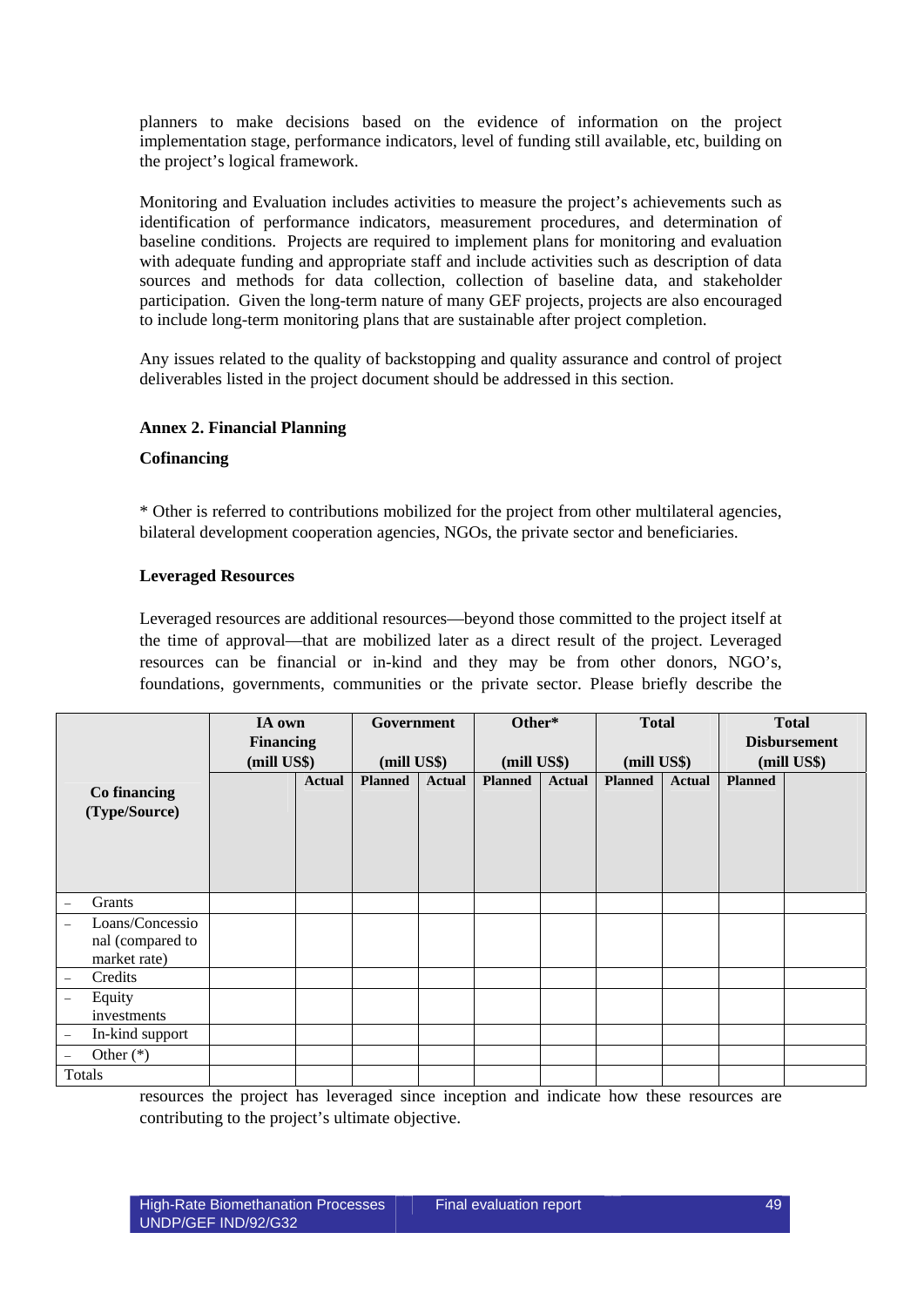planners to make decisions based on the evidence of information on the project implementation stage, performance indicators, level of funding still available, etc, building on the project's logical framework.

Monitoring and Evaluation includes activities to measure the project's achievements such as identification of performance indicators, measurement procedures, and determination of baseline conditions. Projects are required to implement plans for monitoring and evaluation with adequate funding and appropriate staff and include activities such as description of data sources and methods for data collection, collection of baseline data, and stakeholder participation. Given the long-term nature of many GEF projects, projects are also encouraged to include long-term monitoring plans that are sustainable after project completion.

Any issues related to the quality of backstopping and quality assurance and control of project deliverables listed in the project document should be addressed in this section.

**Annex 2. Financial Planning**

**Cofinancing**

| Co financing (Type/Source) | IA own Financing (mill US$) | | Government (mill US$) | | Other* (mill US$) | | Total (mill US$) | | Total Disbursement (mill US$) | |
|---|---|---|---|---|---|---|---|---|---|---|
| | | Actual | Planned | Actual | Planned | Actual | Planned | Actual | Planned | |
| – Grants | | | | | | | | | | |
| – Loans/Concessional (compared to market rate) | | | | | | | | | | |
| – Credits | | | | | | | | | | |
| – Equity investments | | | | | | | | | | |
| – In-kind support | | | | | | | | | | |
| – Other (*) | | | | | | | | | | |
| Totals | | | | | | | | | | |

* Other is referred to contributions mobilized for the project from other multilateral agencies, bilateral development cooperation agencies, NGOs, the private sector and beneficiaries.

**Leveraged Resources**

Leveraged resources are additional resources—beyond those committed to the project itself at the time of approval—that are mobilized later as a direct result of the project. Leveraged resources can be financial or in-kind and they may be from other donors, NGO's, foundations, governments, communities or the private sector. Please briefly describe the resources the project has leveraged since inception and indicate how these resources are contributing to the project's ultimate objective.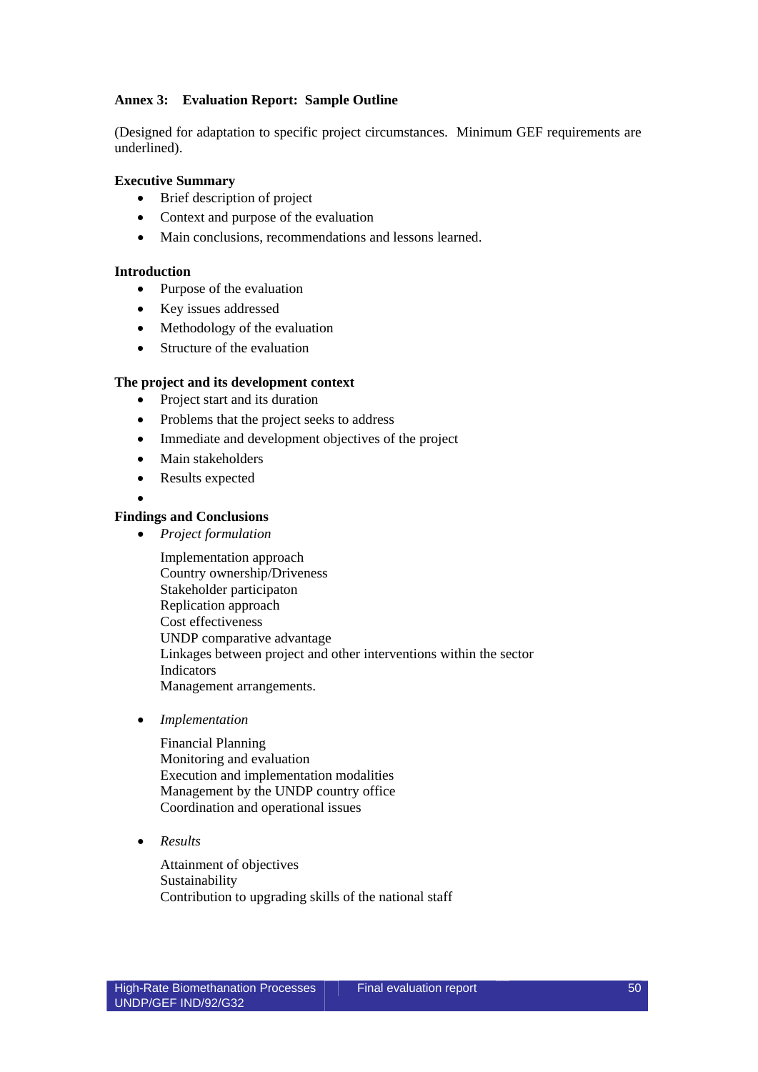### Annex 3: Evaluation Report: Sample Outline

(Designed for adaptation to specific project circumstances. Minimum GEF requirements are underlined).

**Executive Summary**

- Brief description of project
- Context and purpose of the evaluation
- Main conclusions, recommendations and lessons learned.

**Introduction**

- Purpose of the evaluation
- Key issues addressed
- Methodology of the evaluation
- Structure of the evaluation

**The project and its development context**

- Project start and its duration
- Problems that the project seeks to address
- Immediate and development objectives of the project
- Main stakeholders
- Results expected
- 

**Findings and Conclusions**

- *Project formulation*

  Implementation approach
  Country ownership/Driveness
  Stakeholder participaton
  Replication approach
  Cost effectiveness
  UNDP comparative advantage
  Linkages between project and other interventions within the sector
  Indicators
  Management arrangements.

- *Implementation*

  Financial Planning
  Monitoring and evaluation
  Execution and implementation modalities
  Management by the UNDP country office
  Coordination and operational issues

- *Results*

  Attainment of objectives
  Sustainability
  Contribution to upgrading skills of the national staff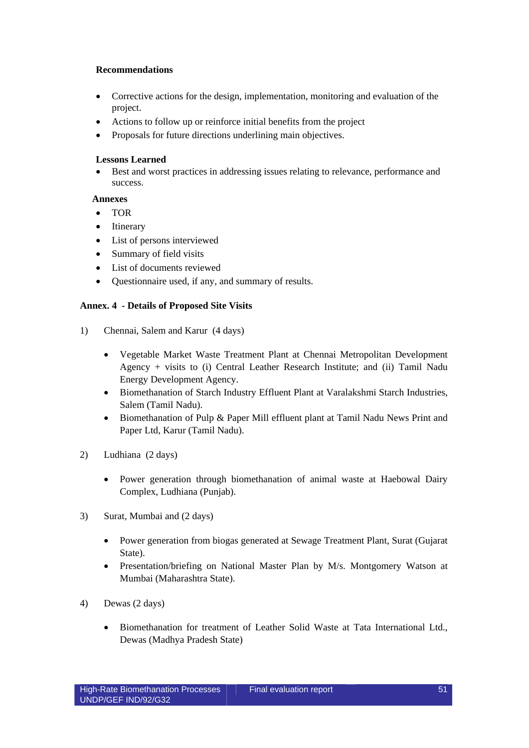**Recommendations**

- Corrective actions for the design, implementation, monitoring and evaluation of the project.
- Actions to follow up or reinforce initial benefits from the project
- Proposals for future directions underlining main objectives.

**Lessons Learned**

- Best and worst practices in addressing issues relating to relevance, performance and success.

**Annexes**

- TOR
- Itinerary
- List of persons interviewed
- Summary of field visits
- List of documents reviewed
- Questionnaire used, if any, and summary of results.

**Annex. 4 - Details of Proposed Site Visits**

1) Chennai, Salem and Karur (4 days)

   - Vegetable Market Waste Treatment Plant at Chennai Metropolitan Development Agency + visits to (i) Central Leather Research Institute; and (ii) Tamil Nadu Energy Development Agency.
   - Biomethanation of Starch Industry Effluent Plant at Varalakshmi Starch Industries, Salem (Tamil Nadu).
   - Biomethanation of Pulp & Paper Mill effluent plant at Tamil Nadu News Print and Paper Ltd, Karur (Tamil Nadu).

2) Ludhiana (2 days)

   - Power generation through biomethanation of animal waste at Haebowal Dairy Complex, Ludhiana (Punjab).

3) Surat, Mumbai and (2 days)

   - Power generation from biogas generated at Sewage Treatment Plant, Surat (Gujarat State).
   - Presentation/briefing on National Master Plan by M/s. Montgomery Watson at Mumbai (Maharashtra State).

4) Dewas (2 days)

   - Biomethanation for treatment of Leather Solid Waste at Tata International Ltd., Dewas (Madhya Pradesh State)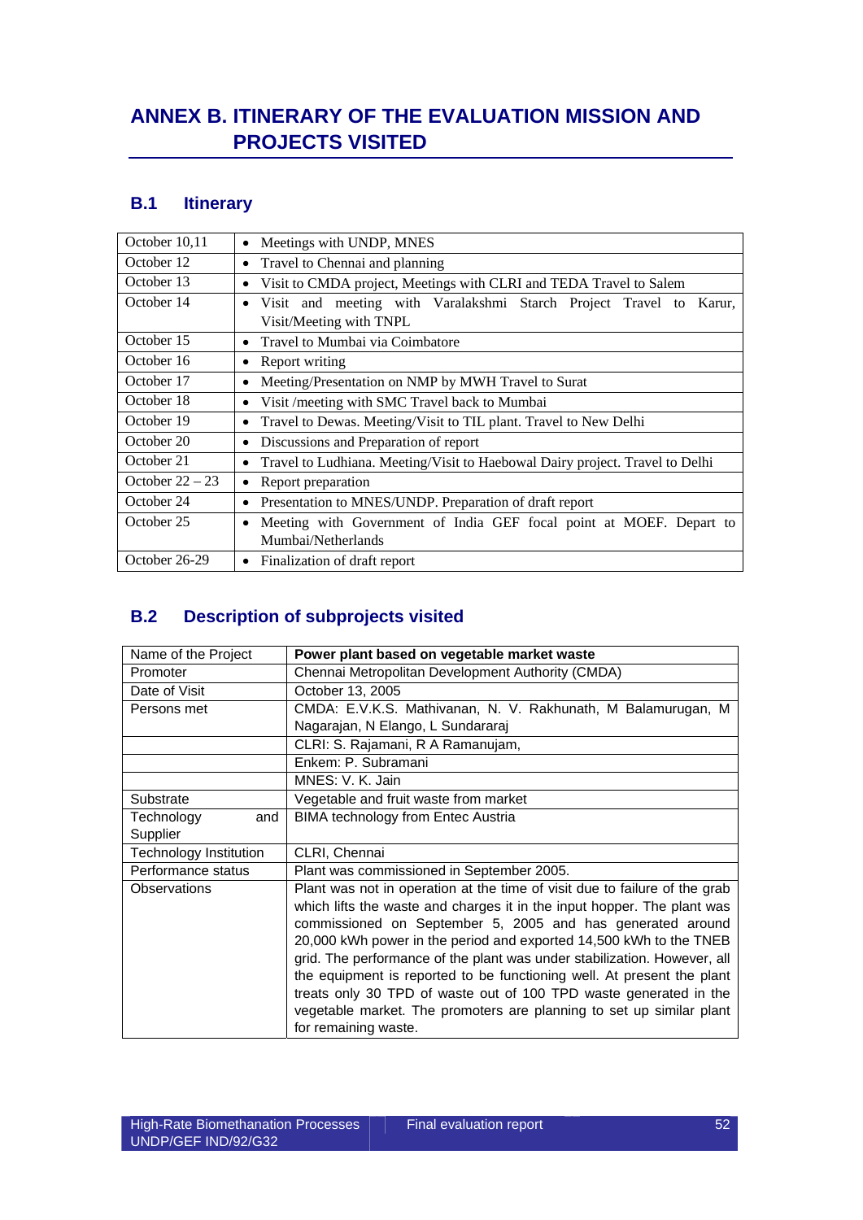# ANNEX B. ITINERARY OF THE EVALUATION MISSION AND PROJECTS VISITED

## B.1 Itinerary

| | |
|---|---|
| October 10,11 | • Meetings with UNDP, MNES |
| October 12 | • Travel to Chennai and planning |
| October 13 | • Visit to CMDA project, Meetings with CLRI and TEDA Travel to Salem |
| October 14 | • Visit and meeting with Varalakshmi Starch Project Travel to Karur, Visit/Meeting with TNPL |
| October 15 | • Travel to Mumbai via Coimbatore |
| October 16 | • Report writing |
| October 17 | • Meeting/Presentation on NMP by MWH Travel to Surat |
| October 18 | • Visit /meeting with SMC Travel back to Mumbai |
| October 19 | • Travel to Dewas. Meeting/Visit to TIL plant. Travel to New Delhi |
| October 20 | • Discussions and Preparation of report |
| October 21 | • Travel to Ludhiana. Meeting/Visit to Haebowal Dairy project. Travel to Delhi |
| October 22 – 23 | • Report preparation |
| October 24 | • Presentation to MNES/UNDP. Preparation of draft report |
| October 25 | • Meeting with Government of India GEF focal point at MOEF. Depart to Mumbai/Netherlands |
| October 26-29 | • Finalization of draft report |

## B.2 Description of subprojects visited

| Name of the Project | **Power plant based on vegetable market waste** |
|---|---|
| Promoter | Chennai Metropolitan Development Authority (CMDA) |
| Date of Visit | October 13, 2005 |
| Persons met | CMDA: E.V.K.S. Mathivanan, N. V. Rakhunath, M Balamurugan, M Nagarajan, N Elango, L Sundararaj |
| | CLRI: S. Rajamani, R A Ramanujam, |
| | Enkem: P. Subramani |
| | MNES: V. K. Jain |
| Substrate | Vegetable and fruit waste from market |
| Technology and Supplier | BIMA technology from Entec Austria |
| Technology Institution | CLRI, Chennai |
| Performance status | Plant was commissioned in September 2005. |
| Observations | Plant was not in operation at the time of visit due to failure of the grab which lifts the waste and charges it in the input hopper. The plant was commissioned on September 5, 2005 and has generated around 20,000 kWh power in the period and exported 14,500 kWh to the TNEB grid. The performance of the plant was under stabilization. However, all the equipment is reported to be functioning well. At present the plant treats only 30 TPD of waste out of 100 TPD waste generated in the vegetable market. The promoters are planning to set up similar plant for remaining waste. |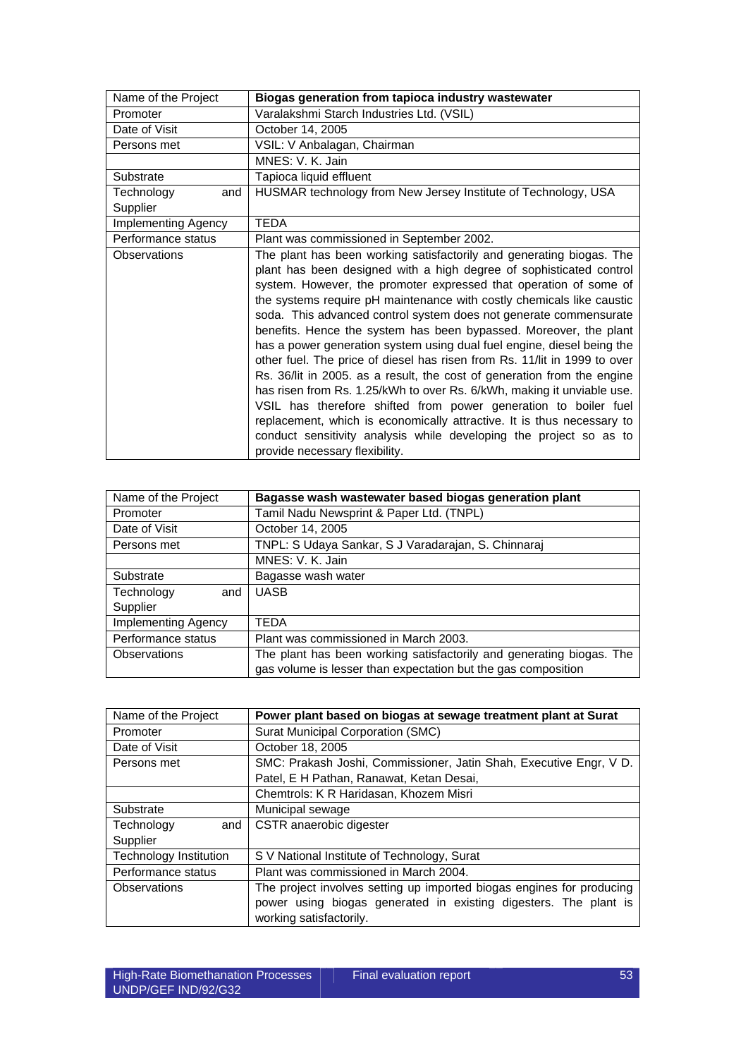| Name of the Project | **Biogas generation from tapioca industry wastewater** |
|---|---|
| Promoter | Varalakshmi Starch Industries Ltd. (VSIL) |
| Date of Visit | October 14, 2005 |
| Persons met | VSIL: V Anbalagan, Chairman |
| | MNES: V. K. Jain |
| Substrate | Tapioca liquid effluent |
| Technology and Supplier | HUSMAR technology from New Jersey Institute of Technology, USA |
| Implementing Agency | TEDA |
| Performance status | Plant was commissioned in September 2002. |
| Observations | The plant has been working satisfactorily and generating biogas. The plant has been designed with a high degree of sophisticated control system. However, the promoter expressed that operation of some of the systems require pH maintenance with costly chemicals like caustic soda. This advanced control system does not generate commensurate benefits. Hence the system has been bypassed. Moreover, the plant has a power generation system using dual fuel engine, diesel being the other fuel. The price of diesel has risen from Rs. 11/lit in 1999 to over Rs. 36/lit in 2005. as a result, the cost of generation from the engine has risen from Rs. 1.25/kWh to over Rs. 6/kWh, making it unviable use. VSIL has therefore shifted from power generation to boiler fuel replacement, which is economically attractive. It is thus necessary to conduct sensitivity analysis while developing the project so as to provide necessary flexibility. |

| Name of the Project | **Bagasse wash wastewater based biogas generation plant** |
|---|---|
| Promoter | Tamil Nadu Newsprint & Paper Ltd. (TNPL) |
| Date of Visit | October 14, 2005 |
| Persons met | TNPL: S Udaya Sankar, S J Varadarajan, S. Chinnaraj |
| | MNES: V. K. Jain |
| Substrate | Bagasse wash water |
| Technology and Supplier | UASB |
| Implementing Agency | TEDA |
| Performance status | Plant was commissioned in March 2003. |
| Observations | The plant has been working satisfactorily and generating biogas. The gas volume is lesser than expectation but the gas composition |

| Name of the Project | **Power plant based on biogas at sewage treatment plant at Surat** |
|---|---|
| Promoter | Surat Municipal Corporation (SMC) |
| Date of Visit | October 18, 2005 |
| Persons met | SMC: Prakash Joshi, Commissioner, Jatin Shah, Executive Engr, V D. Patel, E H Pathan, Ranawat, Ketan Desai, |
| | Chemtrols: K R Haridasan, Khozem Misri |
| Substrate | Municipal sewage |
| Technology and Supplier | CSTR anaerobic digester |
| Technology Institution | S V National Institute of Technology, Surat |
| Performance status | Plant was commissioned in March 2004. |
| Observations | The project involves setting up imported biogas engines for producing power using biogas generated in existing digesters. The plant is working satisfactorily. |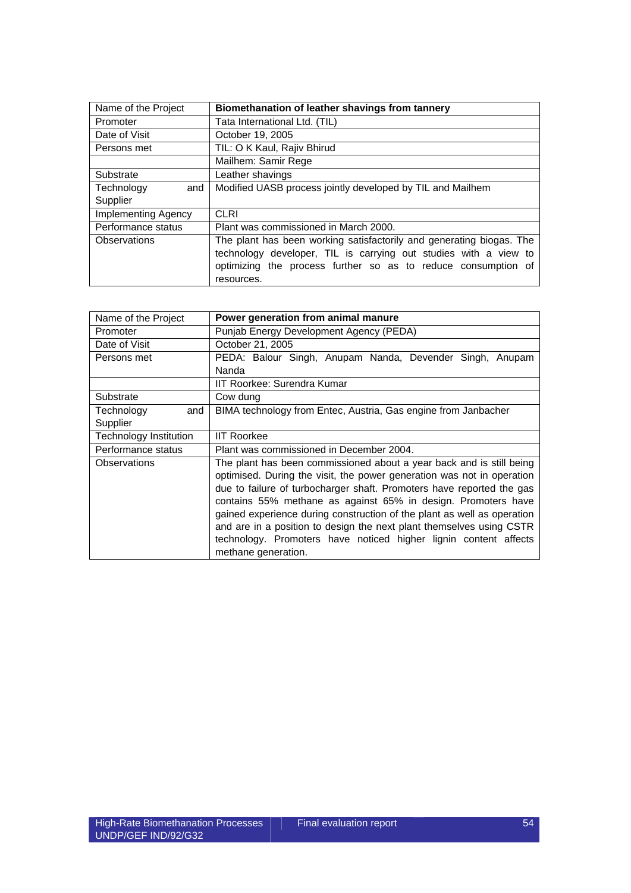| | |
|---|---|
| Name of the Project | **Biomethanation of leather shavings from tannery** |
| Promoter | Tata International Ltd. (TIL) |
| Date of Visit | October 19, 2005 |
| Persons met | TIL: O K Kaul, Rajiv Bhirud |
| | Mailhem: Samir Rege |
| Substrate | Leather shavings |
| Technology and Supplier | Modified UASB process jointly developed by TIL and Mailhem |
| Implementing Agency | CLRI |
| Performance status | Plant was commissioned in March 2000. |
| Observations | The plant has been working satisfactorily and generating biogas. The technology developer, TIL is carrying out studies with a view to optimizing the process further so as to reduce consumption of resources. |

| | |
|---|---|
| Name of the Project | **Power generation from animal manure** |
| Promoter | Punjab Energy Development Agency (PEDA) |
| Date of Visit | October 21, 2005 |
| Persons met | PEDA: Balour Singh, Anupam Nanda, Devender Singh, Anupam Nanda |
| | IIT Roorkee: Surendra Kumar |
| Substrate | Cow dung |
| Technology and Supplier | BIMA technology from Entec, Austria, Gas engine from Janbacher |
| Technology Institution | IIT Roorkee |
| Performance status | Plant was commissioned in December 2004. |
| Observations | The plant has been commissioned about a year back and is still being optimised. During the visit, the power generation was not in operation due to failure of turbocharger shaft. Promoters have reported the gas contains 55% methane as against 65% in design. Promoters have gained experience during construction of the plant as well as operation and are in a position to design the next plant themselves using CSTR technology. Promoters have noticed higher lignin content affects methane generation. |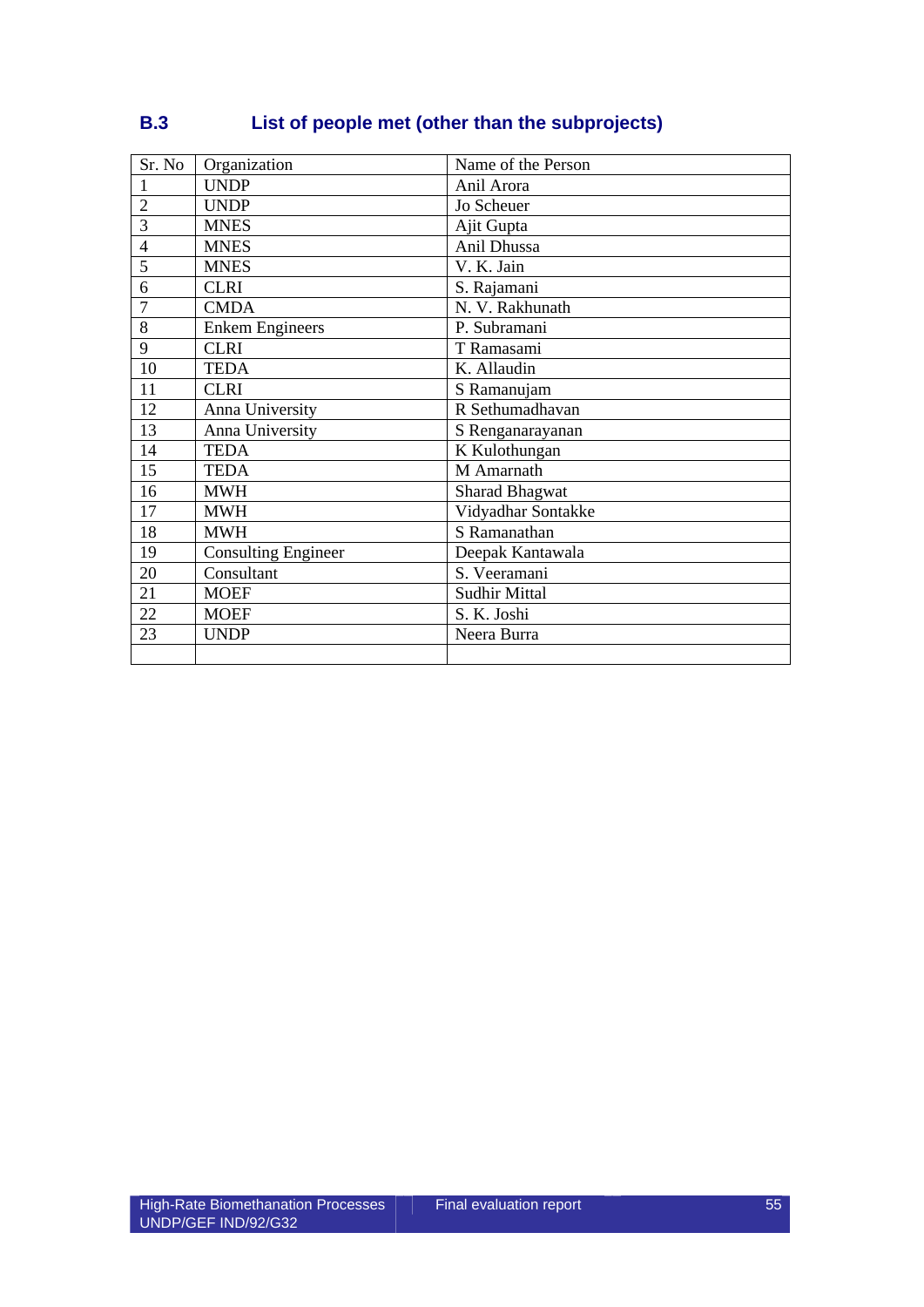### B.3 List of people met (other than the subprojects)

| Sr. No | Organization | Name of the Person |
|---|---|---|
| 1 | UNDP | Anil Arora |
| 2 | UNDP | Jo Scheuer |
| 3 | MNES | Ajit Gupta |
| 4 | MNES | Anil Dhussa |
| 5 | MNES | V. K. Jain |
| 6 | CLRI | S. Rajamani |
| 7 | CMDA | N. V. Rakhunath |
| 8 | Enkem Engineers | P. Subramani |
| 9 | CLRI | T Ramasami |
| 10 | TEDA | K. Allaudin |
| 11 | CLRI | S Ramanujam |
| 12 | Anna University | R Sethumadhavan |
| 13 | Anna University | S Renganarayanan |
| 14 | TEDA | K Kulothungan |
| 15 | TEDA | M Amarnath |
| 16 | MWH | Sharad Bhagwat |
| 17 | MWH | Vidyadhar Sontakke |
| 18 | MWH | S Ramanathan |
| 19 | Consulting Engineer | Deepak Kantawala |
| 20 | Consultant | S. Veeramani |
| 21 | MOEF | Sudhir Mittal |
| 22 | MOEF | S. K. Joshi |
| 23 | UNDP | Neera Burra |
| | | |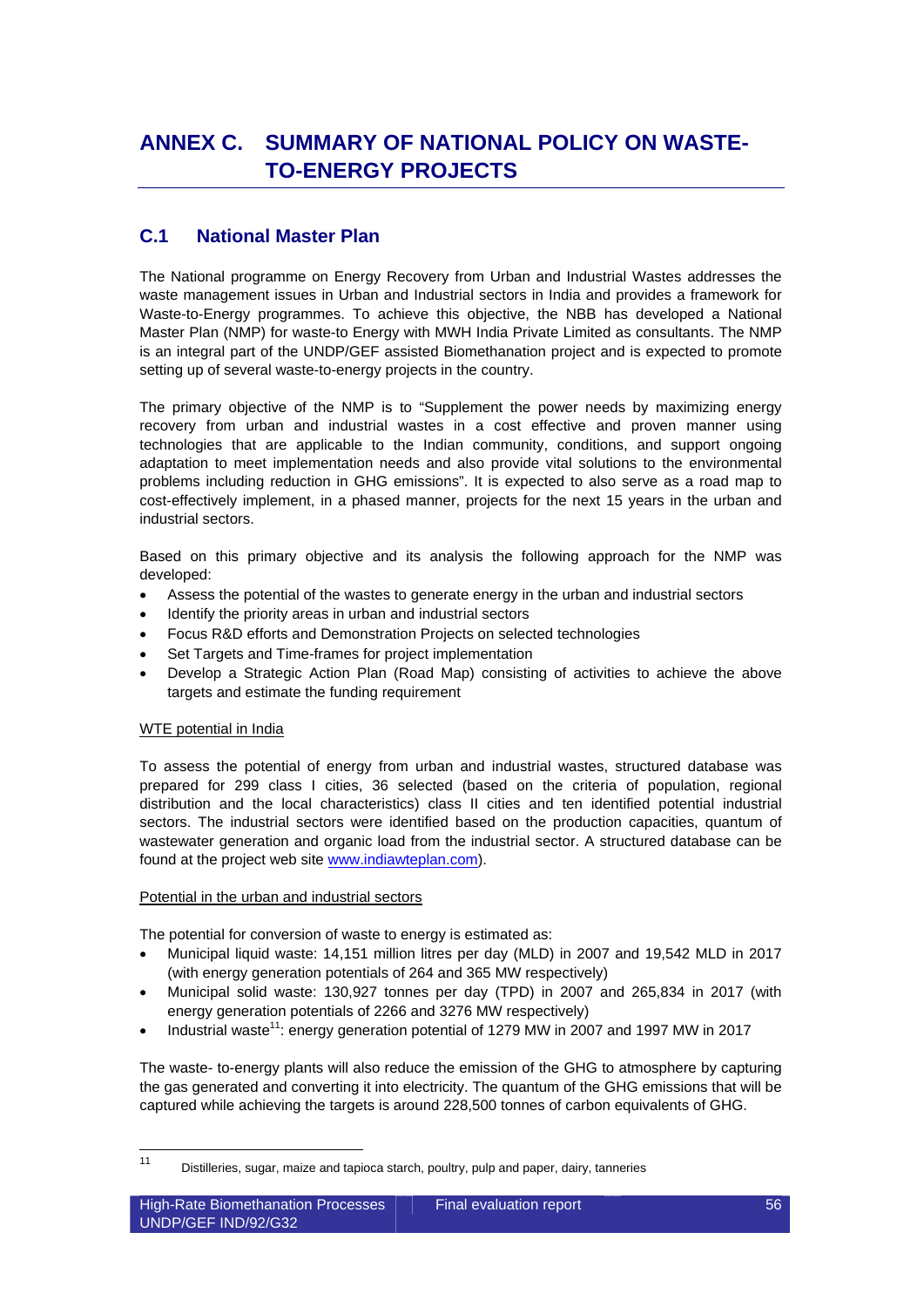# ANNEX C. SUMMARY OF NATIONAL POLICY ON WASTE-TO-ENERGY PROJECTS

## C.1 National Master Plan

The National programme on Energy Recovery from Urban and Industrial Wastes addresses the waste management issues in Urban and Industrial sectors in India and provides a framework for Waste-to-Energy programmes. To achieve this objective, the NBB has developed a National Master Plan (NMP) for waste-to Energy with MWH India Private Limited as consultants. The NMP is an integral part of the UNDP/GEF assisted Biomethanation project and is expected to promote setting up of several waste-to-energy projects in the country.

The primary objective of the NMP is to "Supplement the power needs by maximizing energy recovery from urban and industrial wastes in a cost effective and proven manner using technologies that are applicable to the Indian community, conditions, and support ongoing adaptation to meet implementation needs and also provide vital solutions to the environmental problems including reduction in GHG emissions". It is expected to also serve as a road map to cost-effectively implement, in a phased manner, projects for the next 15 years in the urban and industrial sectors.

Based on this primary objective and its analysis the following approach for the NMP was developed:

- Assess the potential of the wastes to generate energy in the urban and industrial sectors
- Identify the priority areas in urban and industrial sectors
- Focus R&D efforts and Demonstration Projects on selected technologies
- Set Targets and Time-frames for project implementation
- Develop a Strategic Action Plan (Road Map) consisting of activities to achieve the above targets and estimate the funding requirement

WTE potential in India

To assess the potential of energy from urban and industrial wastes, structured database was prepared for 299 class I cities, 36 selected (based on the criteria of population, regional distribution and the local characteristics) class II cities and ten identified potential industrial sectors. The industrial sectors were identified based on the production capacities, quantum of wastewater generation and organic load from the industrial sector. A structured database can be found at the project web site www.indiawteplan.com).

Potential in the urban and industrial sectors

The potential for conversion of waste to energy is estimated as:

- Municipal liquid waste: 14,151 million litres per day (MLD) in 2007 and 19,542 MLD in 2017 (with energy generation potentials of 264 and 365 MW respectively)
- Municipal solid waste: 130,927 tonnes per day (TPD) in 2007 and 265,834 in 2017 (with energy generation potentials of 2266 and 3276 MW respectively)
- Industrial waste[11]: energy generation potential of 1279 MW in 2007 and 1997 MW in 2017

The waste- to-energy plants will also reduce the emission of the GHG to atmosphere by capturing the gas generated and converting it into electricity. The quantum of the GHG emissions that will be captured while achieving the targets is around 228,500 tonnes of carbon equivalents of GHG.

[11] Distilleries, sugar, maize and tapioca starch, poultry, pulp and paper, dairy, tanneries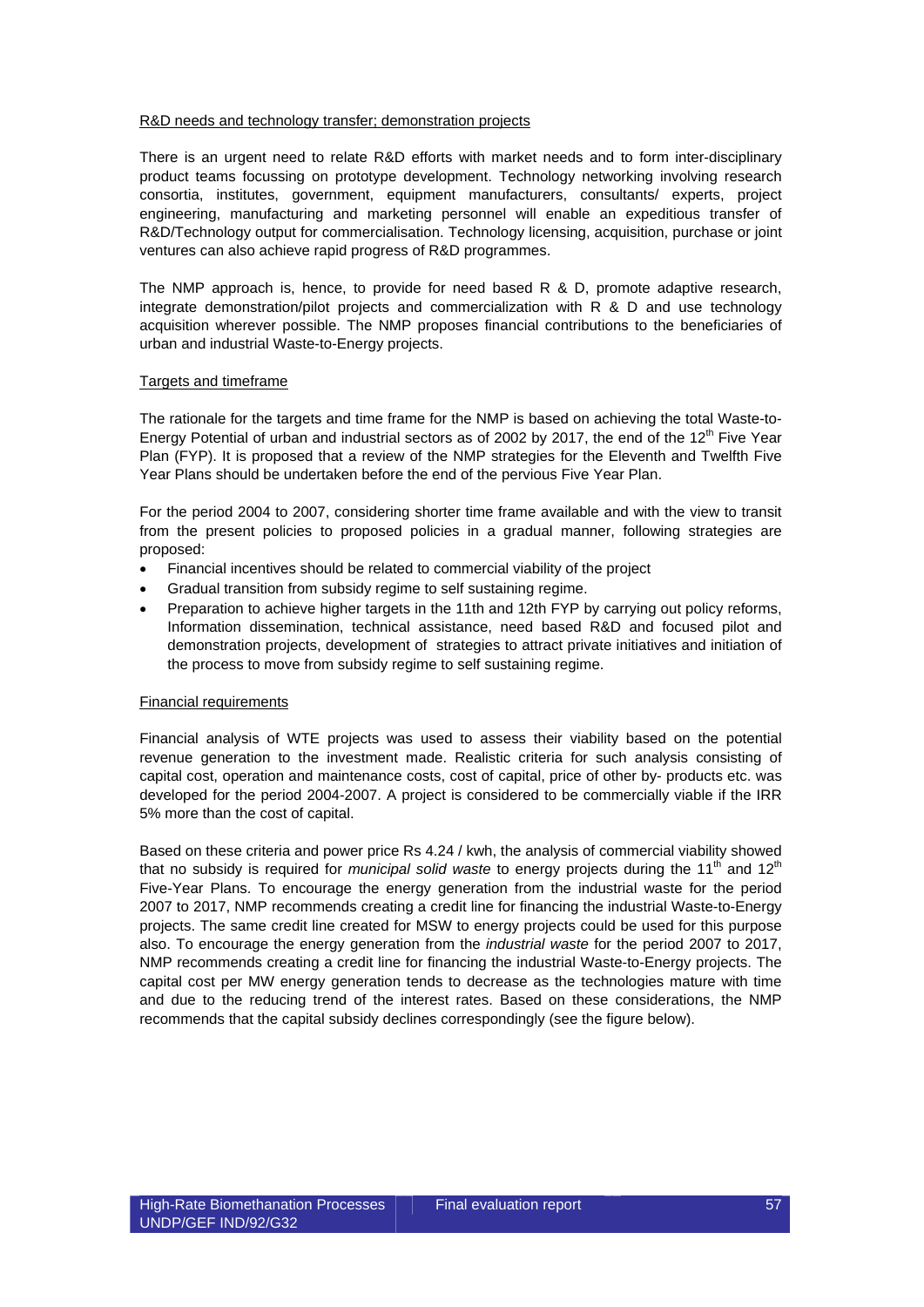R&D needs and technology transfer; demonstration projects

There is an urgent need to relate R&D efforts with market needs and to form inter-disciplinary product teams focussing on prototype development. Technology networking involving research consortia, institutes, government, equipment manufacturers, consultants/ experts, project engineering, manufacturing and marketing personnel will enable an expeditious transfer of R&D/Technology output for commercialisation. Technology licensing, acquisition, purchase or joint ventures can also achieve rapid progress of R&D programmes.

The NMP approach is, hence, to provide for need based R & D, promote adaptive research, integrate demonstration/pilot projects and commercialization with R & D and use technology acquisition wherever possible. The NMP proposes financial contributions to the beneficiaries of urban and industrial Waste-to-Energy projects.

Targets and timeframe

The rationale for the targets and time frame for the NMP is based on achieving the total Waste-to-Energy Potential of urban and industrial sectors as of 2002 by 2017, the end of the 12th Five Year Plan (FYP). It is proposed that a review of the NMP strategies for the Eleventh and Twelfth Five Year Plans should be undertaken before the end of the pervious Five Year Plan.

For the period 2004 to 2007, considering shorter time frame available and with the view to transit from the present policies to proposed policies in a gradual manner, following strategies are proposed:

- Financial incentives should be related to commercial viability of the project
- Gradual transition from subsidy regime to self sustaining regime.
- Preparation to achieve higher targets in the 11th and 12th FYP by carrying out policy reforms, Information dissemination, technical assistance, need based R&D and focused pilot and demonstration projects, development of strategies to attract private initiatives and initiation of the process to move from subsidy regime to self sustaining regime.

Financial requirements

Financial analysis of WTE projects was used to assess their viability based on the potential revenue generation to the investment made. Realistic criteria for such analysis consisting of capital cost, operation and maintenance costs, cost of capital, price of other by- products etc. was developed for the period 2004-2007. A project is considered to be commercially viable if the IRR 5% more than the cost of capital.

Based on these criteria and power price Rs 4.24 / kwh, the analysis of commercial viability showed that no subsidy is required for *municipal solid waste* to energy projects during the 11th and 12th Five-Year Plans. To encourage the energy generation from the industrial waste for the period 2007 to 2017, NMP recommends creating a credit line for financing the industrial Waste-to-Energy projects. The same credit line created for MSW to energy projects could be used for this purpose also. To encourage the energy generation from the *industrial waste* for the period 2007 to 2017, NMP recommends creating a credit line for financing the industrial Waste-to-Energy projects. The capital cost per MW energy generation tends to decrease as the technologies mature with time and due to the reducing trend of the interest rates. Based on these considerations, the NMP recommends that the capital subsidy declines correspondingly (see the figure below).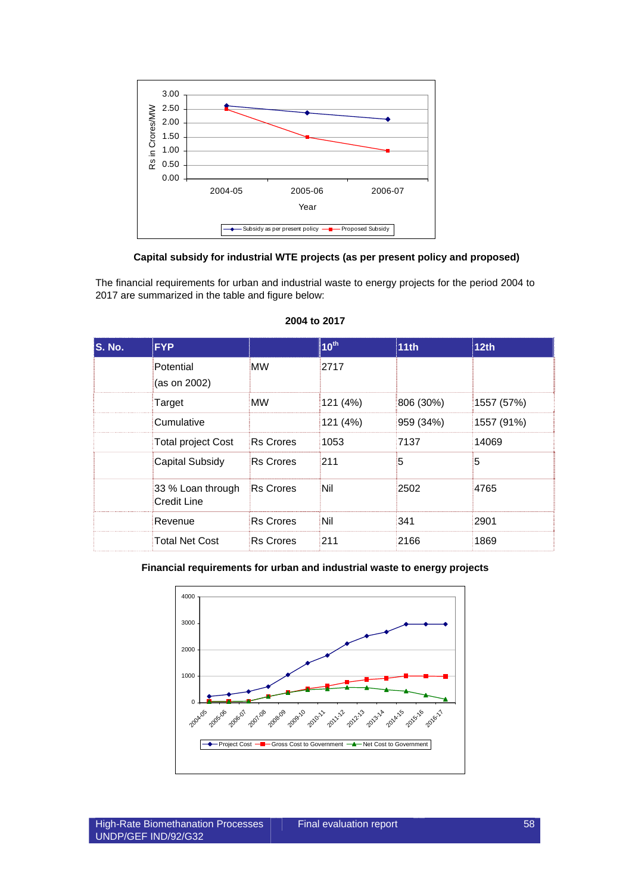3.00
2.50
2.00
1.50
1.00
0.50
0.00

Rs in Crores/MW

2004-05
2005-06
2006-07

Year

Subsidy as per present policy
Proposed Subsidy

**Capital subsidy for industrial WTE projects (as per present policy and proposed)**

The financial requirements for urban and industrial waste to energy projects for the period 2004 to 2017 are summarized in the table and figure below:

**2004 to 2017**

| S. No. | FYP | | 10th | 11th | 12th |
|---|---|---|---|---|---|
| | Potential (as on 2002) | MW | 2717 | | |
| | Target | MW | 121 (4%) | 806 (30%) | 1557 (57%) |
| | Cumulative | | 121 (4%) | 959 (34%) | 1557 (91%) |
| | Total project Cost | Rs Crores | 1053 | 7137 | 14069 |
| | Capital Subsidy | Rs Crores | 211 | 5 | 5 |
| | 33 % Loan through Credit Line | Rs Crores | Nil | 2502 | 4765 |
| | Revenue | Rs Crores | Nil | 341 | 2901 |
| | Total Net Cost | Rs Crores | 211 | 2166 | 1869 |

**Financial requirements for urban and industrial waste to energy projects**

4000
3000
2000
1000
0

2004-05
2005-06
2006-07
2007-08
2008-09
2009-10
2010-11
2011-12
2012-13
2013-14
2014-15
2015-16
2016-17

Project Cost
Gross Cost to Government
Net Cost to Government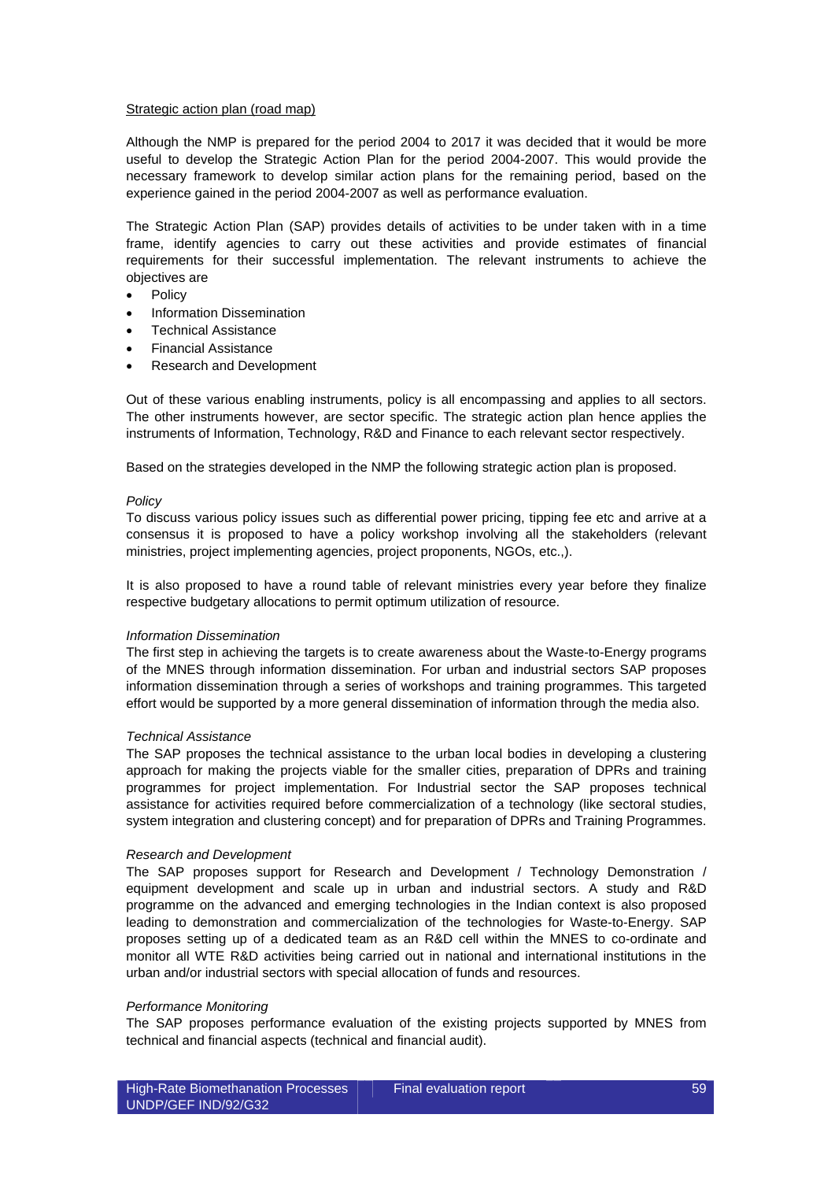Strategic action plan (road map)

Although the NMP is prepared for the period 2004 to 2017 it was decided that it would be more useful to develop the Strategic Action Plan for the period 2004-2007. This would provide the necessary framework to develop similar action plans for the remaining period, based on the experience gained in the period 2004-2007 as well as performance evaluation.

The Strategic Action Plan (SAP) provides details of activities to be under taken with in a time frame, identify agencies to carry out these activities and provide estimates of financial requirements for their successful implementation. The relevant instruments to achieve the objectives are

- Policy
- Information Dissemination
- Technical Assistance
- Financial Assistance
- Research and Development

Out of these various enabling instruments, policy is all encompassing and applies to all sectors. The other instruments however, are sector specific. The strategic action plan hence applies the instruments of Information, Technology, R&D and Finance to each relevant sector respectively.

Based on the strategies developed in the NMP the following strategic action plan is proposed.

*Policy*

To discuss various policy issues such as differential power pricing, tipping fee etc and arrive at a consensus it is proposed to have a policy workshop involving all the stakeholders (relevant ministries, project implementing agencies, project proponents, NGOs, etc.,).

It is also proposed to have a round table of relevant ministries every year before they finalize respective budgetary allocations to permit optimum utilization of resource.

*Information Dissemination*

The first step in achieving the targets is to create awareness about the Waste-to-Energy programs of the MNES through information dissemination. For urban and industrial sectors SAP proposes information dissemination through a series of workshops and training programmes. This targeted effort would be supported by a more general dissemination of information through the media also.

*Technical Assistance*

The SAP proposes the technical assistance to the urban local bodies in developing a clustering approach for making the projects viable for the smaller cities, preparation of DPRs and training programmes for project implementation. For Industrial sector the SAP proposes technical assistance for activities required before commercialization of a technology (like sectoral studies, system integration and clustering concept) and for preparation of DPRs and Training Programmes.

*Research and Development*

The SAP proposes support for Research and Development / Technology Demonstration / equipment development and scale up in urban and industrial sectors. A study and R&D programme on the advanced and emerging technologies in the Indian context is also proposed leading to demonstration and commercialization of the technologies for Waste-to-Energy. SAP proposes setting up of a dedicated team as an R&D cell within the MNES to co-ordinate and monitor all WTE R&D activities being carried out in national and international institutions in the urban and/or industrial sectors with special allocation of funds and resources.

*Performance Monitoring*

The SAP proposes performance evaluation of the existing projects supported by MNES from technical and financial aspects (technical and financial audit).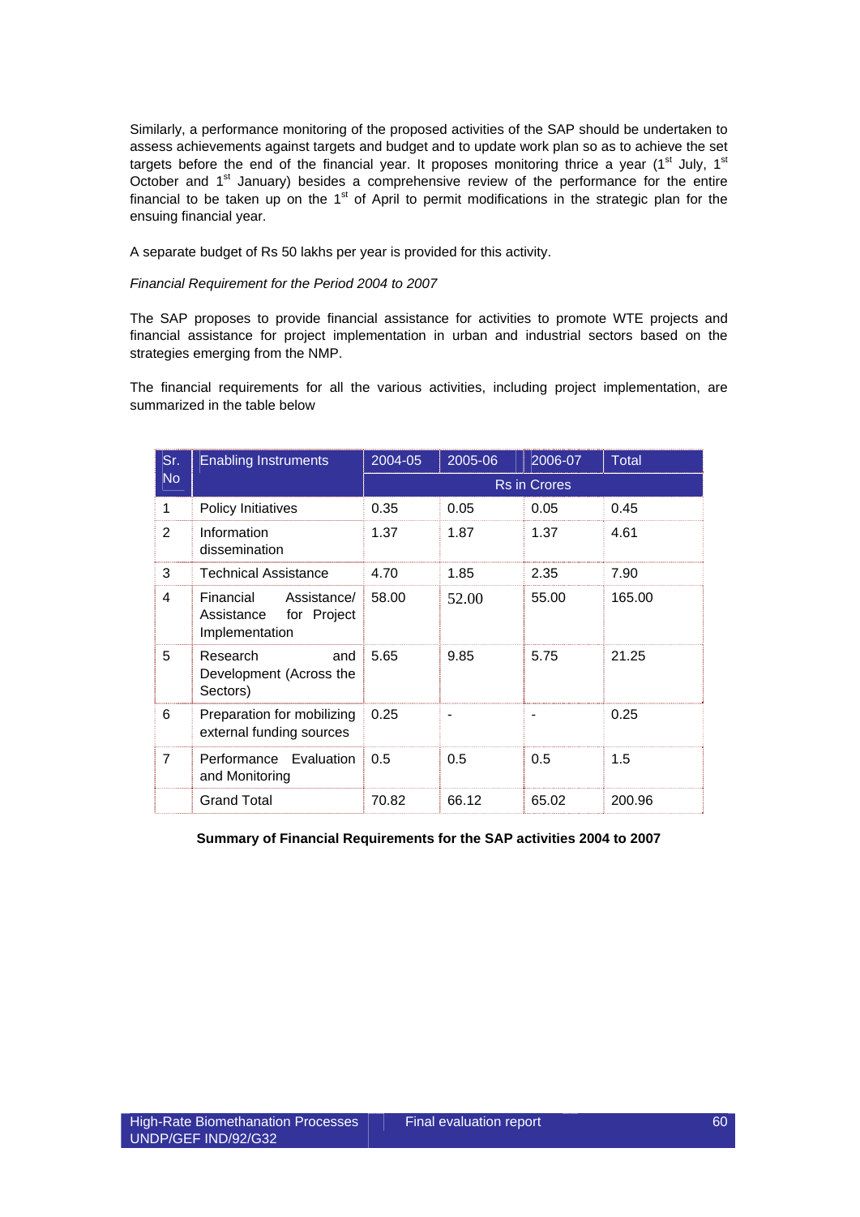Similarly, a performance monitoring of the proposed activities of the SAP should be undertaken to assess achievements against targets and budget and to update work plan so as to achieve the set targets before the end of the financial year. It proposes monitoring thrice a year (1st July, 1st October and 1st January) besides a comprehensive review of the performance for the entire financial to be taken up on the 1st of April to permit modifications in the strategic plan for the ensuing financial year.

A separate budget of Rs 50 lakhs per year is provided for this activity.

*Financial Requirement for the Period 2004 to 2007*

The SAP proposes to provide financial assistance for activities to promote WTE projects and financial assistance for project implementation in urban and industrial sectors based on the strategies emerging from the NMP.

The financial requirements for all the various activities, including project implementation, are summarized in the table below

| Sr. No | Enabling Instruments | 2004-05 | 2005-06 | 2006-07 | Total |
|---|---|---|---|---|---|
| | | Rs in Crores | | | |
| 1 | Policy Initiatives | 0.35 | 0.05 | 0.05 | 0.45 |
| 2 | Information dissemination | 1.37 | 1.87 | 1.37 | 4.61 |
| 3 | Technical Assistance | 4.70 | 1.85 | 2.35 | 7.90 |
| 4 | Financial Assistance/ Assistance for Project Implementation | 58.00 | 52.00 | 55.00 | 165.00 |
| 5 | Research and Development (Across the Sectors) | 5.65 | 9.85 | 5.75 | 21.25 |
| 6 | Preparation for mobilizing external funding sources | 0.25 | - | - | 0.25 |
| 7 | Performance Evaluation and Monitoring | 0.5 | 0.5 | 0.5 | 1.5 |
| | Grand Total | 70.82 | 66.12 | 65.02 | 200.96 |

**Summary of Financial Requirements for the SAP activities 2004 to 2007**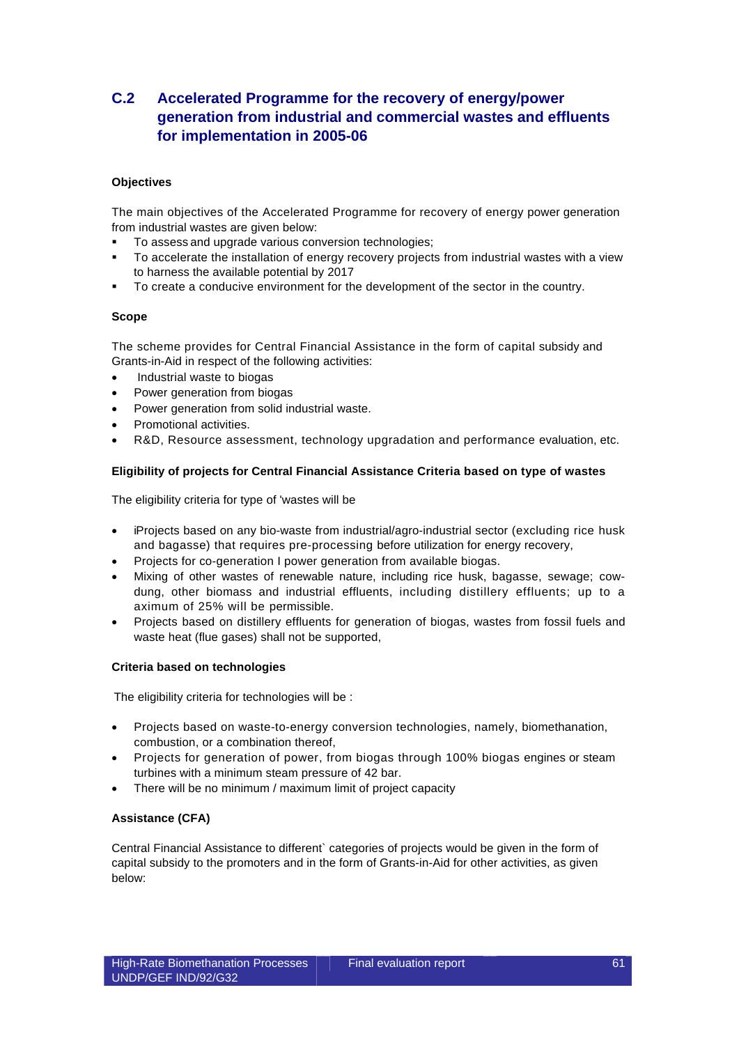## C.2 Accelerated Programme for the recovery of energy/power generation from industrial and commercial wastes and effluents for implementation in 2005-06

**Objectives**

The main objectives of the Accelerated Programme for recovery of energy power generation from industrial wastes are given below:

- To assess and upgrade various conversion technologies;
- To accelerate the installation of energy recovery projects from industrial wastes with a view to harness the available potential by 2017
- To create a conducive environment for the development of the sector in the country.

**Scope**

The scheme provides for Central Financial Assistance in the form of capital subsidy and Grants-in-Aid in respect of the following activities:

- Industrial waste to biogas
- Power generation from biogas
- Power generation from solid industrial waste.
- Promotional activities.
- R&D, Resource assessment, technology upgradation and performance evaluation, etc.

**Eligibility of projects for Central Financial Assistance Criteria based on type of wastes**

The eligibility criteria for type of 'wastes will be

- iProjects based on any bio-waste from industrial/agro-industrial sector (excluding rice husk and bagasse) that requires pre-processing before utilization for energy recovery,
- Projects for co-generation I power generation from available biogas.
- Mixing of other wastes of renewable nature, including rice husk, bagasse, sewage; cow-dung, other biomass and industrial effluents, including distillery effluents; up to a aximum of 25% will be permissible.
- Projects based on distillery effluents for generation of biogas, wastes from fossil fuels and waste heat (flue gases) shall not be supported,

**Criteria based on technologies**

The eligibility criteria for technologies will be :

- Projects based on waste-to-energy conversion technologies, namely, biomethanation, combustion, or a combination thereof,
- Projects for generation of power, from biogas through 100% biogas engines or steam turbines with a minimum steam pressure of 42 bar.
- There will be no minimum / maximum limit of project capacity

**Assistance (CFA)**

Central Financial Assistance to different` categories of projects would be given in the form of capital subsidy to the promoters and in the form of Grants-in-Aid for other activities, as given below: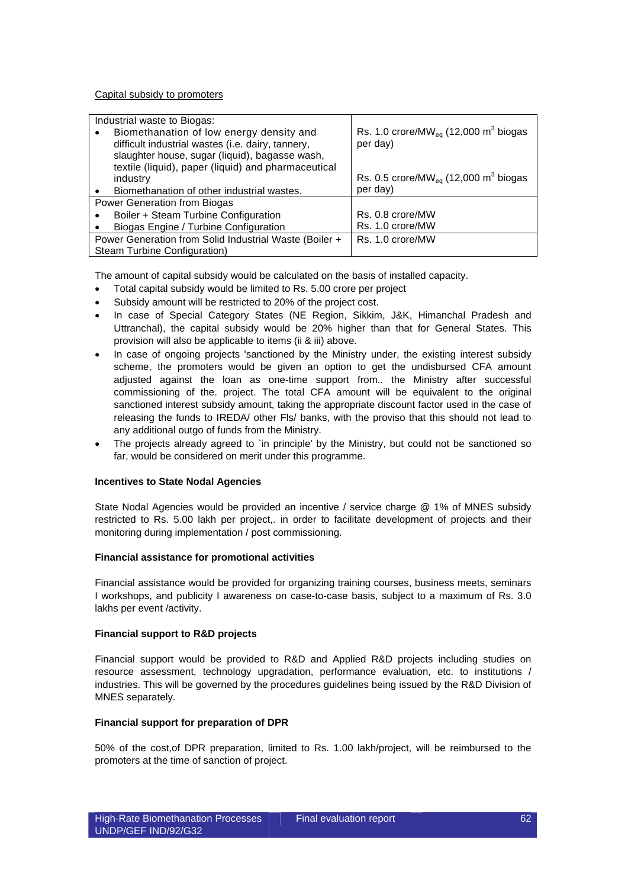Capital subsidy to promoters

| | |
|---|---|
| Industrial waste to Biogas:<br>• Biomethanation of low energy density and difficult industrial wastes (i.e. dairy, tannery, slaughter house, sugar (liquid), bagasse wash, textile (liquid), paper (liquid) and pharmaceutical industry<br>• Biomethanation of other industrial wastes. | Rs. 1.0 crore/$MW_{eq}$ (12,000 $m^3$ biogas per day)<br><br>Rs. 0.5 crore/$MW_{eq}$ (12,000 $m^3$ biogas per day) |
| Power Generation from Biogas<br>• Boiler + Steam Turbine Configuration<br>• Biogas Engine / Turbine Configuration | <br>Rs. 0.8 crore/MW<br>Rs. 1.0 crore/MW |
| Power Generation from Solid Industrial Waste (Boiler + Steam Turbine Configuration) | Rs. 1.0 crore/MW |

The amount of capital subsidy would be calculated on the basis of installed capacity.

- Total capital subsidy would be limited to Rs. 5.00 crore per project
- Subsidy amount will be restricted to 20% of the project cost.
- In case of Special Category States (NE Region, Sikkim, J&K, Himanchal Pradesh and Uttranchal), the capital subsidy would be 20% higher than that for General States. This provision will also be applicable to items (ii & iii) above.
- In case of ongoing projects 'sanctioned by the Ministry under, the existing interest subsidy scheme, the promoters would be given an option to get the undisbursed CFA amount adjusted against the loan as one-time support from.. the Ministry after successful commissioning of the. project. The total CFA amount will be equivalent to the original sanctioned interest subsidy amount, taking the appropriate discount factor used in the case of releasing the funds to IREDA/ other Fls/ banks, with the proviso that this should not lead to any additional outgo of funds from the Ministry.
- The projects already agreed to `in principle' by the Ministry, but could not be sanctioned so far, would be considered on merit under this programme.

**Incentives to State Nodal Agencies**

State Nodal Agencies would be provided an incentive / service charge @ 1% of MNES subsidy restricted to Rs. 5.00 lakh per project,. in order to facilitate development of projects and their monitoring during implementation / post commissioning.

**Financial assistance for promotional activities**

Financial assistance would be provided for organizing training courses, business meets, seminars I workshops, and publicity I awareness on case-to-case basis, subject to a maximum of Rs. 3.0 lakhs per event /activity.

**Financial support to R&D projects**

Financial support would be provided to R&D and Applied R&D projects including studies on resource assessment, technology upgradation, performance evaluation, etc. to institutions / industries. This will be governed by the procedures guidelines being issued by the R&D Division of MNES separately.

**Financial support for preparation of DPR**

50% of the cost,of DPR preparation, limited to Rs. 1.00 lakh/project, will be reimbursed to the promoters at the time of sanction of project.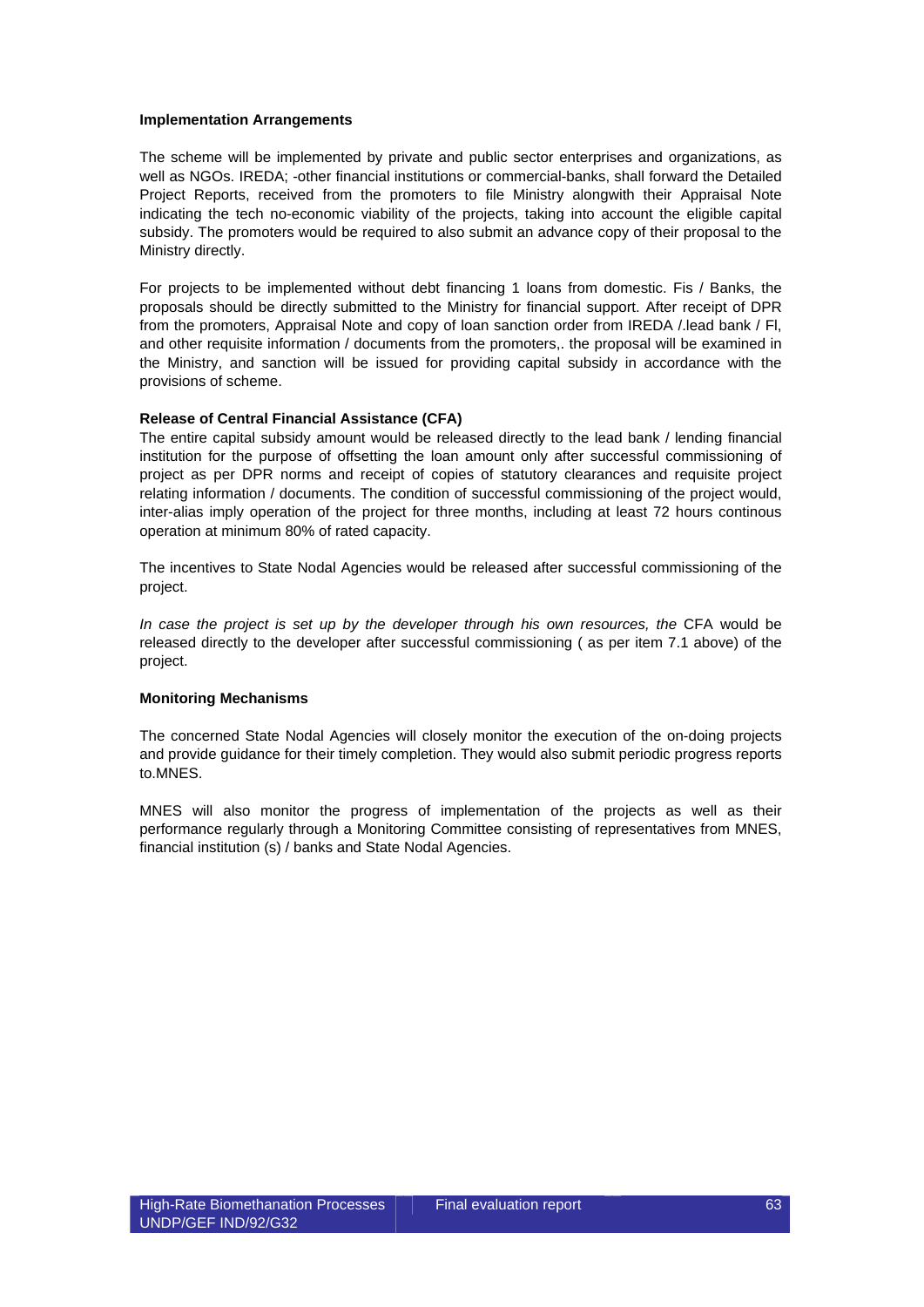**Implementation Arrangements**

The scheme will be implemented by private and public sector enterprises and organizations, as well as NGOs. IREDA; -other financial institutions or commercial-banks, shall forward the Detailed Project Reports, received from the promoters to file Ministry alongwith their Appraisal Note indicating the tech no-economic viability of the projects, taking into account the eligible capital subsidy. The promoters would be required to also submit an advance copy of their proposal to the Ministry directly.

For projects to be implemented without debt financing 1 loans from domestic. Fis / Banks, the proposals should be directly submitted to the Ministry for financial support. After receipt of DPR from the promoters, Appraisal Note and copy of loan sanction order from IREDA /.lead bank / Fl, and other requisite information / documents from the promoters,. the proposal will be examined in the Ministry, and sanction will be issued for providing capital subsidy in accordance with the provisions of scheme.

**Release of Central Financial Assistance (CFA)**

The entire capital subsidy amount would be released directly to the lead bank / lending financial institution for the purpose of offsetting the loan amount only after successful commissioning of project as per DPR norms and receipt of copies of statutory clearances and requisite project relating information / documents. The condition of successful commissioning of the project would, inter-alias imply operation of the project for three months, including at least 72 hours continous operation at minimum 80% of rated capacity.

The incentives to State Nodal Agencies would be released after successful commissioning of the project.

*In case the project is set up by the developer through his own resources, the* CFA would be released directly to the developer after successful commissioning ( as per item 7.1 above) of the project.

**Monitoring Mechanisms**

The concerned State Nodal Agencies will closely monitor the execution of the on-doing projects and provide guidance for their timely completion. They would also submit periodic progress reports to.MNES.

MNES will also monitor the progress of implementation of the projects as well as their performance regularly through a Monitoring Committee consisting of representatives from MNES, financial institution (s) / banks and State Nodal Agencies.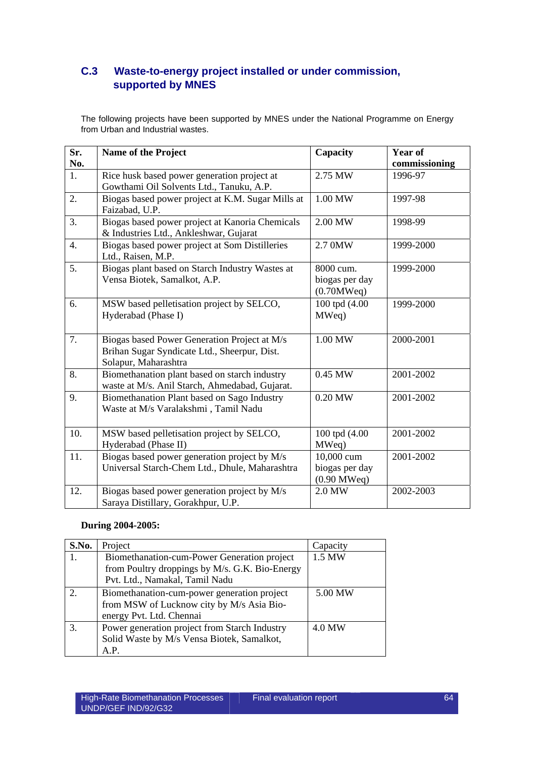## C.3 Waste-to-energy project installed or under commission, supported by MNES

The following projects have been supported by MNES under the National Programme on Energy from Urban and Industrial wastes.

| Sr. No. | Name of the Project | Capacity | Year of commissioning |
|---|---|---|---|
| 1. | Rice husk based power generation project at Gowthami Oil Solvents Ltd., Tanuku, A.P. | 2.75 MW | 1996-97 |
| 2. | Biogas based power project at K.M. Sugar Mills at Faizabad, U.P. | 1.00 MW | 1997-98 |
| 3. | Biogas based power project at Kanoria Chemicals & Industries Ltd., Ankleshwar, Gujarat | 2.00 MW | 1998-99 |
| 4. | Biogas based power project at Som Distilleries Ltd., Raisen, M.P. | 2.7 0MW | 1999-2000 |
| 5. | Biogas plant based on Starch Industry Wastes at Vensa Biotek, Samalkot, A.P. | 8000 cum. biogas per day (0.70MWeq) | 1999-2000 |
| 6. | MSW based pelletisation project by SELCO, Hyderabad (Phase I) | 100 tpd (4.00 MWeq) | 1999-2000 |
| 7. | Biogas based Power Generation Project at M/s Brihan Sugar Syndicate Ltd., Sheerpur, Dist. Solapur, Maharashtra | 1.00 MW | 2000-2001 |
| 8. | Biomethanation plant based on starch industry waste at M/s. Anil Starch, Ahmedabad, Gujarat. | 0.45 MW | 2001-2002 |
| 9. | Biomethanation Plant based on Sago Industry Waste at M/s Varalakshmi , Tamil Nadu | 0.20 MW | 2001-2002 |
| 10. | MSW based pelletisation project by SELCO, Hyderabad (Phase II) | 100 tpd (4.00 MWeq) | 2001-2002 |
| 11. | Biogas based power generation project by M/s Universal Starch-Chem Ltd., Dhule, Maharashtra | 10,000 cum biogas per day (0.90 MWeq) | 2001-2002 |
| 12. | Biogas based power generation project by M/s Saraya Distillary, Gorakhpur, U.P. | 2.0 MW | 2002-2003 |

**During 2004-2005:**

| S.No. | Project | Capacity |
|---|---|---|
| 1. | Biomethanation-cum-Power Generation project from Poultry droppings by M/s. G.K. Bio-Energy Pvt. Ltd., Namakal, Tamil Nadu | 1.5 MW |
| 2. | Biomethanation-cum-power generation project from MSW of Lucknow city by M/s Asia Bio-energy Pvt. Ltd. Chennai | 5.00 MW |
| 3. | Power generation project from Starch Industry Solid Waste by M/s Vensa Biotek, Samalkot, A.P. | 4.0 MW |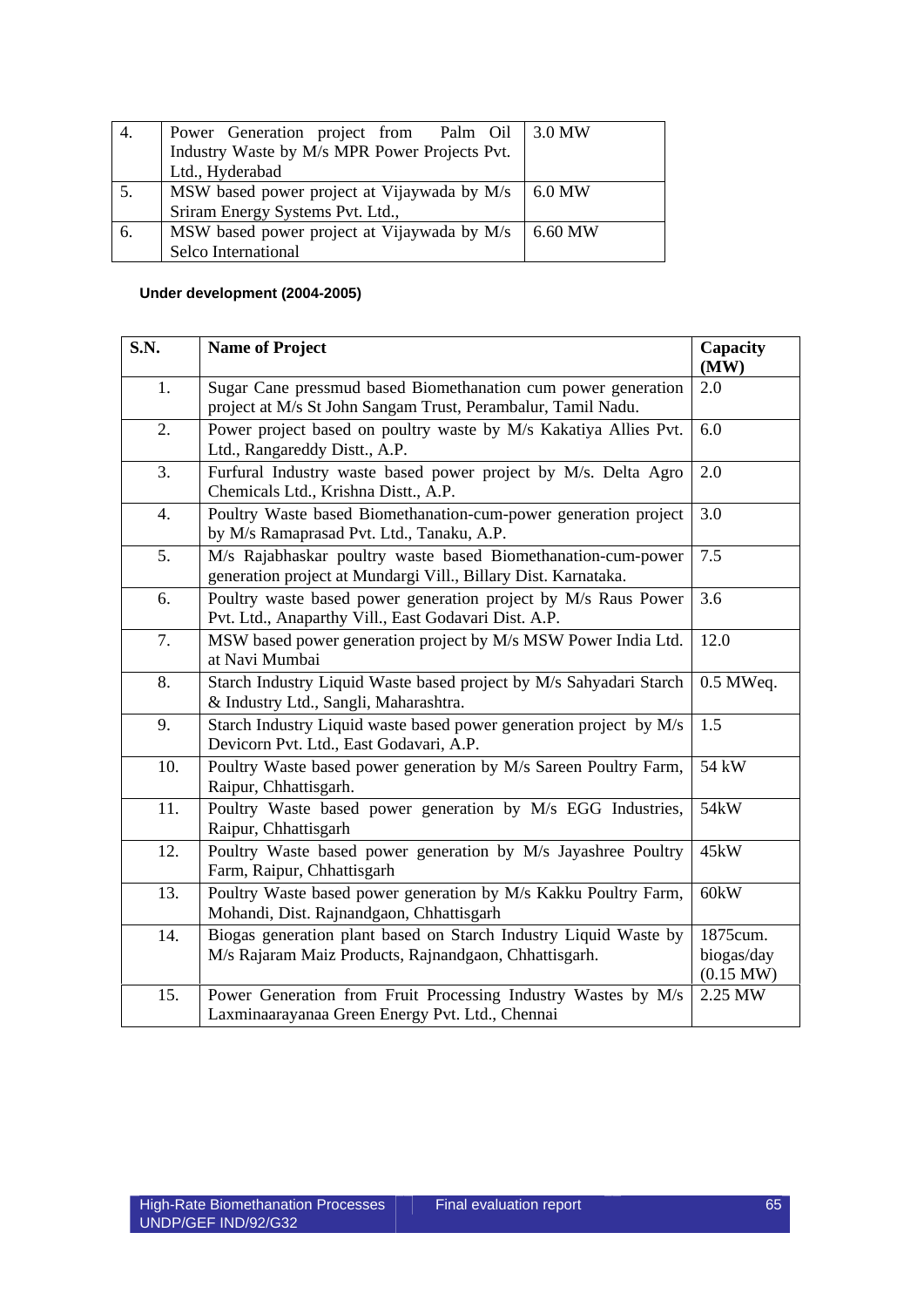| | | |
|---|---|---|
| 4. | Power Generation project from Palm Oil Industry Waste by M/s MPR Power Projects Pvt. Ltd., Hyderabad | 3.0 MW |
| 5. | MSW based power project at Vijaywada by M/s Sriram Energy Systems Pvt. Ltd., | 6.0 MW |
| 6. | MSW based power project at Vijaywada by M/s Selco International | 6.60 MW |

**Under development (2004-2005)**

| S.N. | Name of Project | Capacity (MW) |
|---|---|---|
| 1. | Sugar Cane pressmud based Biomethanation cum power generation project at M/s St John Sangam Trust, Perambalur, Tamil Nadu. | 2.0 |
| 2. | Power project based on poultry waste by M/s Kakatiya Allies Pvt. Ltd., Rangareddy Distt., A.P. | 6.0 |
| 3. | Furfural Industry waste based power project by M/s. Delta Agro Chemicals Ltd., Krishna Distt., A.P. | 2.0 |
| 4. | Poultry Waste based Biomethanation-cum-power generation project by M/s Ramaprasad Pvt. Ltd., Tanaku, A.P. | 3.0 |
| 5. | M/s Rajabhaskar poultry waste based Biomethanation-cum-power generation project at Mundargi Vill., Billary Dist. Karnataka. | 7.5 |
| 6. | Poultry waste based power generation project by M/s Raus Power Pvt. Ltd., Anaparthy Vill., East Godavari Dist. A.P. | 3.6 |
| 7. | MSW based power generation project by M/s MSW Power India Ltd. at Navi Mumbai | 12.0 |
| 8. | Starch Industry Liquid Waste based project by M/s Sahyadari Starch & Industry Ltd., Sangli, Maharashtra. | 0.5 MWeq. |
| 9. | Starch Industry Liquid waste based power generation project by M/s Devicorn Pvt. Ltd., East Godavari, A.P. | 1.5 |
| 10. | Poultry Waste based power generation by M/s Sareen Poultry Farm, Raipur, Chhattisgarh. | 54 kW |
| 11. | Poultry Waste based power generation by M/s EGG Industries, Raipur, Chhattisgarh | 54kW |
| 12. | Poultry Waste based power generation by M/s Jayashree Poultry Farm, Raipur, Chhattisgarh | 45kW |
| 13. | Poultry Waste based power generation by M/s Kakku Poultry Farm, Mohandi, Dist. Rajnandgaon, Chhattisgarh | 60kW |
| 14. | Biogas generation plant based on Starch Industry Liquid Waste by M/s Rajaram Maiz Products, Rajnandgaon, Chhattisgarh. | 1875cum. biogas/day (0.15 MW) |
| 15. | Power Generation from Fruit Processing Industry Wastes by M/s Laxminaarayanaa Green Energy Pvt. Ltd., Chennai | 2.25 MW |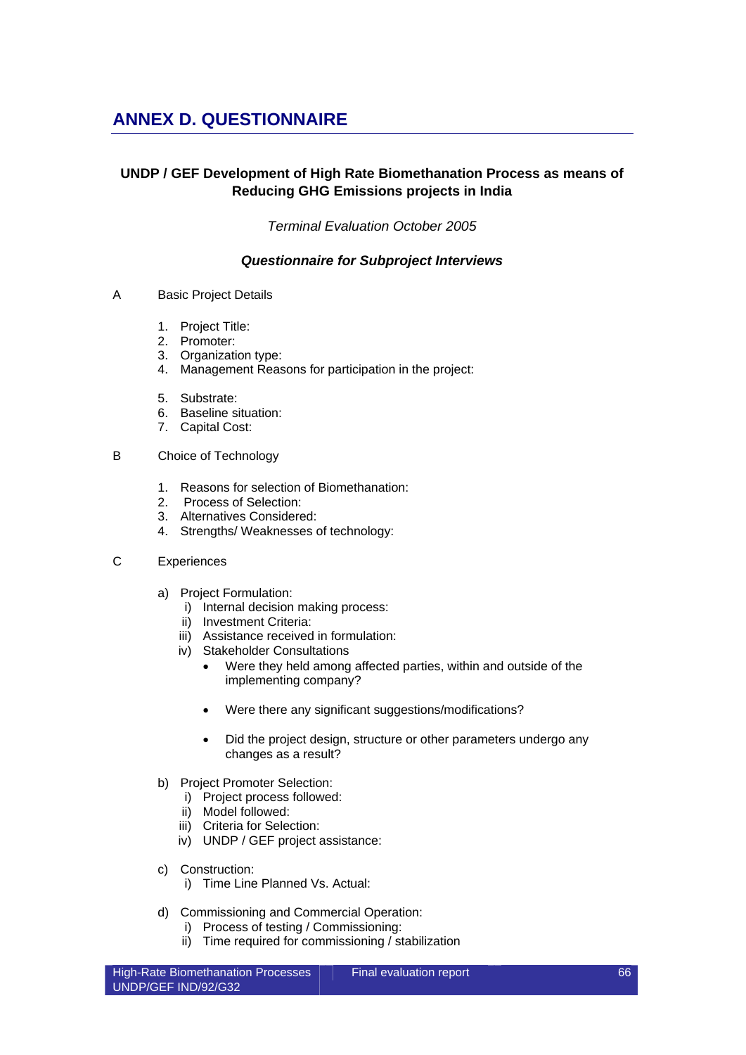# ANNEX D. QUESTIONNAIRE

**UNDP / GEF Development of High Rate Biomethanation Process as means of Reducing GHG Emissions projects in India**

*Terminal Evaluation October 2005*

***Questionnaire for Subproject Interviews***

A Basic Project Details

1. Project Title:
2. Promoter:
3. Organization type:
4. Management Reasons for participation in the project:
5. Substrate:
6. Baseline situation:
7. Capital Cost:

B Choice of Technology

1. Reasons for selection of Biomethanation:
2. Process of Selection:
3. Alternatives Considered:
4. Strengths/ Weaknesses of technology:

C Experiences

a) Project Formulation:
   i) Internal decision making process:
   ii) Investment Criteria:
   iii) Assistance received in formulation:
   iv) Stakeholder Consultations
      - Were they held among affected parties, within and outside of the implementing company?
      - Were there any significant suggestions/modifications?
      - Did the project design, structure or other parameters undergo any changes as a result?

b) Project Promoter Selection:
   i) Project process followed:
   ii) Model followed:
   iii) Criteria for Selection:
   iv) UNDP / GEF project assistance:

c) Construction:
   i) Time Line Planned Vs. Actual:

d) Commissioning and Commercial Operation:
   i) Process of testing / Commissioning:
   ii) Time required for commissioning / stabilization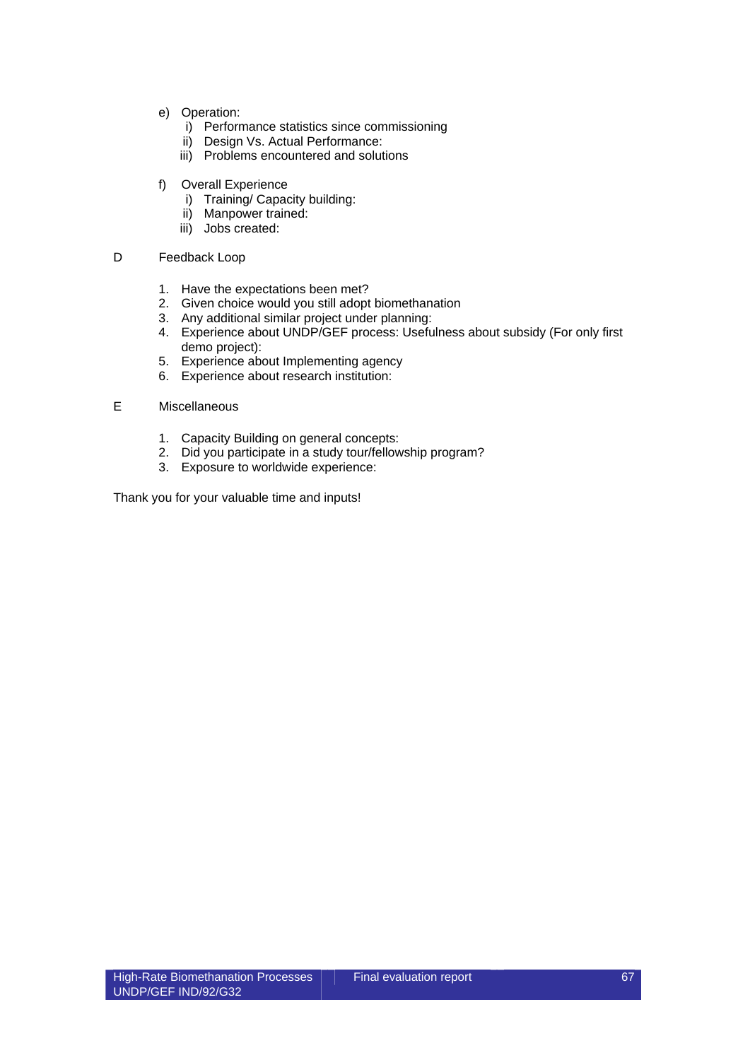e) Operation:
   i) Performance statistics since commissioning
   ii) Design Vs. Actual Performance:
   iii) Problems encountered and solutions

f) Overall Experience
   i) Training/ Capacity building:
   ii) Manpower trained:
   iii) Jobs created:

D Feedback Loop

1. Have the expectations been met?
2. Given choice would you still adopt biomethanation
3. Any additional similar project under planning:
4. Experience about UNDP/GEF process: Usefulness about subsidy (For only first demo project):
5. Experience about Implementing agency
6. Experience about research institution:

E Miscellaneous

1. Capacity Building on general concepts:
2. Did you participate in a study tour/fellowship program?
3. Exposure to worldwide experience:

Thank you for your valuable time and inputs!